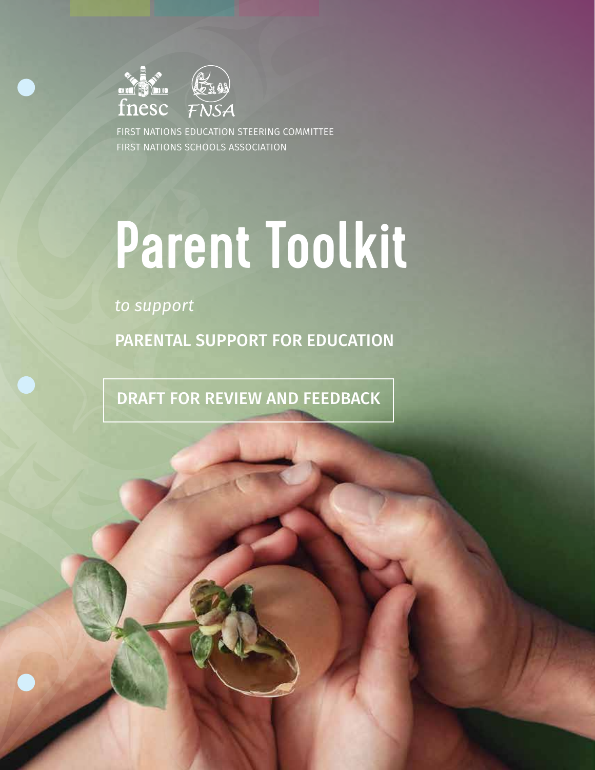fnesc FNSA

FIRST NATIONS EDUCATION STEERING COMMITTEE
FIRST NATIONS SCHOOLS ASSOCIATION

# Parent Toolkit

*to support*

## PARENTAL SUPPORT FOR EDUCATION

DRAFT FOR REVIEW AND FEEDBACK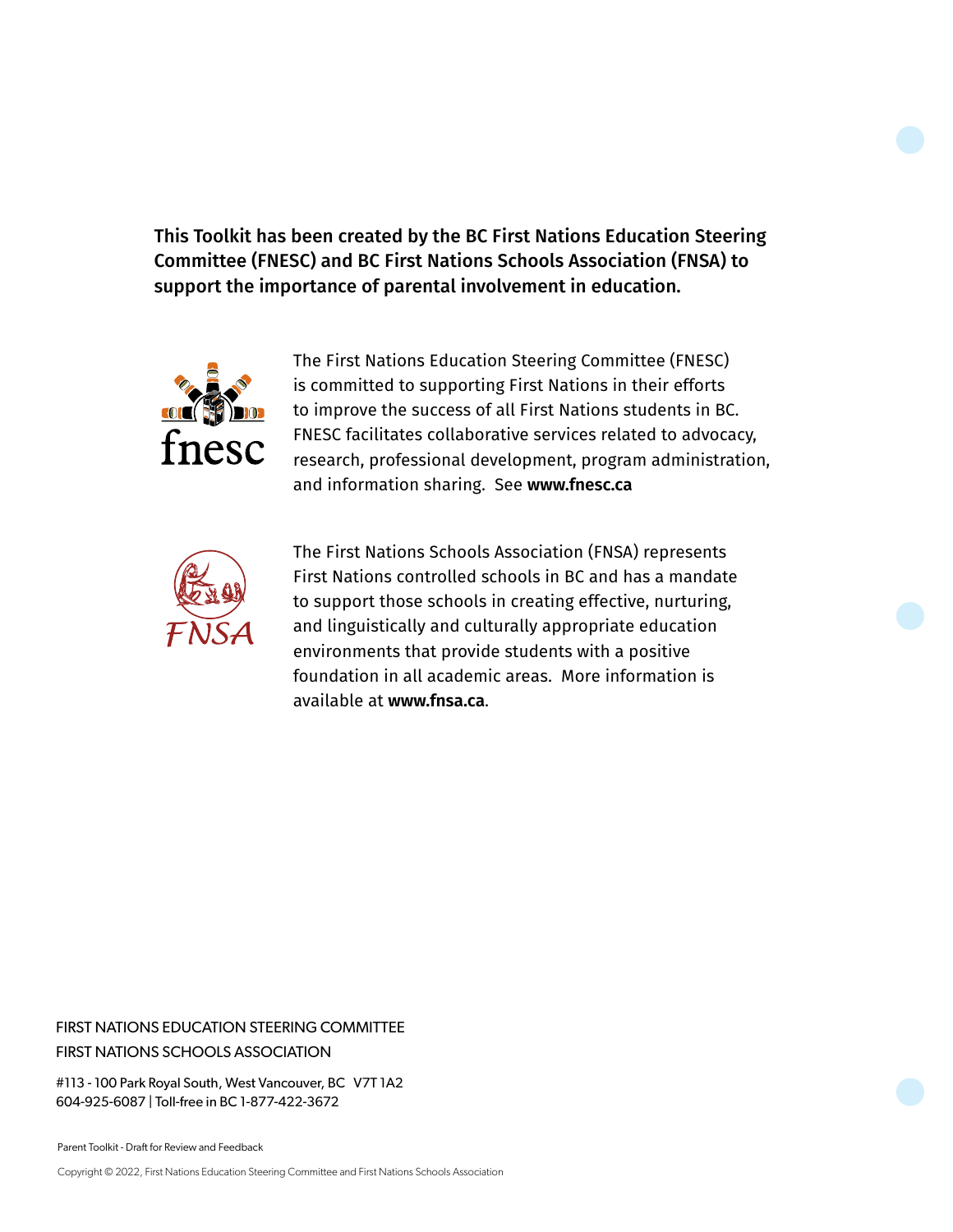**This Toolkit has been created by the BC First Nations Education Steering Committee (FNESC) and BC First Nations Schools Association (FNSA) to support the importance of parental involvement in education.**

The First Nations Education Steering Committee (FNESC) is committed to supporting First Nations in their efforts to improve the success of all First Nations students in BC. FNESC facilitates collaborative services related to advocacy, research, professional development, program administration, and information sharing. See **www.fnesc.ca**

The First Nations Schools Association (FNSA) represents First Nations controlled schools in BC and has a mandate to support those schools in creating effective, nurturing, and linguistically and culturally appropriate education environments that provide students with a positive foundation in all academic areas. More information is available at **www.fnsa.ca**.

FIRST NATIONS EDUCATION STEERING COMMITTEE
FIRST NATIONS SCHOOLS ASSOCIATION

#113 - 100 Park Royal South, West Vancouver, BC V7T 1A2
604-925-6087 | Toll-free in BC 1-877-422-3672

Parent Toolkit - Draft for Review and Feedback

Copyright © 2022, First Nations Education Steering Committee and First Nations Schools Association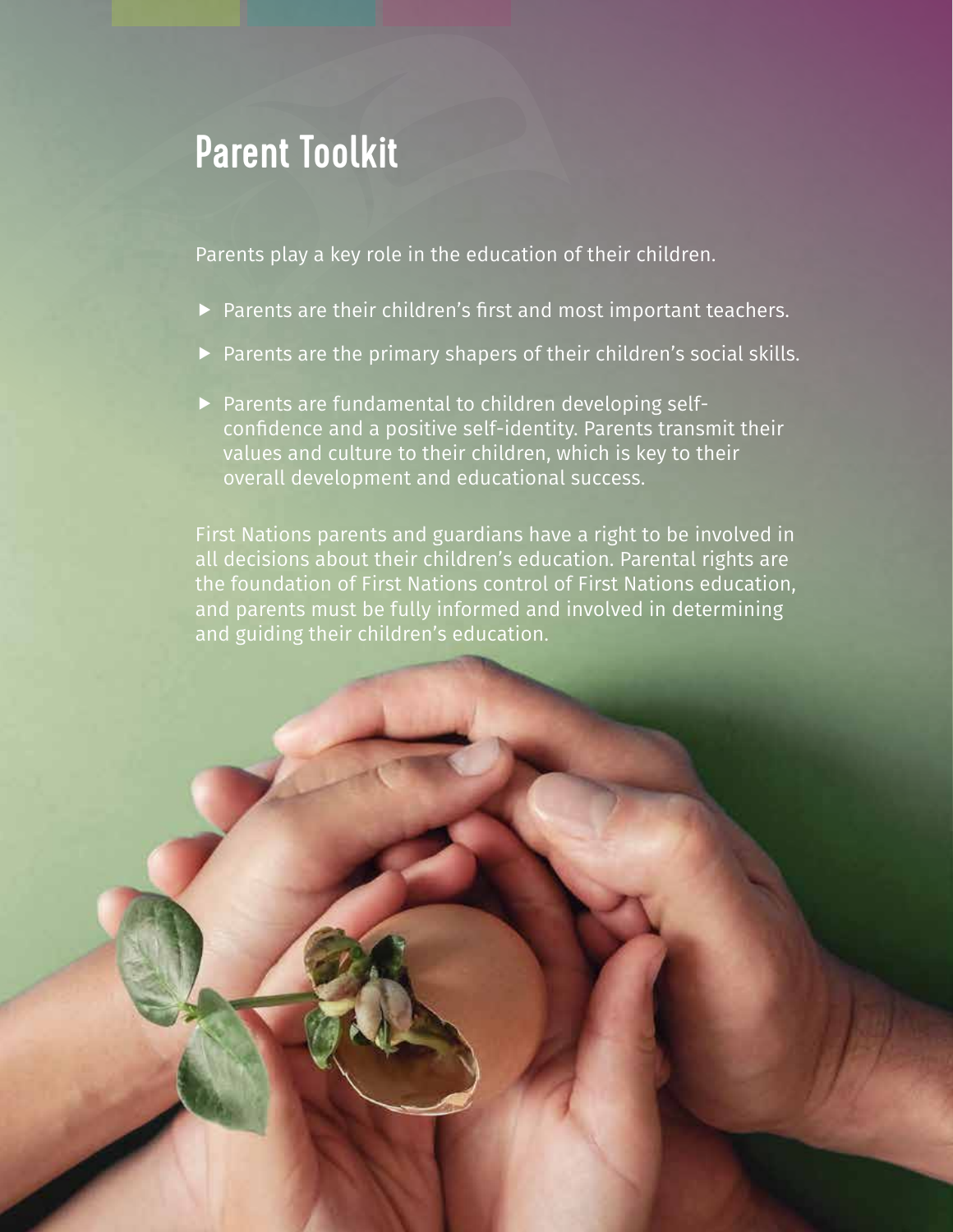# Parent Toolkit

Parents play a key role in the education of their children.

- Parents are their children's first and most important teachers.
- Parents are the primary shapers of their children's social skills.
- Parents are fundamental to children developing self-confidence and a positive self-identity. Parents transmit their values and culture to their children, which is key to their overall development and educational success.

First Nations parents and guardians have a right to be involved in all decisions about their children's education. Parental rights are the foundation of First Nations control of First Nations education, and parents must be fully informed and involved in determining and guiding their children's education.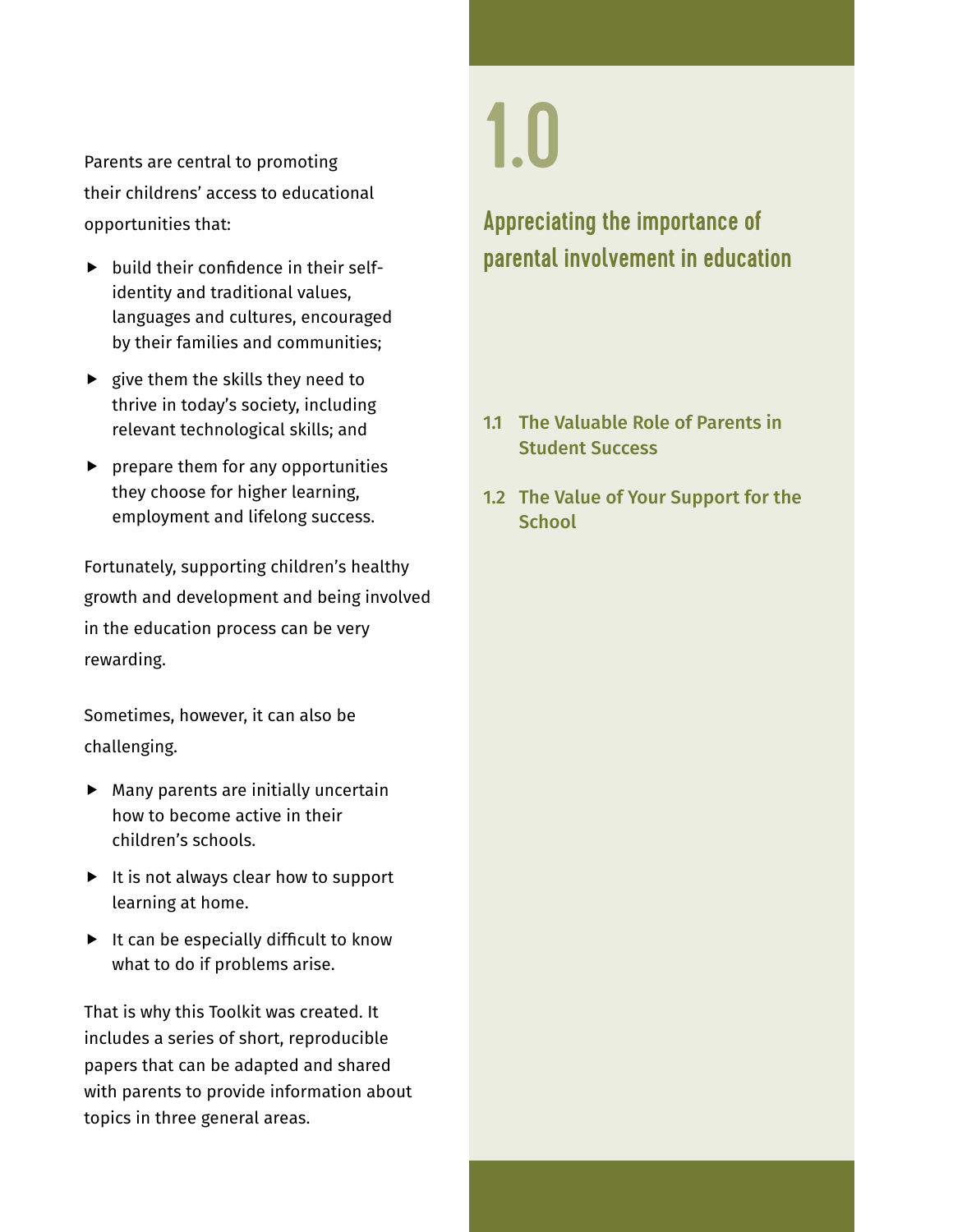# 1.0

## Appreciating the importance of parental involvement in education

**1.1 The Valuable Role of Parents in Student Success**

**1.2 The Value of Your Support for the School**

Parents are central to promoting their childrens' access to educational opportunities that:

- build their confidence in their self-identity and traditional values, languages and cultures, encouraged by their families and communities;
- give them the skills they need to thrive in today's society, including relevant technological skills; and
- prepare them for any opportunities they choose for higher learning, employment and lifelong success.

Fortunately, supporting children's healthy growth and development and being involved in the education process can be very rewarding.

Sometimes, however, it can also be challenging.

- Many parents are initially uncertain how to become active in their children's schools.
- It is not always clear how to support learning at home.
- It can be especially difficult to know what to do if problems arise.

That is why this Toolkit was created. It includes a series of short, reproducible papers that can be adapted and shared with parents to provide information about topics in three general areas.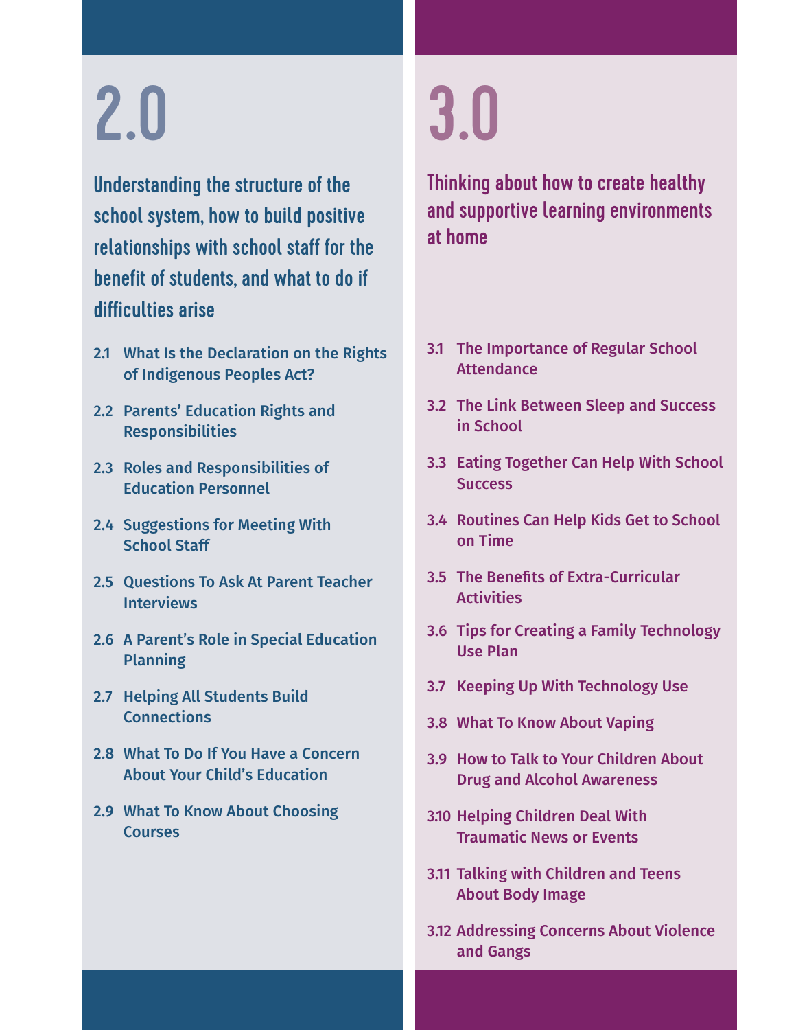# 2.0

## Understanding the structure of the school system, how to build positive relationships with school staff for the benefit of students, and what to do if difficulties arise

- 2.1 What Is the Declaration on the Rights of Indigenous Peoples Act?
- 2.2 Parents' Education Rights and Responsibilities
- 2.3 Roles and Responsibilities of Education Personnel
- 2.4 Suggestions for Meeting With School Staff
- 2.5 Questions To Ask At Parent Teacher Interviews
- 2.6 A Parent's Role in Special Education Planning
- 2.7 Helping All Students Build Connections
- 2.8 What To Do If You Have a Concern About Your Child's Education
- 2.9 What To Know About Choosing Courses

# 3.0

## Thinking about how to create healthy and supportive learning environments at home

- 3.1 The Importance of Regular School Attendance
- 3.2 The Link Between Sleep and Success in School
- 3.3 Eating Together Can Help With School Success
- 3.4 Routines Can Help Kids Get to School on Time
- 3.5 The Benefits of Extra-Curricular Activities
- 3.6 Tips for Creating a Family Technology Use Plan
- 3.7 Keeping Up With Technology Use
- 3.8 What To Know About Vaping
- 3.9 How to Talk to Your Children About Drug and Alcohol Awareness
- 3.10 Helping Children Deal With Traumatic News or Events
- 3.11 Talking with Children and Teens About Body Image
- 3.12 Addressing Concerns About Violence and Gangs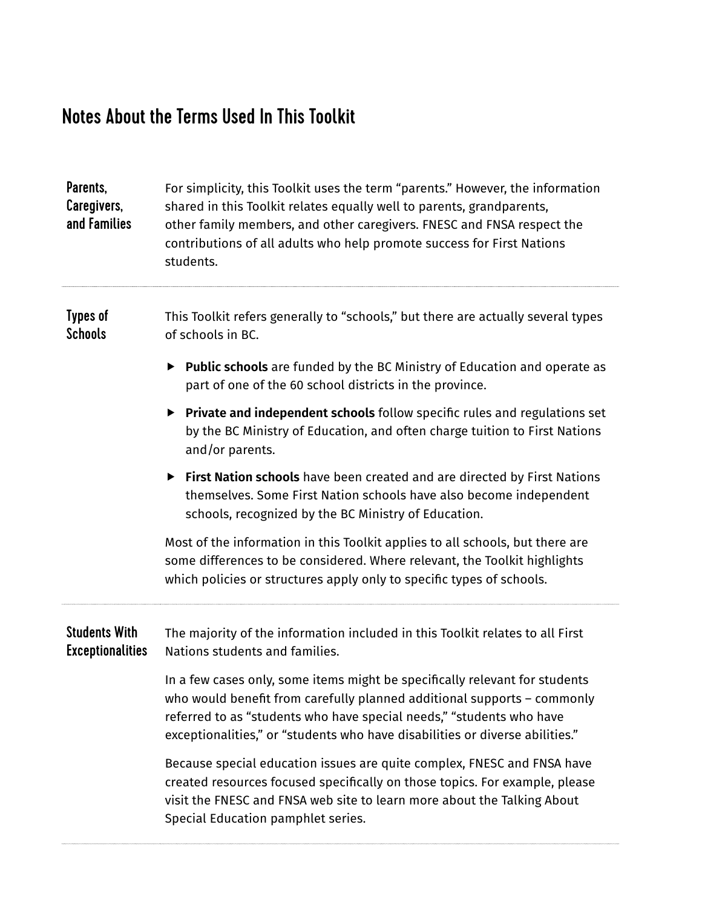# Notes About the Terms Used In This Toolkit

### Parents, Caregivers, and Families

For simplicity, this Toolkit uses the term "parents." However, the information shared in this Toolkit relates equally well to parents, grandparents, other family members, and other caregivers. FNESC and FNSA respect the contributions of all adults who help promote success for First Nations students.

---

### Types of Schools

This Toolkit refers generally to "schools," but there are actually several types of schools in BC.

- **Public schools** are funded by the BC Ministry of Education and operate as part of one of the 60 school districts in the province.
- **Private and independent schools** follow specific rules and regulations set by the BC Ministry of Education, and often charge tuition to First Nations and/or parents.
- **First Nation schools** have been created and are directed by First Nations themselves. Some First Nation schools have also become independent schools, recognized by the BC Ministry of Education.

Most of the information in this Toolkit applies to all schools, but there are some differences to be considered. Where relevant, the Toolkit highlights which policies or structures apply only to specific types of schools.

---

### Students With Exceptionalities

The majority of the information included in this Toolkit relates to all First Nations students and families.

In a few cases only, some items might be specifically relevant for students who would benefit from carefully planned additional supports – commonly referred to as "students who have special needs," "students who have exceptionalities," or "students who have disabilities or diverse abilities."

Because special education issues are quite complex, FNESC and FNSA have created resources focused specifically on those topics. For example, please visit the FNESC and FNSA web site to learn more about the Talking About Special Education pamphlet series.

---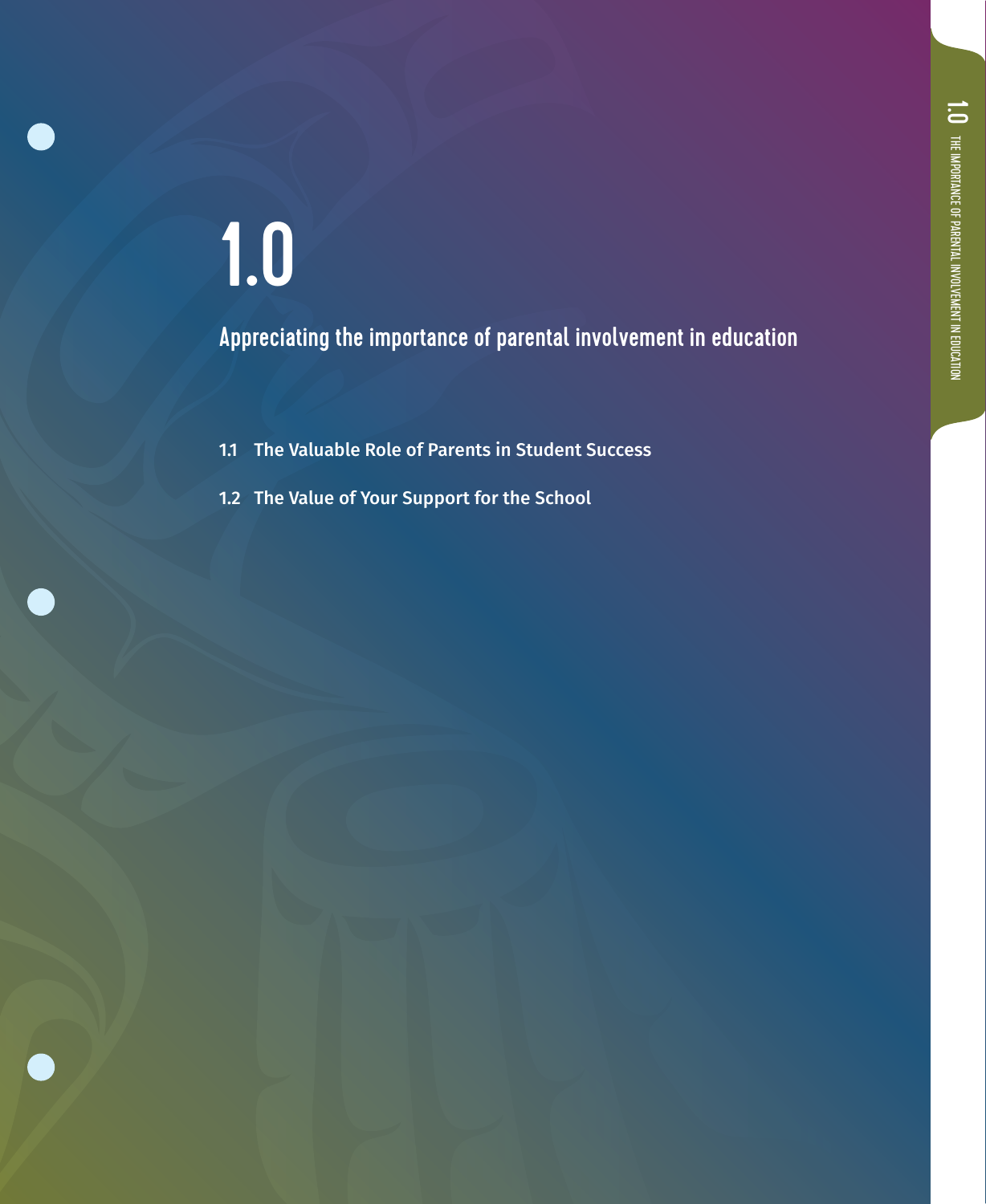# 1.0

## Appreciating the importance of parental involvement in education

1.1 The Valuable Role of Parents in Student Success

1.2 The Value of Your Support for the School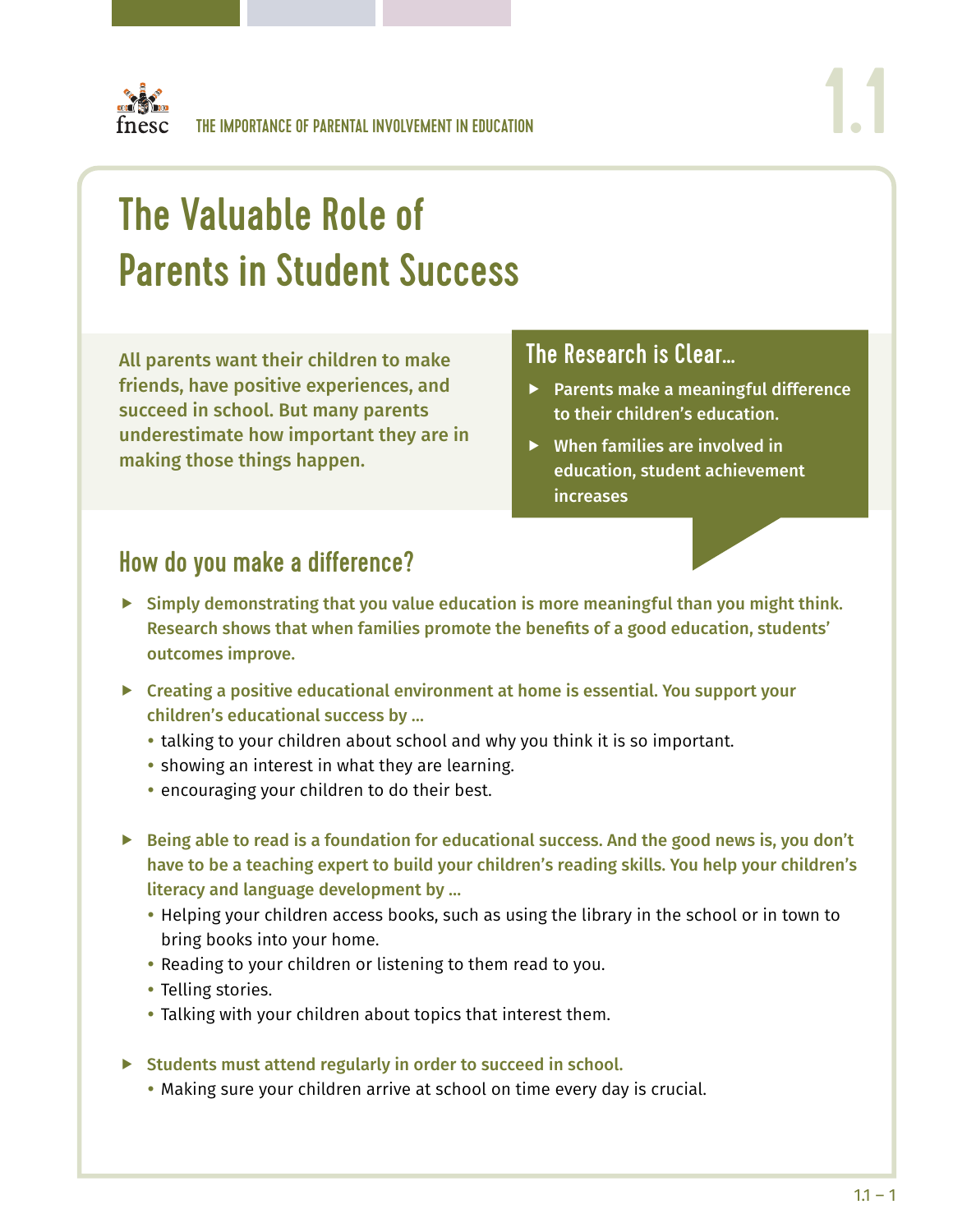# The Valuable Role of Parents in Student Success

**All parents want their children to make friends, have positive experiences, and succeed in school. But many parents underestimate how important they are in making those things happen.**

## The Research is Clear…

- **Parents make a meaningful difference to their children's education.**
- **When families are involved in education, student achievement increases**

## How do you make a difference?

- **Simply demonstrating that you value education is more meaningful than you might think. Research shows that when families promote the benefits of a good education, students' outcomes improve.**
- **Creating a positive educational environment at home is essential. You support your children's educational success by …**
  - talking to your children about school and why you think it is so important.
  - showing an interest in what they are learning.
  - encouraging your children to do their best.
- **Being able to read is a foundation for educational success. And the good news is, you don't have to be a teaching expert to build your children's reading skills. You help your children's literacy and language development by …**
  - Helping your children access books, such as using the library in the school or in town to bring books into your home.
  - Reading to your children or listening to them read to you.
  - Telling stories.
  - Talking with your children about topics that interest them.
- **Students must attend regularly in order to succeed in school.**
  - Making sure your children arrive at school on time every day is crucial.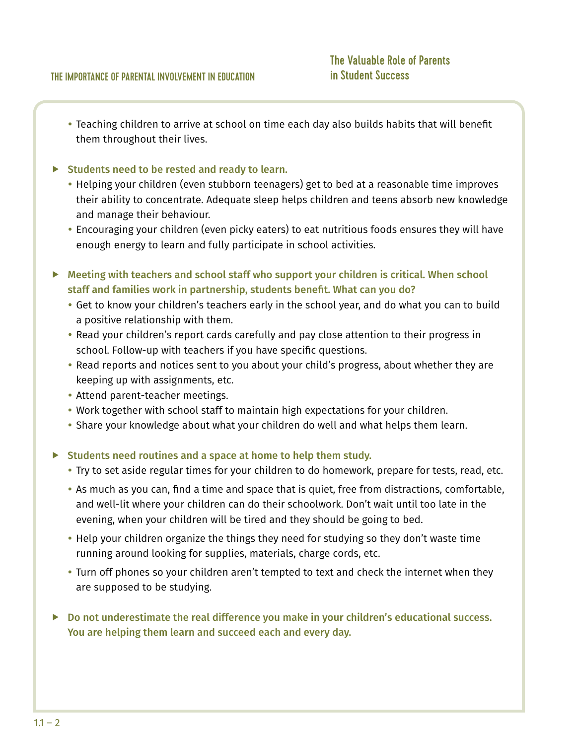- Teaching children to arrive at school on time each day also builds habits that will benefit them throughout their lives.

**Students need to be rested and ready to learn.**

- Helping your children (even stubborn teenagers) get to bed at a reasonable time improves their ability to concentrate. Adequate sleep helps children and teens absorb new knowledge and manage their behaviour.
- Encouraging your children (even picky eaters) to eat nutritious foods ensures they will have enough energy to learn and fully participate in school activities.

**Meeting with teachers and school staff who support your children is critical. When school staff and families work in partnership, students benefit. What can you do?**

- Get to know your children's teachers early in the school year, and do what you can to build a positive relationship with them.
- Read your children's report cards carefully and pay close attention to their progress in school. Follow-up with teachers if you have specific questions.
- Read reports and notices sent to you about your child's progress, about whether they are keeping up with assignments, etc.
- Attend parent-teacher meetings.
- Work together with school staff to maintain high expectations for your children.
- Share your knowledge about what your children do well and what helps them learn.

**Students need routines and a space at home to help them study.**

- Try to set aside regular times for your children to do homework, prepare for tests, read, etc.
- As much as you can, find a time and space that is quiet, free from distractions, comfortable, and well-lit where your children can do their schoolwork. Don't wait until too late in the evening, when your children will be tired and they should be going to bed.
- Help your children organize the things they need for studying so they don't waste time running around looking for supplies, materials, charge cords, etc.
- Turn off phones so your children aren't tempted to text and check the internet when they are supposed to be studying.

**Do not underestimate the real difference you make in your children's educational success. You are helping them learn and succeed each and every day.**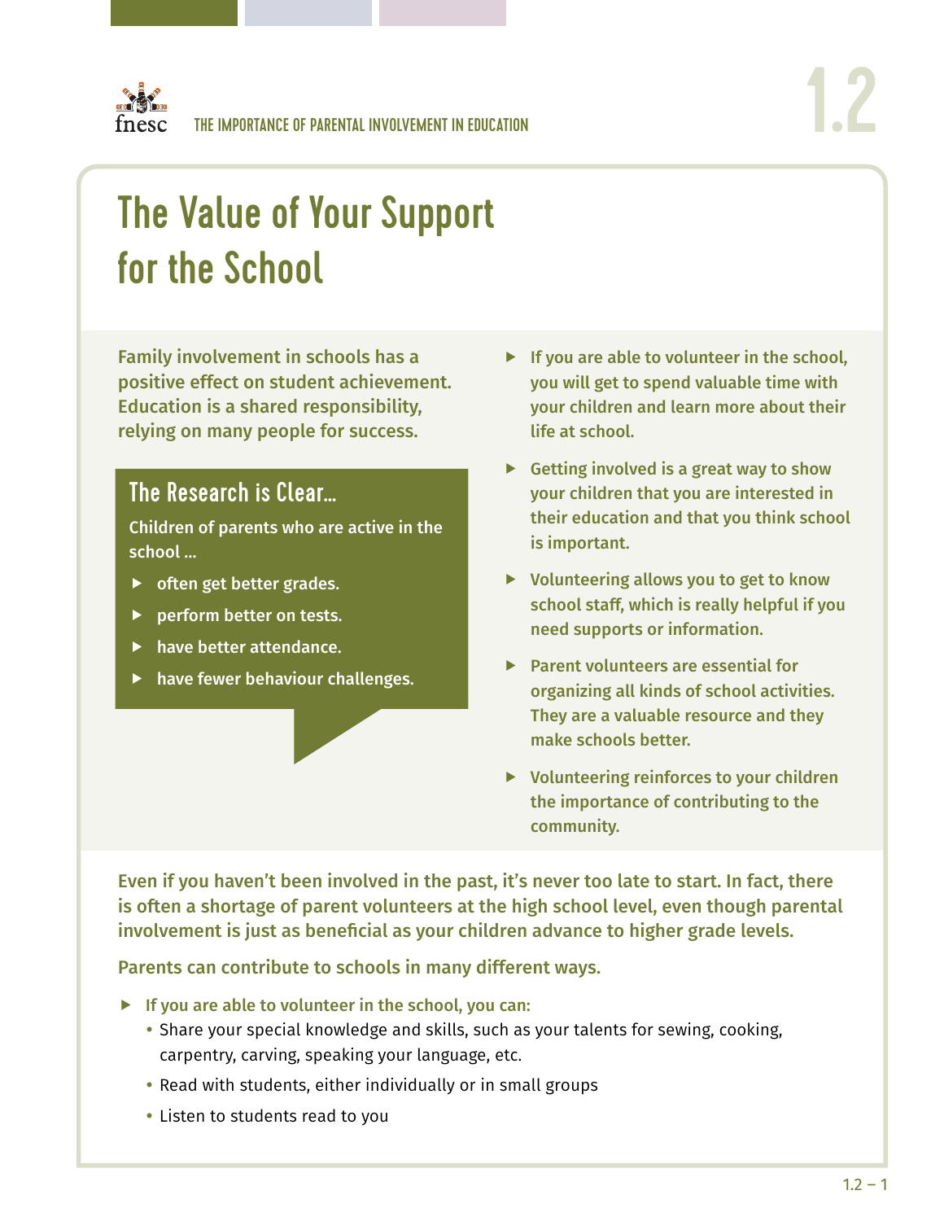# The Value of Your Support for the School

**Family involvement in schools has a positive effect on student achievement. Education is a shared responsibility, relying on many people for success.**

## The Research is Clear...

**Children of parents who are active in the school ...**

- **often get better grades.**
- **perform better on tests.**
- **have better attendance.**
- **have fewer behaviour challenges.**

- **If you are able to volunteer in the school, you will get to spend valuable time with your children and learn more about their life at school.**
- **Getting involved is a great way to show your children that you are interested in their education and that you think school is important.**
- **Volunteering allows you to get to know school staff, which is really helpful if you need supports or information.**
- **Parent volunteers are essential for organizing all kinds of school activities. They are a valuable resource and they make schools better.**
- **Volunteering reinforces to your children the importance of contributing to the community.**

**Even if you haven't been involved in the past, it's never too late to start. In fact, there is often a shortage of parent volunteers at the high school level, even though parental involvement is just as beneficial as your children advance to higher grade levels.**

**Parents can contribute to schools in many different ways.**

- **If you are able to volunteer in the school, you can:**
  - Share your special knowledge and skills, such as your talents for sewing, cooking, carpentry, carving, speaking your language, etc.
  - Read with students, either individually or in small groups
  - Listen to students read to you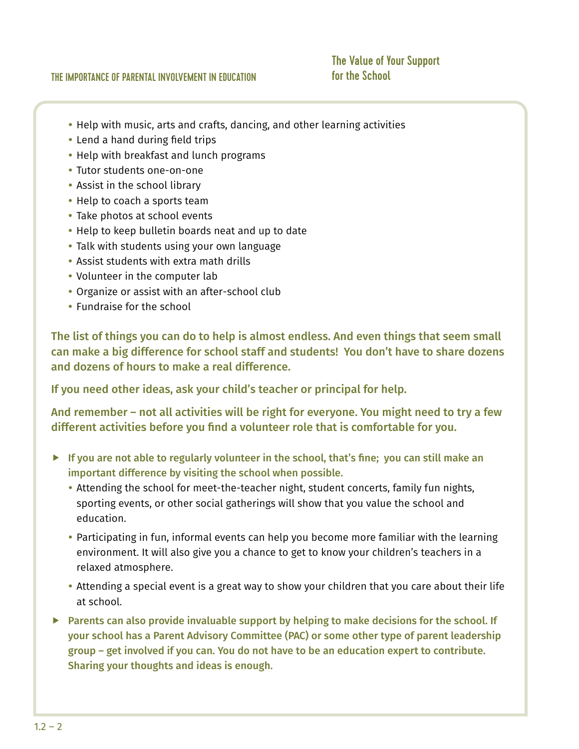- Help with music, arts and crafts, dancing, and other learning activities
- Lend a hand during field trips
- Help with breakfast and lunch programs
- Tutor students one-on-one
- Assist in the school library
- Help to coach a sports team
- Take photos at school events
- Help to keep bulletin boards neat and up to date
- Talk with students using your own language
- Assist students with extra math drills
- Volunteer in the computer lab
- Organize or assist with an after-school club
- Fundraise for the school

**The list of things you can do to help is almost endless. And even things that seem small can make a big difference for school staff and students! You don't have to share dozens and dozens of hours to make a real difference.**

**If you need other ideas, ask your child's teacher or principal for help.**

**And remember – not all activities will be right for everyone. You might need to try a few different activities before you find a volunteer role that is comfortable for you.**

- **If you are not able to regularly volunteer in the school, that's fine; you can still make an important difference by visiting the school when possible.**
  - Attending the school for meet-the-teacher night, student concerts, family fun nights, sporting events, or other social gatherings will show that you value the school and education.
  - Participating in fun, informal events can help you become more familiar with the learning environment. It will also give you a chance to get to know your children's teachers in a relaxed atmosphere.
  - Attending a special event is a great way to show your children that you care about their life at school.
- **Parents can also provide invaluable support by helping to make decisions for the school. If your school has a Parent Advisory Committee (PAC) or some other type of parent leadership group – get involved if you can. You do not have to be an education expert to contribute. Sharing your thoughts and ideas is enough.**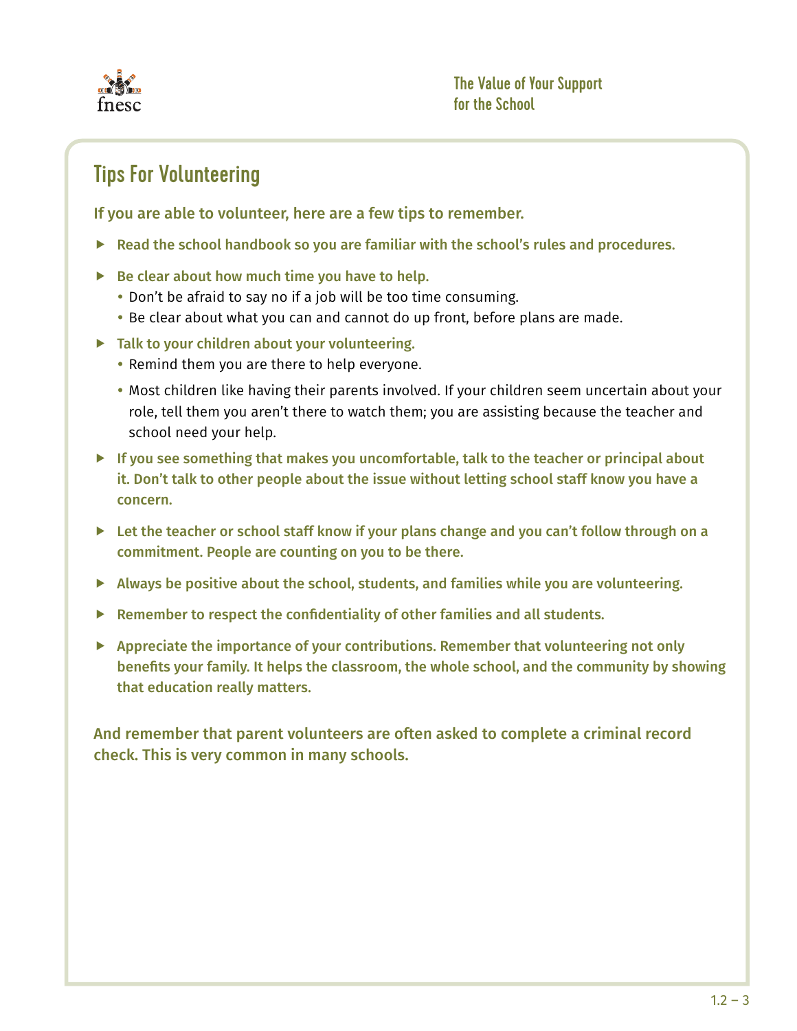## Tips For Volunteering

**If you are able to volunteer, here are a few tips to remember.**

- **Read the school handbook so you are familiar with the school's rules and procedures.**
- **Be clear about how much time you have to help.**
  - Don't be afraid to say no if a job will be too time consuming.
  - Be clear about what you can and cannot do up front, before plans are made.
- **Talk to your children about your volunteering.**
  - Remind them you are there to help everyone.
  - Most children like having their parents involved. If your children seem uncertain about your role, tell them you aren't there to watch them; you are assisting because the teacher and school need your help.
- **If you see something that makes you uncomfortable, talk to the teacher or principal about it. Don't talk to other people about the issue without letting school staff know you have a concern.**
- **Let the teacher or school staff know if your plans change and you can't follow through on a commitment. People are counting on you to be there.**
- **Always be positive about the school, students, and families while you are volunteering.**
- **Remember to respect the confidentiality of other families and all students.**
- **Appreciate the importance of your contributions. Remember that volunteering not only benefits your family. It helps the classroom, the whole school, and the community by showing that education really matters.**

**And remember that parent volunteers are often asked to complete a criminal record check. This is very common in many schools.**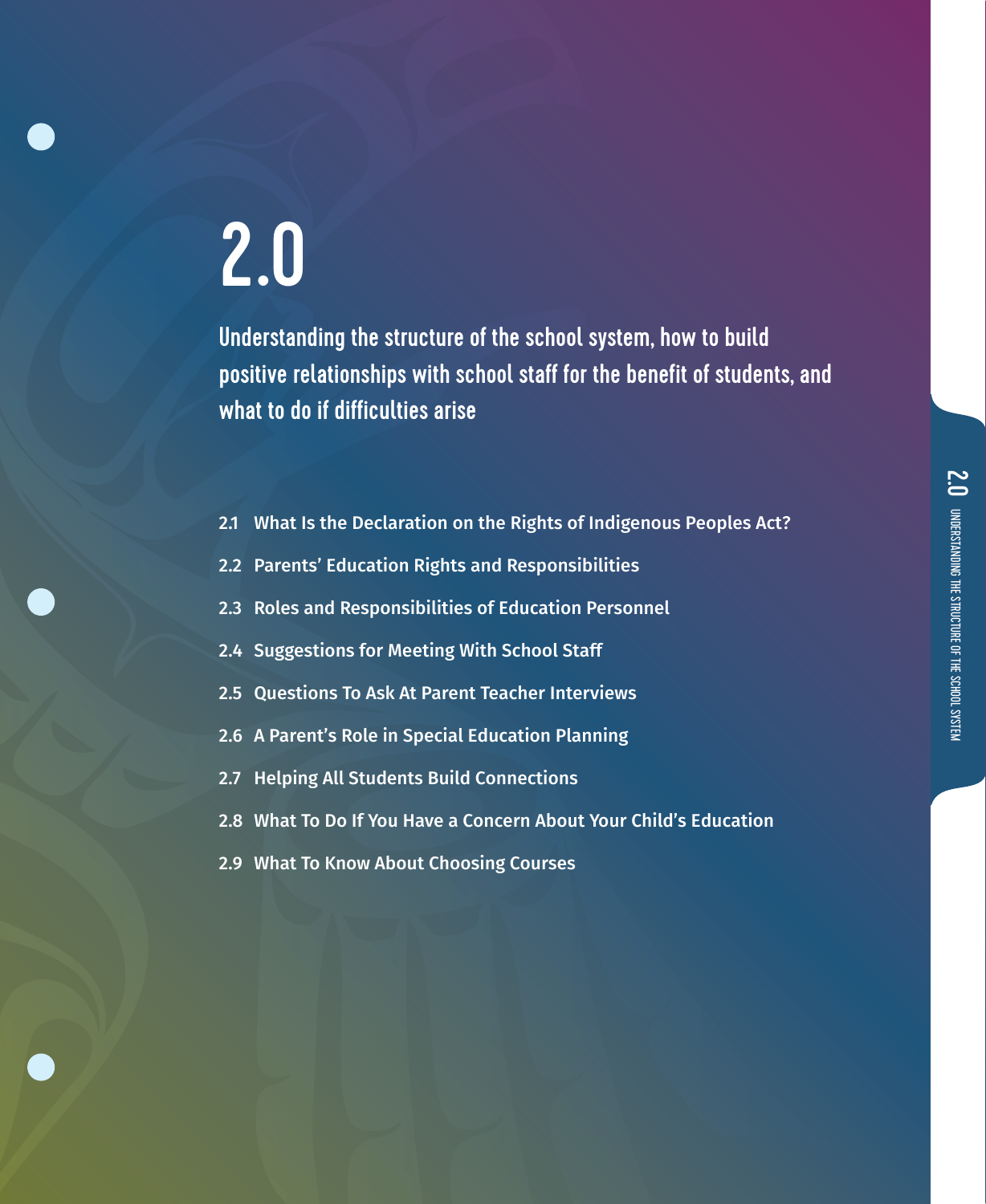# 2.0

## Understanding the structure of the school system, how to build positive relationships with school staff for the benefit of students, and what to do if difficulties arise

- 2.1 What Is the Declaration on the Rights of Indigenous Peoples Act?
- 2.2 Parents' Education Rights and Responsibilities
- 2.3 Roles and Responsibilities of Education Personnel
- 2.4 Suggestions for Meeting With School Staff
- 2.5 Questions To Ask At Parent Teacher Interviews
- 2.6 A Parent's Role in Special Education Planning
- 2.7 Helping All Students Build Connections
- 2.8 What To Do If You Have a Concern About Your Child's Education
- 2.9 What To Know About Choosing Courses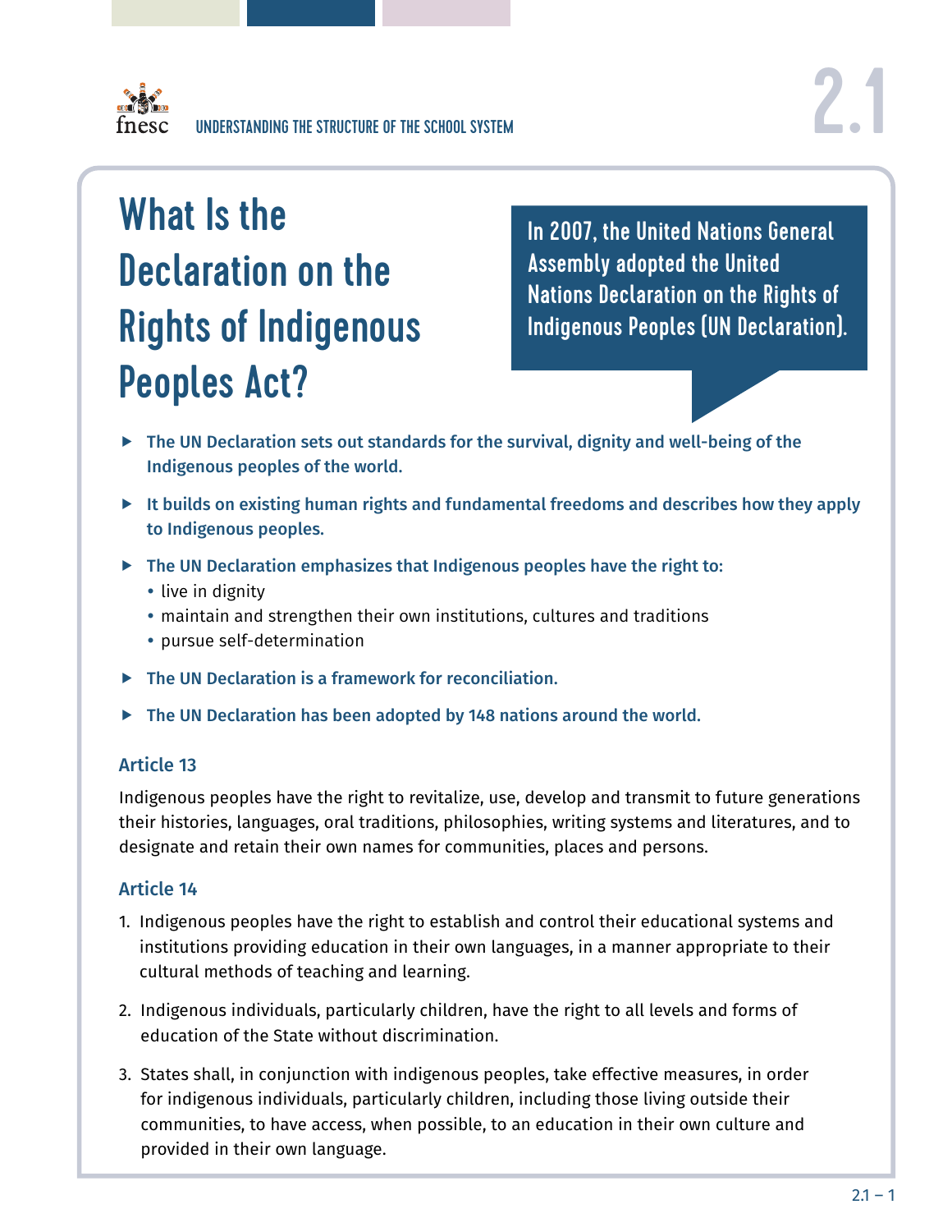# What Is the Declaration on the Rights of Indigenous Peoples Act?

In 2007, the United Nations General Assembly adopted the United Nations Declaration on the Rights of Indigenous Peoples (UN Declaration).

- **The UN Declaration sets out standards for the survival, dignity and well-being of the Indigenous peoples of the world.**
- **It builds on existing human rights and fundamental freedoms and describes how they apply to Indigenous peoples.**
- **The UN Declaration emphasizes that Indigenous peoples have the right to:**
  - live in dignity
  - maintain and strengthen their own institutions, cultures and traditions
  - pursue self-determination
- **The UN Declaration is a framework for reconciliation.**
- **The UN Declaration has been adopted by 148 nations around the world.**

### Article 13

Indigenous peoples have the right to revitalize, use, develop and transmit to future generations their histories, languages, oral traditions, philosophies, writing systems and literatures, and to designate and retain their own names for communities, places and persons.

### Article 14

1. Indigenous peoples have the right to establish and control their educational systems and institutions providing education in their own languages, in a manner appropriate to their cultural methods of teaching and learning.
2. Indigenous individuals, particularly children, have the right to all levels and forms of education of the State without discrimination.
3. States shall, in conjunction with indigenous peoples, take effective measures, in order for indigenous individuals, particularly children, including those living outside their communities, to have access, when possible, to an education in their own culture and provided in their own language.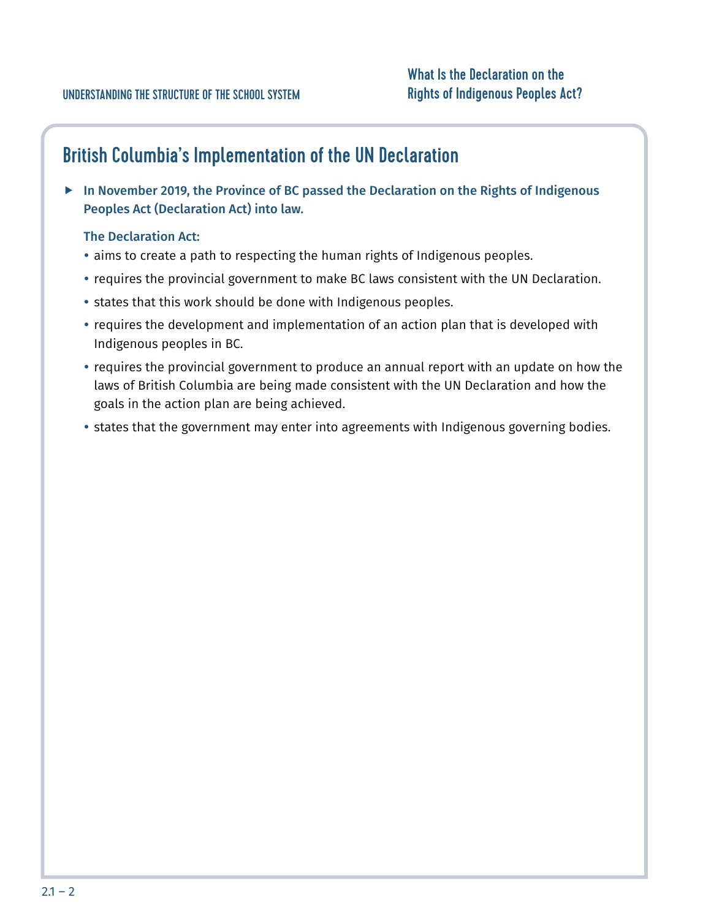## British Columbia's Implementation of the UN Declaration

- **In November 2019, the Province of BC passed the Declaration on the Rights of Indigenous Peoples Act (Declaration Act) into law.**

  **The Declaration Act:**
  - aims to create a path to respecting the human rights of Indigenous peoples.
  - requires the provincial government to make BC laws consistent with the UN Declaration.
  - states that this work should be done with Indigenous peoples.
  - requires the development and implementation of an action plan that is developed with Indigenous peoples in BC.
  - requires the provincial government to produce an annual report with an update on how the laws of British Columbia are being made consistent with the UN Declaration and how the goals in the action plan are being achieved.
  - states that the government may enter into agreements with Indigenous governing bodies.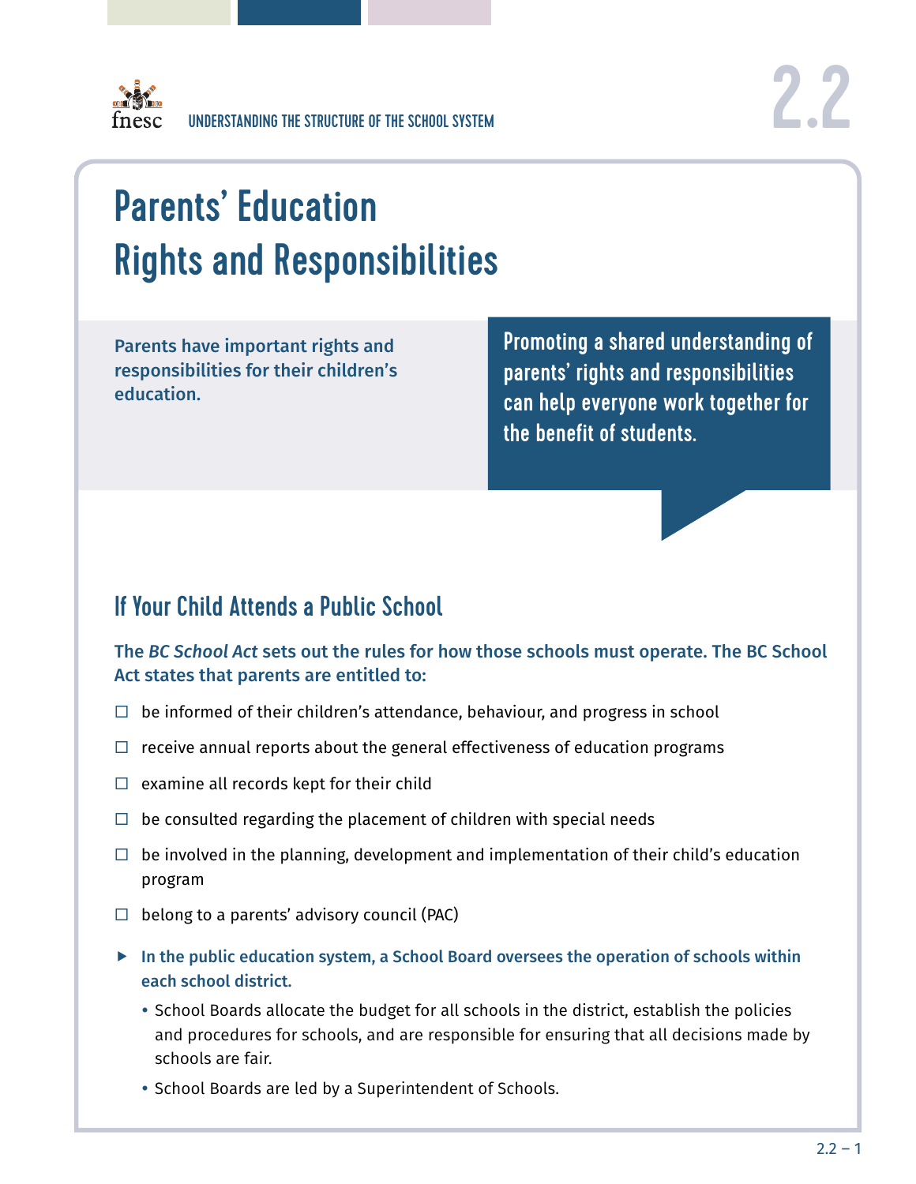UNDERSTANDING THE STRUCTURE OF THE SCHOOL SYSTEM

# 2.2

# Parents' Education Rights and Responsibilities

**Parents have important rights and responsibilities for their children's education.**

**Promoting a shared understanding of parents' rights and responsibilities can help everyone work together for the benefit of students.**

## If Your Child Attends a Public School

**The *BC School Act* sets out the rules for how those schools must operate. The BC School Act states that parents are entitled to:**

- ☐ be informed of their children's attendance, behaviour, and progress in school
- ☐ receive annual reports about the general effectiveness of education programs
- ☐ examine all records kept for their child
- ☐ be consulted regarding the placement of children with special needs
- ☐ be involved in the planning, development and implementation of their child's education program
- ☐ belong to a parents' advisory council (PAC)

▶ **In the public education system, a School Board oversees the operation of schools within each school district.**

- School Boards allocate the budget for all schools in the district, establish the policies and procedures for schools, and are responsible for ensuring that all decisions made by schools are fair.
- School Boards are led by a Superintendent of Schools.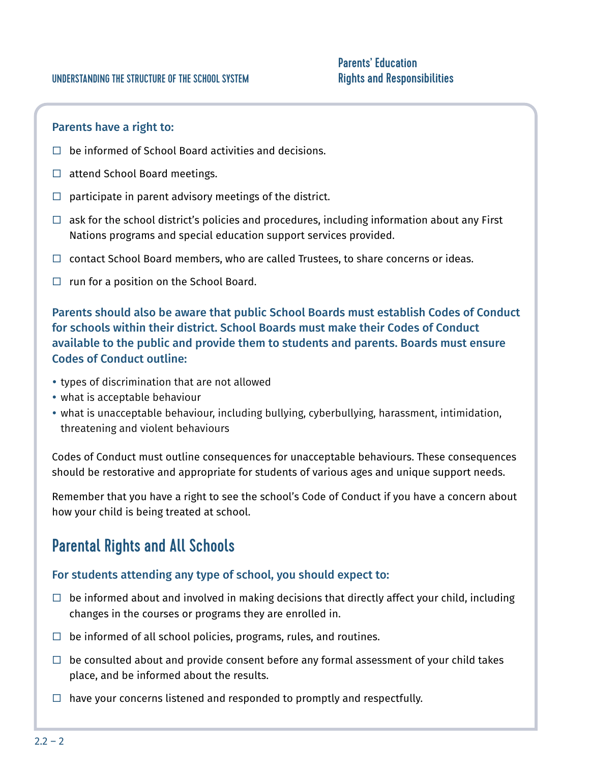**Parents have a right to:**

- ☐ be informed of School Board activities and decisions.
- ☐ attend School Board meetings.
- ☐ participate in parent advisory meetings of the district.
- ☐ ask for the school district's policies and procedures, including information about any First Nations programs and special education support services provided.
- ☐ contact School Board members, who are called Trustees, to share concerns or ideas.
- ☐ run for a position on the School Board.

**Parents should also be aware that public School Boards must establish Codes of Conduct for schools within their district. School Boards must make their Codes of Conduct available to the public and provide them to students and parents. Boards must ensure Codes of Conduct outline:**

- types of discrimination that are not allowed
- what is acceptable behaviour
- what is unacceptable behaviour, including bullying, cyberbullying, harassment, intimidation, threatening and violent behaviours

Codes of Conduct must outline consequences for unacceptable behaviours. These consequences should be restorative and appropriate for students of various ages and unique support needs.

Remember that you have a right to see the school's Code of Conduct if you have a concern about how your child is being treated at school.

## Parental Rights and All Schools

**For students attending any type of school, you should expect to:**

- ☐ be informed about and involved in making decisions that directly affect your child, including changes in the courses or programs they are enrolled in.
- ☐ be informed of all school policies, programs, rules, and routines.
- ☐ be consulted about and provide consent before any formal assessment of your child takes place, and be informed about the results.
- ☐ have your concerns listened and responded to promptly and respectfully.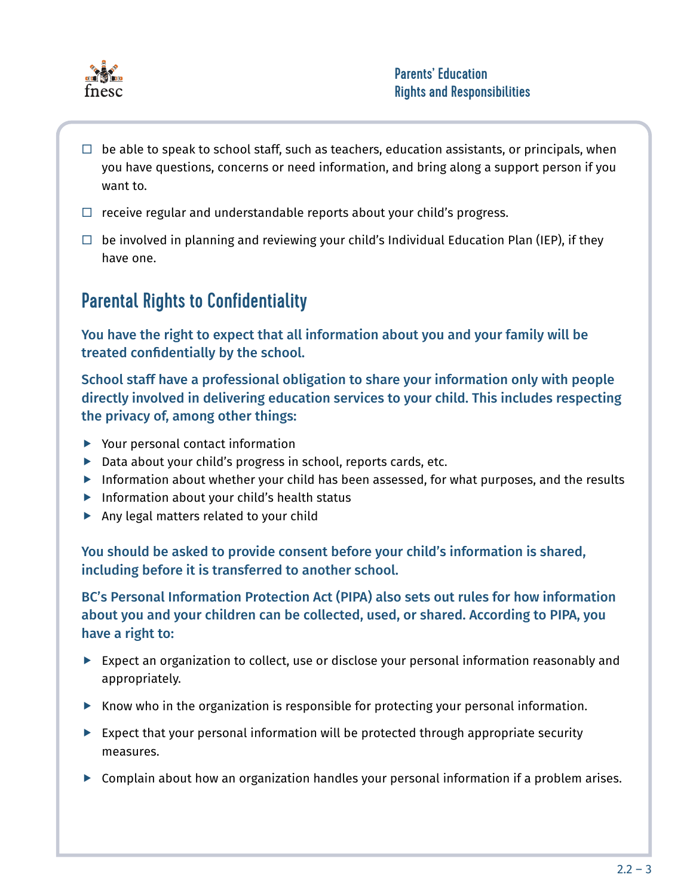- ☐ be able to speak to school staff, such as teachers, education assistants, or principals, when you have questions, concerns or need information, and bring along a support person if you want to.
- ☐ receive regular and understandable reports about your child's progress.
- ☐ be involved in planning and reviewing your child's Individual Education Plan (IEP), if they have one.

## Parental Rights to Confidentiality

**You have the right to expect that all information about you and your family will be treated confidentially by the school.**

**School staff have a professional obligation to share your information only with people directly involved in delivering education services to your child. This includes respecting the privacy of, among other things:**

- Your personal contact information
- Data about your child's progress in school, reports cards, etc.
- Information about whether your child has been assessed, for what purposes, and the results
- Information about your child's health status
- Any legal matters related to your child

**You should be asked to provide consent before your child's information is shared, including before it is transferred to another school.**

**BC's Personal Information Protection Act (PIPA) also sets out rules for how information about you and your children can be collected, used, or shared. According to PIPA, you have a right to:**

- Expect an organization to collect, use or disclose your personal information reasonably and appropriately.
- Know who in the organization is responsible for protecting your personal information.
- Expect that your personal information will be protected through appropriate security measures.
- Complain about how an organization handles your personal information if a problem arises.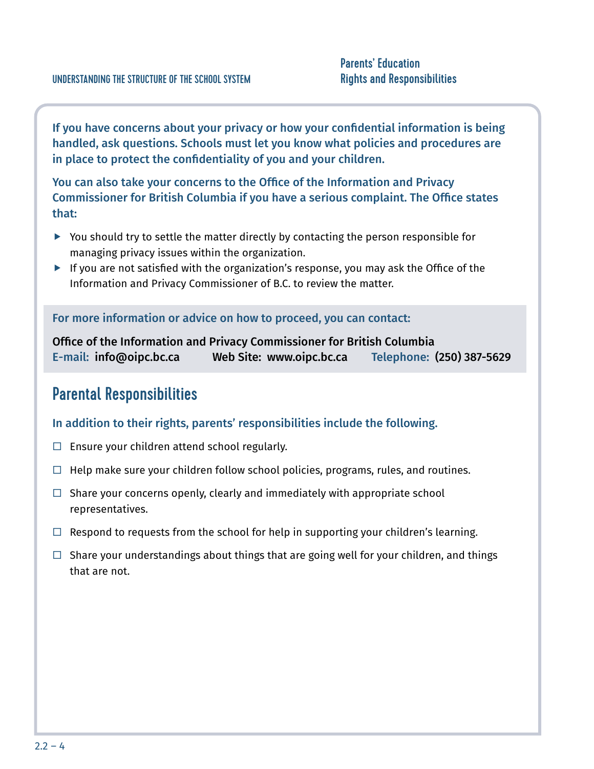**If you have concerns about your privacy or how your confidential information is being handled, ask questions. Schools must let you know what policies and procedures are in place to protect the confidentiality of you and your children.**

**You can also take your concerns to the Office of the Information and Privacy Commissioner for British Columbia if you have a serious complaint. The Office states that:**

- You should try to settle the matter directly by contacting the person responsible for managing privacy issues within the organization.
- If you are not satisfied with the organization's response, you may ask the Office of the Information and Privacy Commissioner of B.C. to review the matter.

**For more information or advice on how to proceed, you can contact:**

**Office of the Information and Privacy Commissioner for British Columbia**
**E-mail: info@oipc.bc.ca** **Web Site: www.oipc.bc.ca** **Telephone: (250) 387-5629**

## Parental Responsibilities

**In addition to their rights, parents' responsibilities include the following.**

- ☐ Ensure your children attend school regularly.
- ☐ Help make sure your children follow school policies, programs, rules, and routines.
- ☐ Share your concerns openly, clearly and immediately with appropriate school representatives.
- ☐ Respond to requests from the school for help in supporting your children's learning.
- ☐ Share your understandings about things that are going well for your children, and things that are not.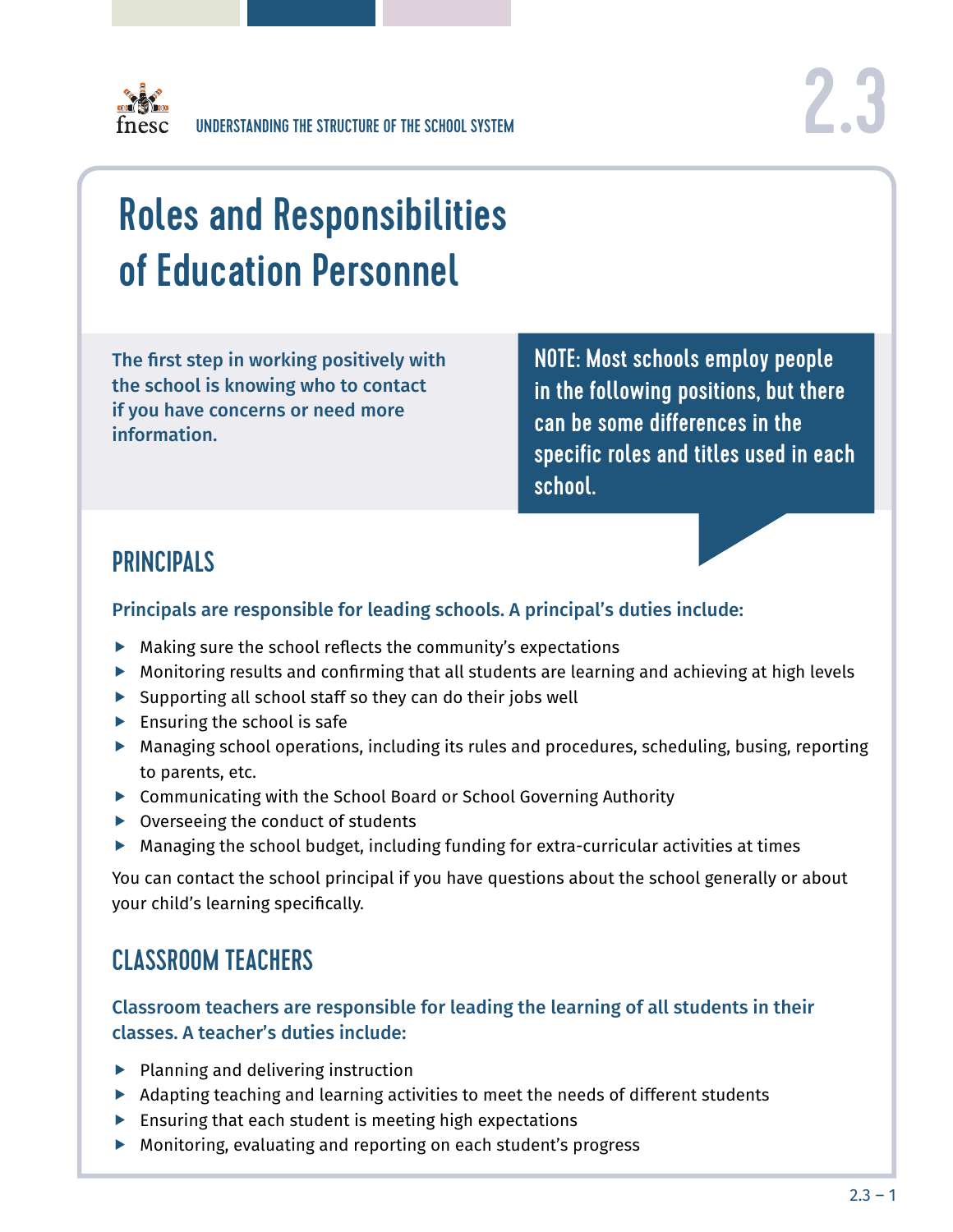# Roles and Responsibilities of Education Personnel

**The first step in working positively with the school is knowing who to contact if you have concerns or need more information.**

**NOTE: Most schools employ people in the following positions, but there can be some differences in the specific roles and titles used in each school.**

## PRINCIPALS

**Principals are responsible for leading schools. A principal's duties include:**

- Making sure the school reflects the community's expectations
- Monitoring results and confirming that all students are learning and achieving at high levels
- Supporting all school staff so they can do their jobs well
- Ensuring the school is safe
- Managing school operations, including its rules and procedures, scheduling, busing, reporting to parents, etc.
- Communicating with the School Board or School Governing Authority
- Overseeing the conduct of students
- Managing the school budget, including funding for extra-curricular activities at times

You can contact the school principal if you have questions about the school generally or about your child's learning specifically.

## CLASSROOM TEACHERS

**Classroom teachers are responsible for leading the learning of all students in their classes. A teacher's duties include:**

- Planning and delivering instruction
- Adapting teaching and learning activities to meet the needs of different students
- Ensuring that each student is meeting high expectations
- Monitoring, evaluating and reporting on each student's progress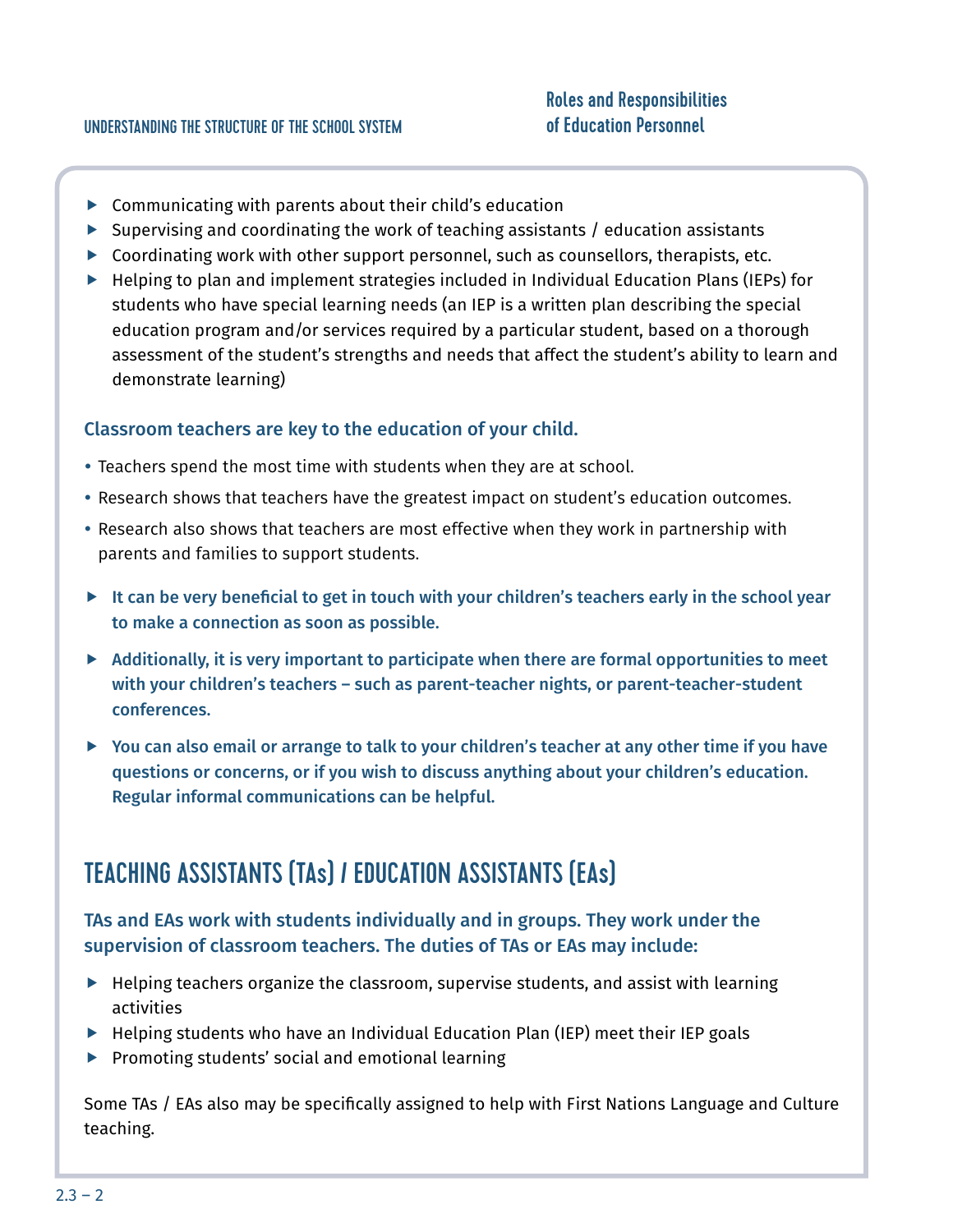- Communicating with parents about their child's education
- Supervising and coordinating the work of teaching assistants / education assistants
- Coordinating work with other support personnel, such as counsellors, therapists, etc.
- Helping to plan and implement strategies included in Individual Education Plans (IEPs) for students who have special learning needs (an IEP is a written plan describing the special education program and/or services required by a particular student, based on a thorough assessment of the student's strengths and needs that affect the student's ability to learn and demonstrate learning)

**Classroom teachers are key to the education of your child.**

- Teachers spend the most time with students when they are at school.
- Research shows that teachers have the greatest impact on student's education outcomes.
- Research also shows that teachers are most effective when they work in partnership with parents and families to support students.

- **It can be very beneficial to get in touch with your children's teachers early in the school year to make a connection as soon as possible.**
- **Additionally, it is very important to participate when there are formal opportunities to meet with your children's teachers – such as parent-teacher nights, or parent-teacher-student conferences.**
- **You can also email or arrange to talk to your children's teacher at any other time if you have questions or concerns, or if you wish to discuss anything about your children's education. Regular informal communications can be helpful.**

## TEACHING ASSISTANTS (TAs) / EDUCATION ASSISTANTS (EAs)

**TAs and EAs work with students individually and in groups. They work under the supervision of classroom teachers. The duties of TAs or EAs may include:**

- Helping teachers organize the classroom, supervise students, and assist with learning activities
- Helping students who have an Individual Education Plan (IEP) meet their IEP goals
- Promoting students' social and emotional learning

Some TAs / EAs also may be specifically assigned to help with First Nations Language and Culture teaching.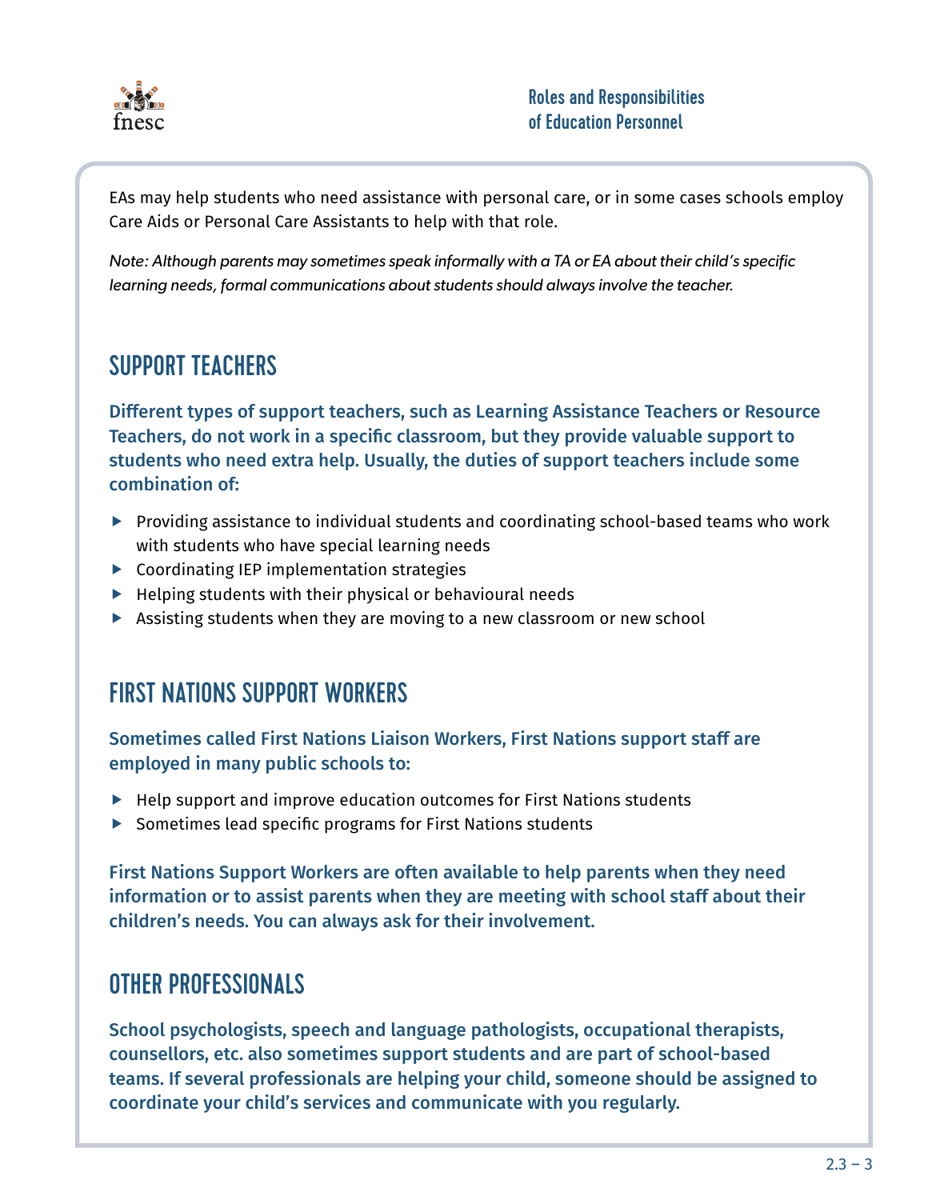EAs may help students who need assistance with personal care, or in some cases schools employ Care Aids or Personal Care Assistants to help with that role.

*Note: Although parents may sometimes speak informally with a TA or EA about their child's specific learning needs, formal communications about students should always involve the teacher.*

## SUPPORT TEACHERS

**Different types of support teachers, such as Learning Assistance Teachers or Resource Teachers, do not work in a specific classroom, but they provide valuable support to students who need extra help. Usually, the duties of support teachers include some combination of:**

- Providing assistance to individual students and coordinating school-based teams who work with students who have special learning needs
- Coordinating IEP implementation strategies
- Helping students with their physical or behavioural needs
- Assisting students when they are moving to a new classroom or new school

## FIRST NATIONS SUPPORT WORKERS

**Sometimes called First Nations Liaison Workers, First Nations support staff are employed in many public schools to:**

- Help support and improve education outcomes for First Nations students
- Sometimes lead specific programs for First Nations students

**First Nations Support Workers are often available to help parents when they need information or to assist parents when they are meeting with school staff about their children's needs. You can always ask for their involvement.**

## OTHER PROFESSIONALS

**School psychologists, speech and language pathologists, occupational therapists, counsellors, etc. also sometimes support students and are part of school-based teams. If several professionals are helping your child, someone should be assigned to coordinate your child's services and communicate with you regularly.**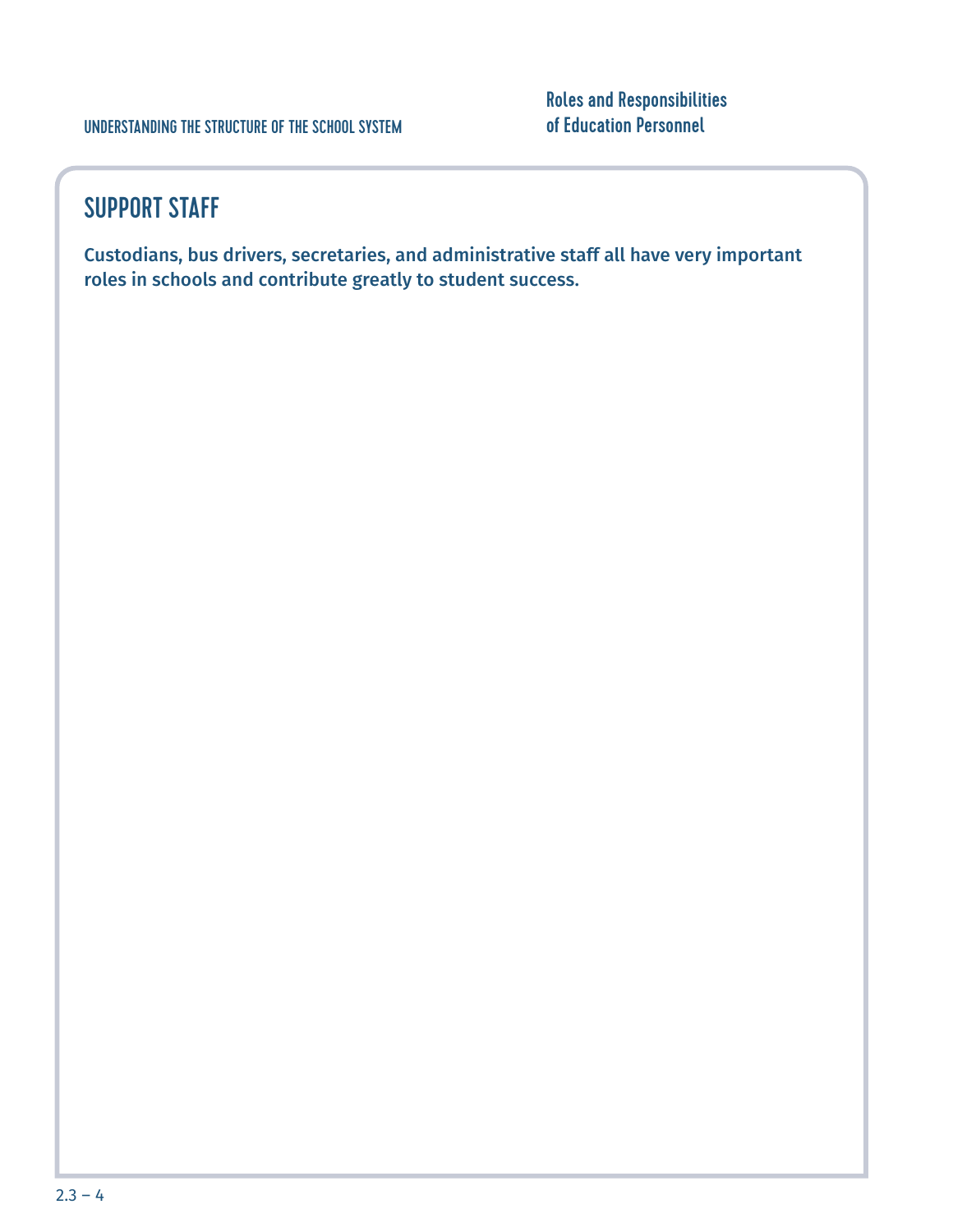## SUPPORT STAFF

**Custodians, bus drivers, secretaries, and administrative staff all have very important roles in schools and contribute greatly to student success.**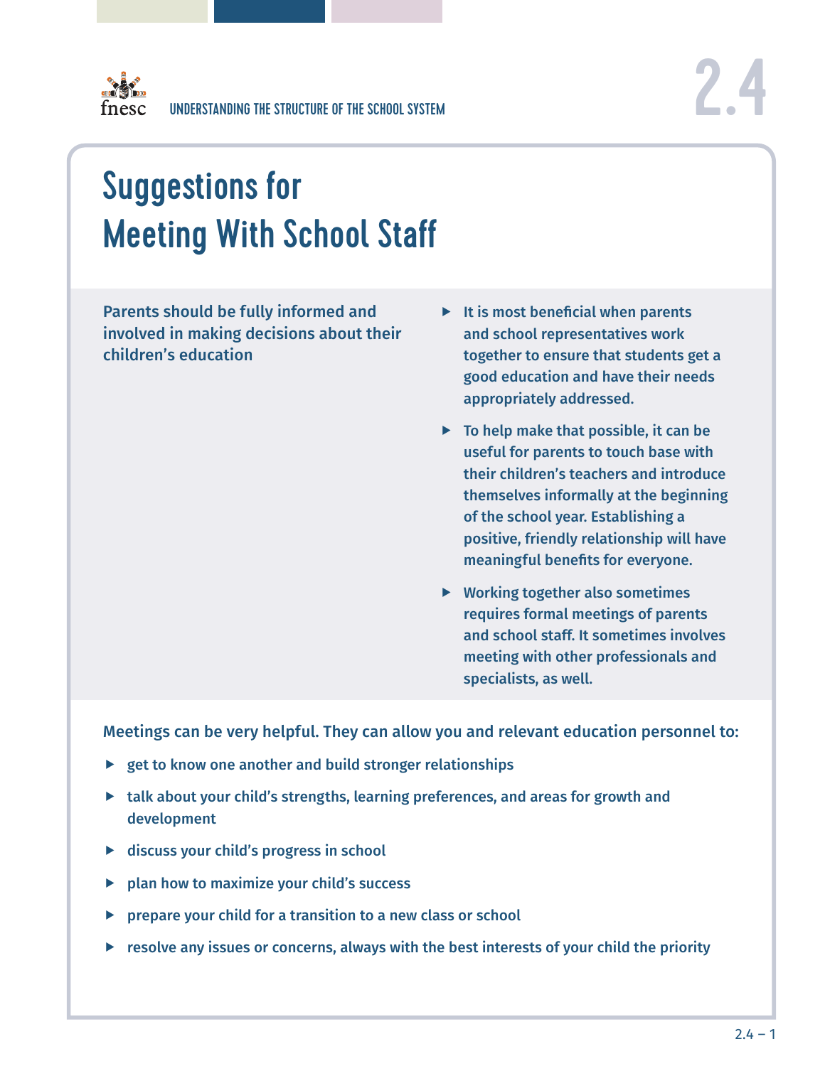# Suggestions for Meeting With School Staff

**Parents should be fully informed and involved in making decisions about their children's education**

- It is most beneficial when parents and school representatives work together to ensure that students get a good education and have their needs appropriately addressed.
- To help make that possible, it can be useful for parents to touch base with their children's teachers and introduce themselves informally at the beginning of the school year. Establishing a positive, friendly relationship will have meaningful benefits for everyone.
- Working together also sometimes requires formal meetings of parents and school staff. It sometimes involves meeting with other professionals and specialists, as well.

Meetings can be very helpful. They can allow you and relevant education personnel to:

- get to know one another and build stronger relationships
- talk about your child's strengths, learning preferences, and areas for growth and development
- discuss your child's progress in school
- plan how to maximize your child's success
- prepare your child for a transition to a new class or school
- resolve any issues or concerns, always with the best interests of your child the priority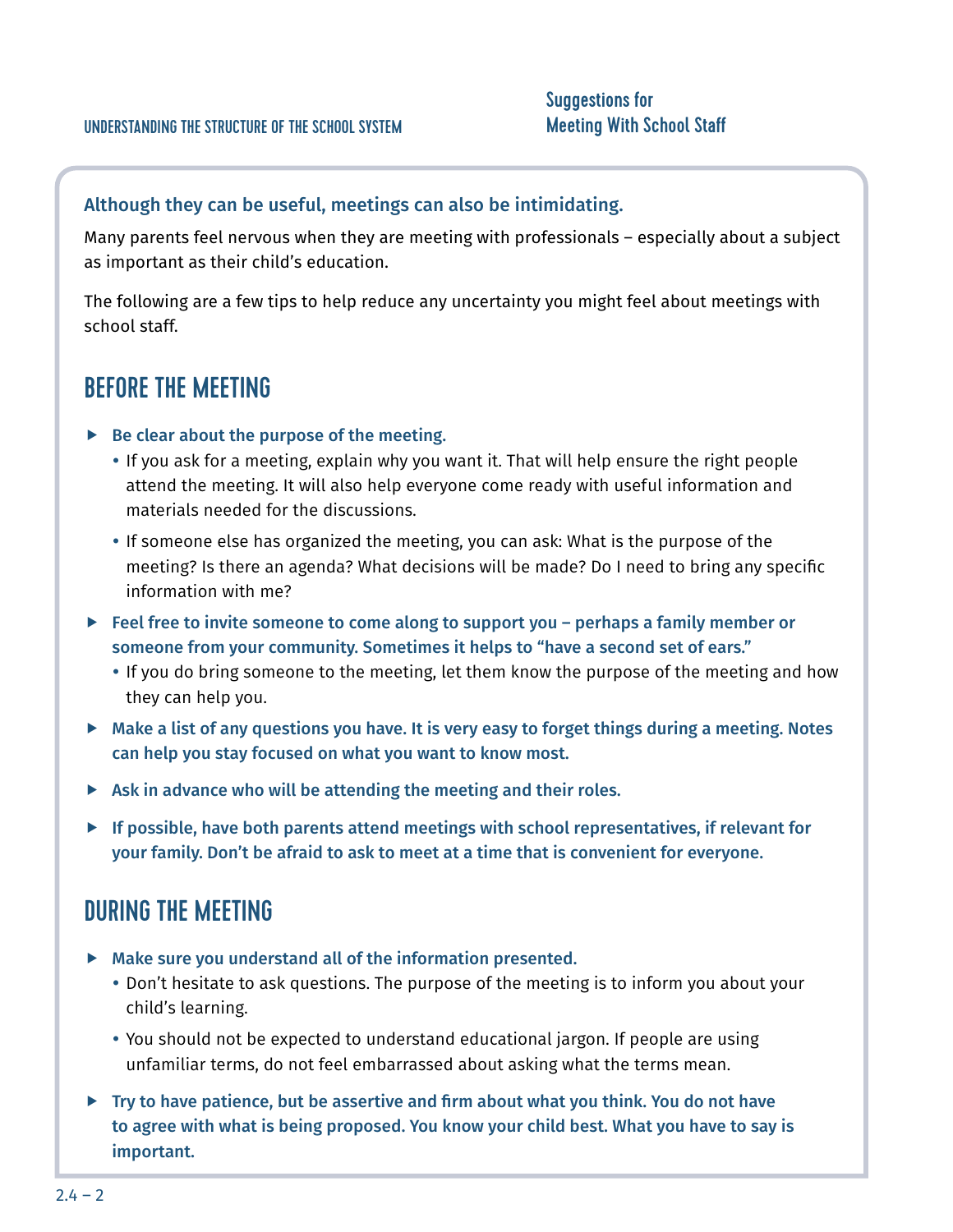## Suggestions for Meeting With School Staff

**Although they can be useful, meetings can also be intimidating.**

Many parents feel nervous when they are meeting with professionals – especially about a subject as important as their child's education.

The following are a few tips to help reduce any uncertainty you might feel about meetings with school staff.

## BEFORE THE MEETING

- **Be clear about the purpose of the meeting.**
  - If you ask for a meeting, explain why you want it. That will help ensure the right people attend the meeting. It will also help everyone come ready with useful information and materials needed for the discussions.
  - If someone else has organized the meeting, you can ask: What is the purpose of the meeting? Is there an agenda? What decisions will be made? Do I need to bring any specific information with me?
- **Feel free to invite someone to come along to support you – perhaps a family member or someone from your community. Sometimes it helps to "have a second set of ears."**
  - If you do bring someone to the meeting, let them know the purpose of the meeting and how they can help you.
- **Make a list of any questions you have. It is very easy to forget things during a meeting. Notes can help you stay focused on what you want to know most.**
- **Ask in advance who will be attending the meeting and their roles.**
- **If possible, have both parents attend meetings with school representatives, if relevant for your family. Don't be afraid to ask to meet at a time that is convenient for everyone.**

## DURING THE MEETING

- **Make sure you understand all of the information presented.**
  - Don't hesitate to ask questions. The purpose of the meeting is to inform you about your child's learning.
  - You should not be expected to understand educational jargon. If people are using unfamiliar terms, do not feel embarrassed about asking what the terms mean.
- **Try to have patience, but be assertive and firm about what you think. You do not have to agree with what is being proposed. You know your child best. What you have to say is important.**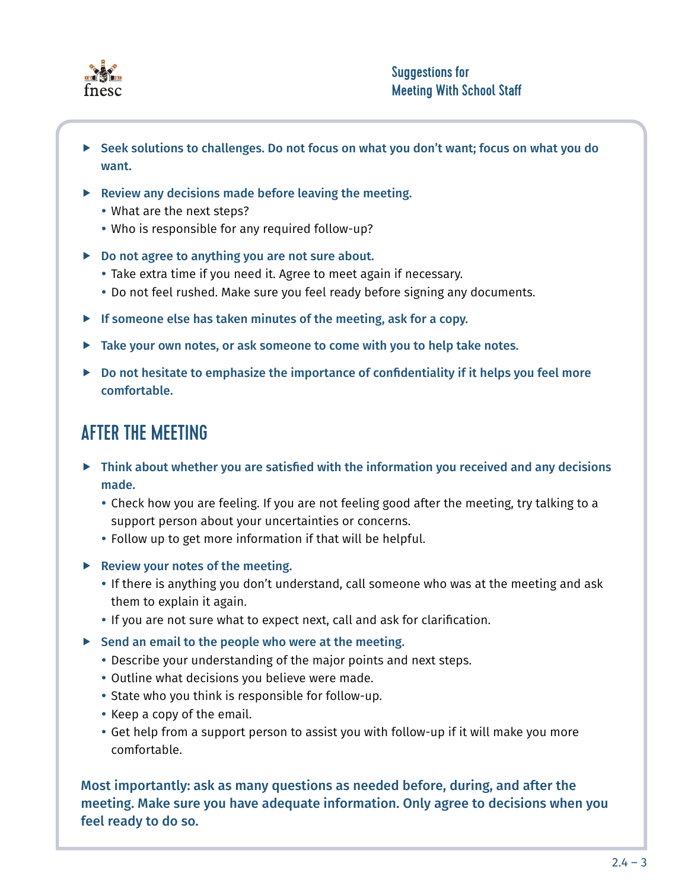- **Seek solutions to challenges. Do not focus on what you don't want; focus on what you do want.**
- **Review any decisions made before leaving the meeting.**
  - What are the next steps?
  - Who is responsible for any required follow-up?
- **Do not agree to anything you are not sure about.**
  - Take extra time if you need it. Agree to meet again if necessary.
  - Do not feel rushed. Make sure you feel ready before signing any documents.
- **If someone else has taken minutes of the meeting, ask for a copy.**
- **Take your own notes, or ask someone to come with you to help take notes.**
- **Do not hesitate to emphasize the importance of confidentiality if it helps you feel more comfortable.**

## AFTER THE MEETING

- **Think about whether you are satisfied with the information you received and any decisions made.**
  - Check how you are feeling. If you are not feeling good after the meeting, try talking to a support person about your uncertainties or concerns.
  - Follow up to get more information if that will be helpful.
- **Review your notes of the meeting.**
  - If there is anything you don't understand, call someone who was at the meeting and ask them to explain it again.
  - If you are not sure what to expect next, call and ask for clarification.
- **Send an email to the people who were at the meeting.**
  - Describe your understanding of the major points and next steps.
  - Outline what decisions you believe were made.
  - State who you think is responsible for follow-up.
  - Keep a copy of the email.
  - Get help from a support person to assist you with follow-up if it will make you more comfortable.

**Most importantly: ask as many questions as needed before, during, and after the meeting. Make sure you have adequate information. Only agree to decisions when you feel ready to do so.**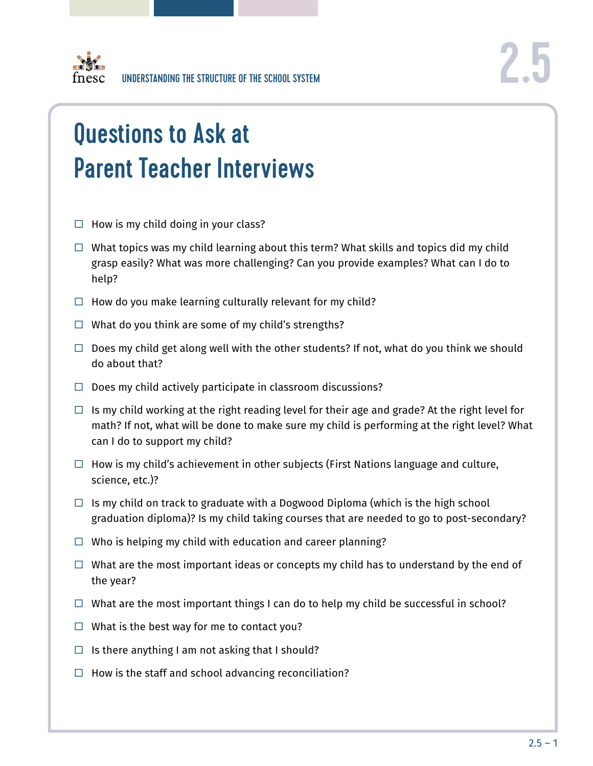# Questions to Ask at Parent Teacher Interviews

- ☐ How is my child doing in your class?
- ☐ What topics was my child learning about this term? What skills and topics did my child grasp easily? What was more challenging? Can you provide examples? What can I do to help?
- ☐ How do you make learning culturally relevant for my child?
- ☐ What do you think are some of my child's strengths?
- ☐ Does my child get along well with the other students? If not, what do you think we should do about that?
- ☐ Does my child actively participate in classroom discussions?
- ☐ Is my child working at the right reading level for their age and grade? At the right level for math? If not, what will be done to make sure my child is performing at the right level? What can I do to support my child?
- ☐ How is my child's achievement in other subjects (First Nations language and culture, science, etc.)?
- ☐ Is my child on track to graduate with a Dogwood Diploma (which is the high school graduation diploma)? Is my child taking courses that are needed to go to post-secondary?
- ☐ Who is helping my child with education and career planning?
- ☐ What are the most important ideas or concepts my child has to understand by the end of the year?
- ☐ What are the most important things I can do to help my child be successful in school?
- ☐ What is the best way for me to contact you?
- ☐ Is there anything I am not asking that I should?
- ☐ How is the staff and school advancing reconciliation?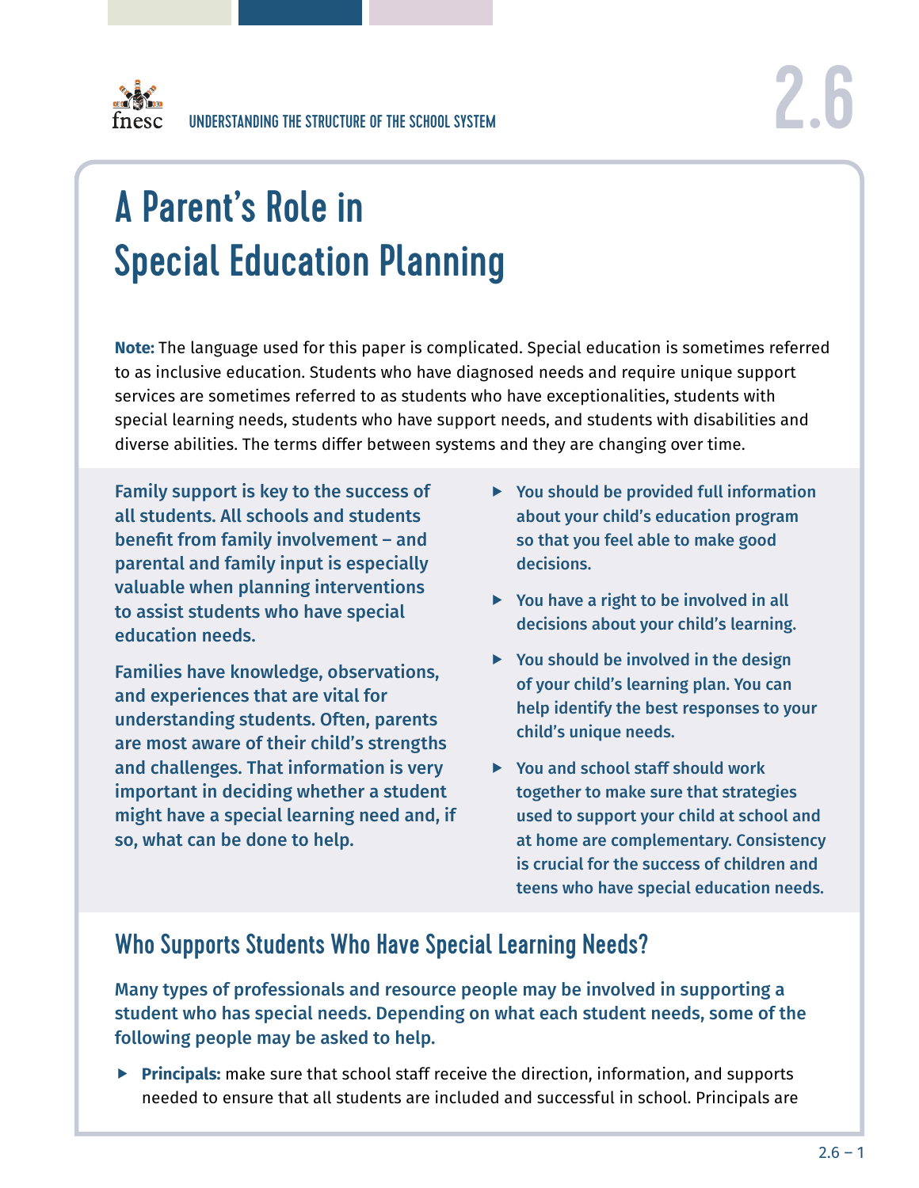# A Parent's Role in Special Education Planning

**Note:** The language used for this paper is complicated. Special education is sometimes referred to as inclusive education. Students who have diagnosed needs and require unique support services are sometimes referred to as students who have exceptionalities, students with special learning needs, students who have support needs, and students with disabilities and diverse abilities. The terms differ between systems and they are changing over time.

**Family support is key to the success of all students. All schools and students benefit from family involvement – and parental and family input is especially valuable when planning interventions to assist students who have special education needs.**

**Families have knowledge, observations, and experiences that are vital for understanding students. Often, parents are most aware of their child's strengths and challenges. That information is very important in deciding whether a student might have a special learning need and, if so, what can be done to help.**

- **You should be provided full information about your child's education program so that you feel able to make good decisions.**
- **You have a right to be involved in all decisions about your child's learning.**
- **You should be involved in the design of your child's learning plan. You can help identify the best responses to your child's unique needs.**
- **You and school staff should work together to make sure that strategies used to support your child at school and at home are complementary. Consistency is crucial for the success of children and teens who have special education needs.**

## Who Supports Students Who Have Special Learning Needs?

**Many types of professionals and resource people may be involved in supporting a student who has special needs. Depending on what each student needs, some of the following people may be asked to help.**

- **Principals:** make sure that school staff receive the direction, information, and supports needed to ensure that all students are included and successful in school. Principals are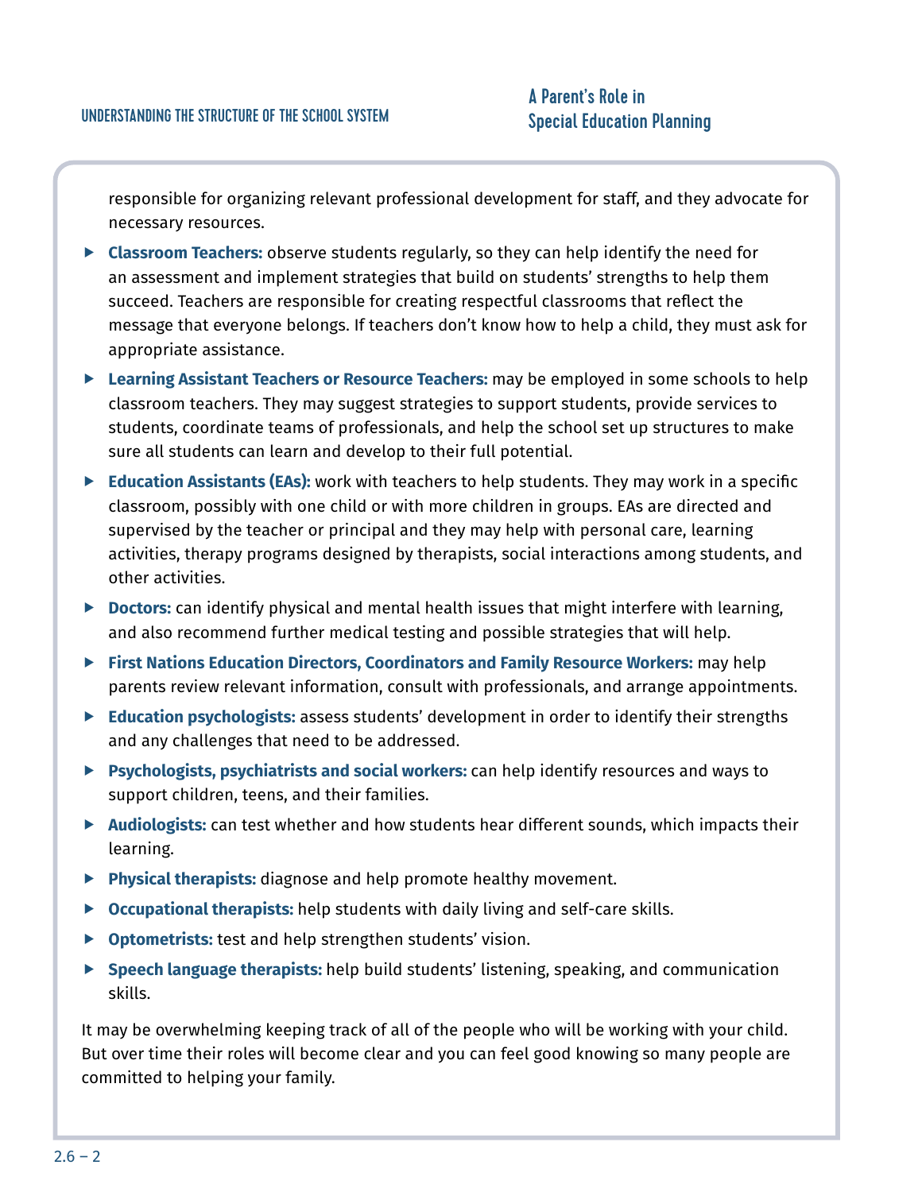responsible for organizing relevant professional development for staff, and they advocate for necessary resources.

- **Classroom Teachers:** observe students regularly, so they can help identify the need for an assessment and implement strategies that build on students' strengths to help them succeed. Teachers are responsible for creating respectful classrooms that reflect the message that everyone belongs. If teachers don't know how to help a child, they must ask for appropriate assistance.
- **Learning Assistant Teachers or Resource Teachers:** may be employed in some schools to help classroom teachers. They may suggest strategies to support students, provide services to students, coordinate teams of professionals, and help the school set up structures to make sure all students can learn and develop to their full potential.
- **Education Assistants (EAs):** work with teachers to help students. They may work in a specific classroom, possibly with one child or with more children in groups. EAs are directed and supervised by the teacher or principal and they may help with personal care, learning activities, therapy programs designed by therapists, social interactions among students, and other activities.
- **Doctors:** can identify physical and mental health issues that might interfere with learning, and also recommend further medical testing and possible strategies that will help.
- **First Nations Education Directors, Coordinators and Family Resource Workers:** may help parents review relevant information, consult with professionals, and arrange appointments.
- **Education psychologists:** assess students' development in order to identify their strengths and any challenges that need to be addressed.
- **Psychologists, psychiatrists and social workers:** can help identify resources and ways to support children, teens, and their families.
- **Audiologists:** can test whether and how students hear different sounds, which impacts their learning.
- **Physical therapists:** diagnose and help promote healthy movement.
- **Occupational therapists:** help students with daily living and self-care skills.
- **Optometrists:** test and help strengthen students' vision.
- **Speech language therapists:** help build students' listening, speaking, and communication skills.

It may be overwhelming keeping track of all of the people who will be working with your child. But over time their roles will become clear and you can feel good knowing so many people are committed to helping your family.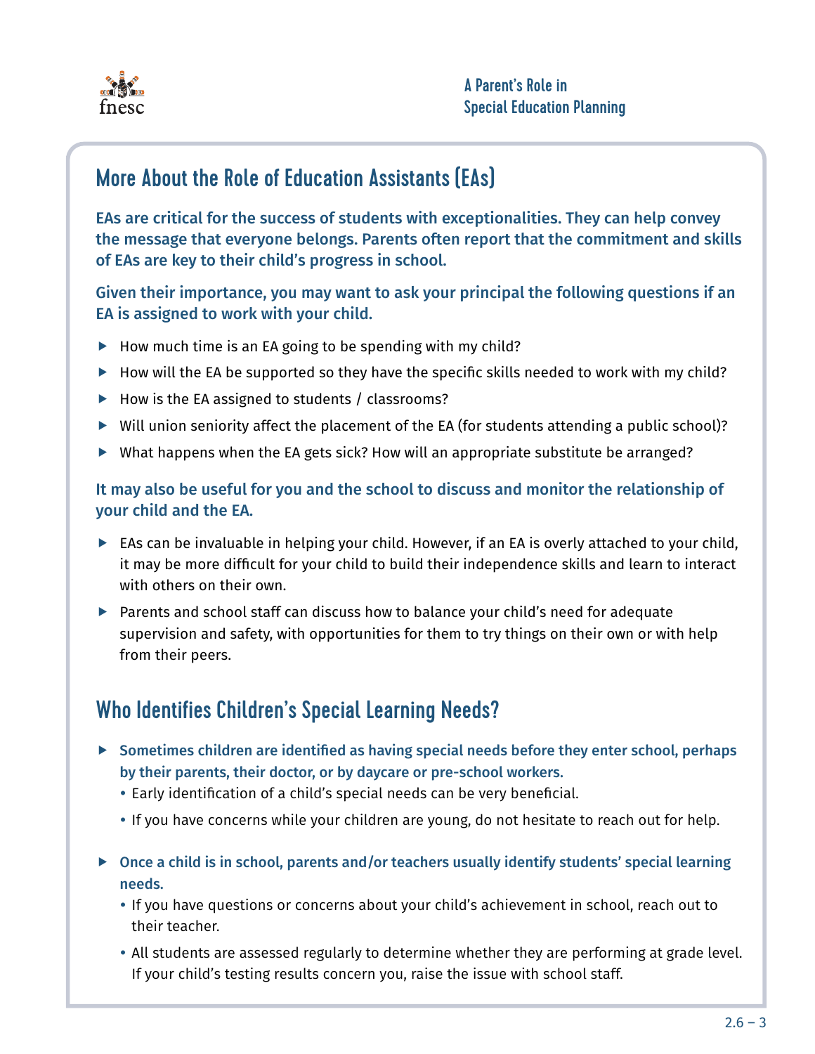## More About the Role of Education Assistants (EAs)

**EAs are critical for the success of students with exceptionalities. They can help convey the message that everyone belongs. Parents often report that the commitment and skills of EAs are key to their child's progress in school.**

**Given their importance, you may want to ask your principal the following questions if an EA is assigned to work with your child.**

- How much time is an EA going to be spending with my child?
- How will the EA be supported so they have the specific skills needed to work with my child?
- How is the EA assigned to students / classrooms?
- Will union seniority affect the placement of the EA (for students attending a public school)?
- What happens when the EA gets sick? How will an appropriate substitute be arranged?

**It may also be useful for you and the school to discuss and monitor the relationship of your child and the EA.**

- EAs can be invaluable in helping your child. However, if an EA is overly attached to your child, it may be more difficult for your child to build their independence skills and learn to interact with others on their own.
- Parents and school staff can discuss how to balance your child's need for adequate supervision and safety, with opportunities for them to try things on their own or with help from their peers.

## Who Identifies Children's Special Learning Needs?

- **Sometimes children are identified as having special needs before they enter school, perhaps by their parents, their doctor, or by daycare or pre-school workers.**
  - Early identification of a child's special needs can be very beneficial.
  - If you have concerns while your children are young, do not hesitate to reach out for help.
- **Once a child is in school, parents and/or teachers usually identify students' special learning needs.**
  - If you have questions or concerns about your child's achievement in school, reach out to their teacher.
  - All students are assessed regularly to determine whether they are performing at grade level. If your child's testing results concern you, raise the issue with school staff.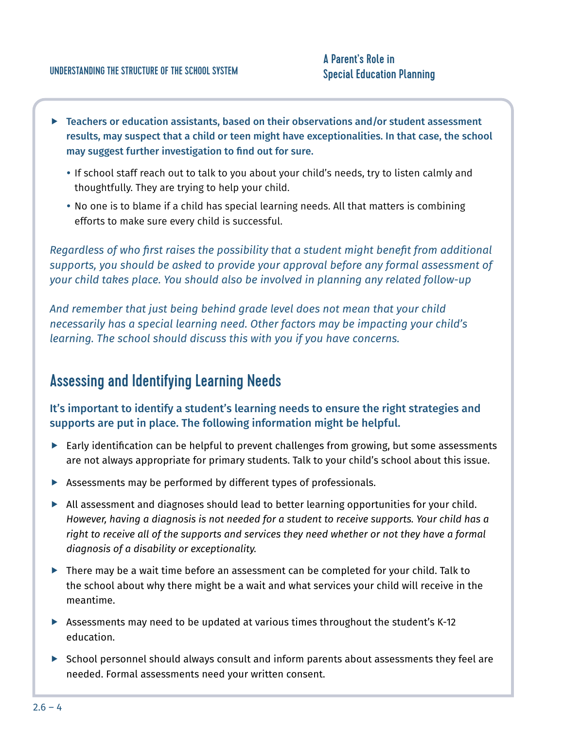- **Teachers or education assistants, based on their observations and/or student assessment results, may suspect that a child or teen might have exceptionalities. In that case, the school may suggest further investigation to find out for sure.**
  - If school staff reach out to talk to you about your child's needs, try to listen calmly and thoughtfully. They are trying to help your child.
  - No one is to blame if a child has special learning needs. All that matters is combining efforts to make sure every child is successful.

*Regardless of who first raises the possibility that a student might benefit from additional supports, you should be asked to provide your approval before any formal assessment of your child takes place. You should also be involved in planning any related follow-up*

*And remember that just being behind grade level does not mean that your child necessarily has a special learning need. Other factors may be impacting your child's learning. The school should discuss this with you if you have concerns.*

## Assessing and Identifying Learning Needs

**It's important to identify a student's learning needs to ensure the right strategies and supports are put in place. The following information might be helpful.**

- Early identification can be helpful to prevent challenges from growing, but some assessments are not always appropriate for primary students. Talk to your child's school about this issue.
- Assessments may be performed by different types of professionals.
- All assessment and diagnoses should lead to better learning opportunities for your child. *However, having a diagnosis is not needed for a student to receive supports. Your child has a right to receive all of the supports and services they need whether or not they have a formal diagnosis of a disability or exceptionality.*
- There may be a wait time before an assessment can be completed for your child. Talk to the school about why there might be a wait and what services your child will receive in the meantime.
- Assessments may need to be updated at various times throughout the student's K-12 education.
- School personnel should always consult and inform parents about assessments they feel are needed. Formal assessments need your written consent.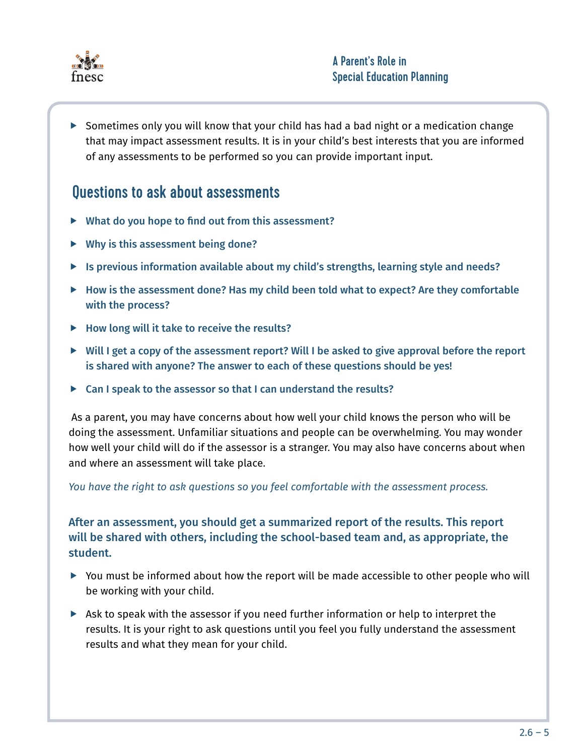- Sometimes only you will know that your child has had a bad night or a medication change that may impact assessment results. It is in your child's best interests that you are informed of any assessments to be performed so you can provide important input.

## Questions to ask about assessments

- **What do you hope to find out from this assessment?**
- **Why is this assessment being done?**
- **Is previous information available about my child's strengths, learning style and needs?**
- **How is the assessment done? Has my child been told what to expect? Are they comfortable with the process?**
- **How long will it take to receive the results?**
- **Will I get a copy of the assessment report? Will I be asked to give approval before the report is shared with anyone? The answer to each of these questions should be yes!**
- **Can I speak to the assessor so that I can understand the results?**

As a parent, you may have concerns about how well your child knows the person who will be doing the assessment. Unfamiliar situations and people can be overwhelming. You may wonder how well your child will do if the assessor is a stranger. You may also have concerns about when and where an assessment will take place.

*You have the right to ask questions so you feel comfortable with the assessment process.*

**After an assessment, you should get a summarized report of the results. This report will be shared with others, including the school-based team and, as appropriate, the student.**

- You must be informed about how the report will be made accessible to other people who will be working with your child.
- Ask to speak with the assessor if you need further information or help to interpret the results. It is your right to ask questions until you feel you fully understand the assessment results and what they mean for your child.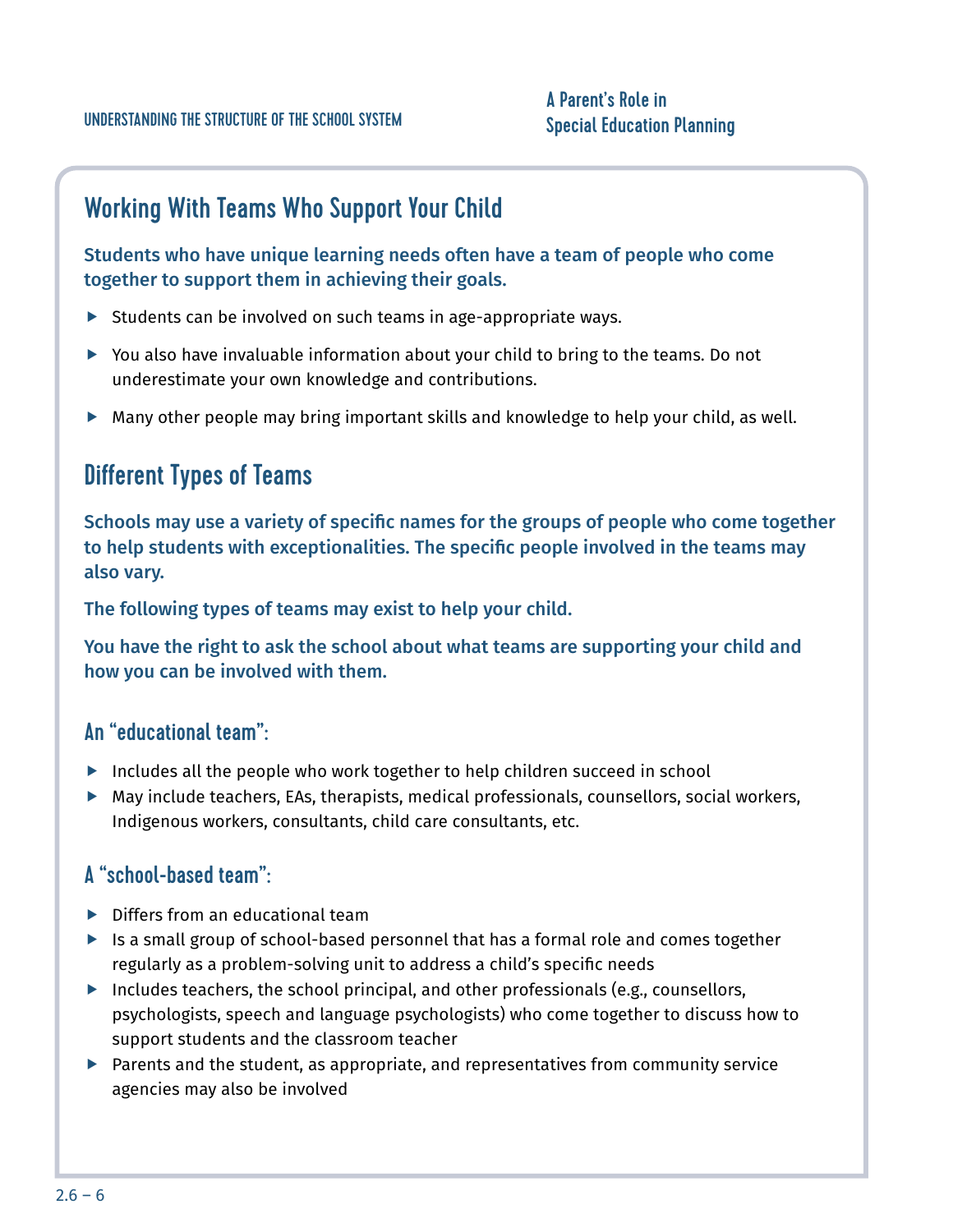## Working With Teams Who Support Your Child

**Students who have unique learning needs often have a team of people who come together to support them in achieving their goals.**

- Students can be involved on such teams in age-appropriate ways.
- You also have invaluable information about your child to bring to the teams. Do not underestimate your own knowledge and contributions.
- Many other people may bring important skills and knowledge to help your child, as well.

## Different Types of Teams

**Schools may use a variety of specific names for the groups of people who come together to help students with exceptionalities. The specific people involved in the teams may also vary.**

**The following types of teams may exist to help your child.**

**You have the right to ask the school about what teams are supporting your child and how you can be involved with them.**

### An "educational team":

- Includes all the people who work together to help children succeed in school
- May include teachers, EAs, therapists, medical professionals, counsellors, social workers, Indigenous workers, consultants, child care consultants, etc.

### A "school-based team":

- Differs from an educational team
- Is a small group of school-based personnel that has a formal role and comes together regularly as a problem-solving unit to address a child's specific needs
- Includes teachers, the school principal, and other professionals (e.g., counsellors, psychologists, speech and language psychologists) who come together to discuss how to support students and the classroom teacher
- Parents and the student, as appropriate, and representatives from community service agencies may also be involved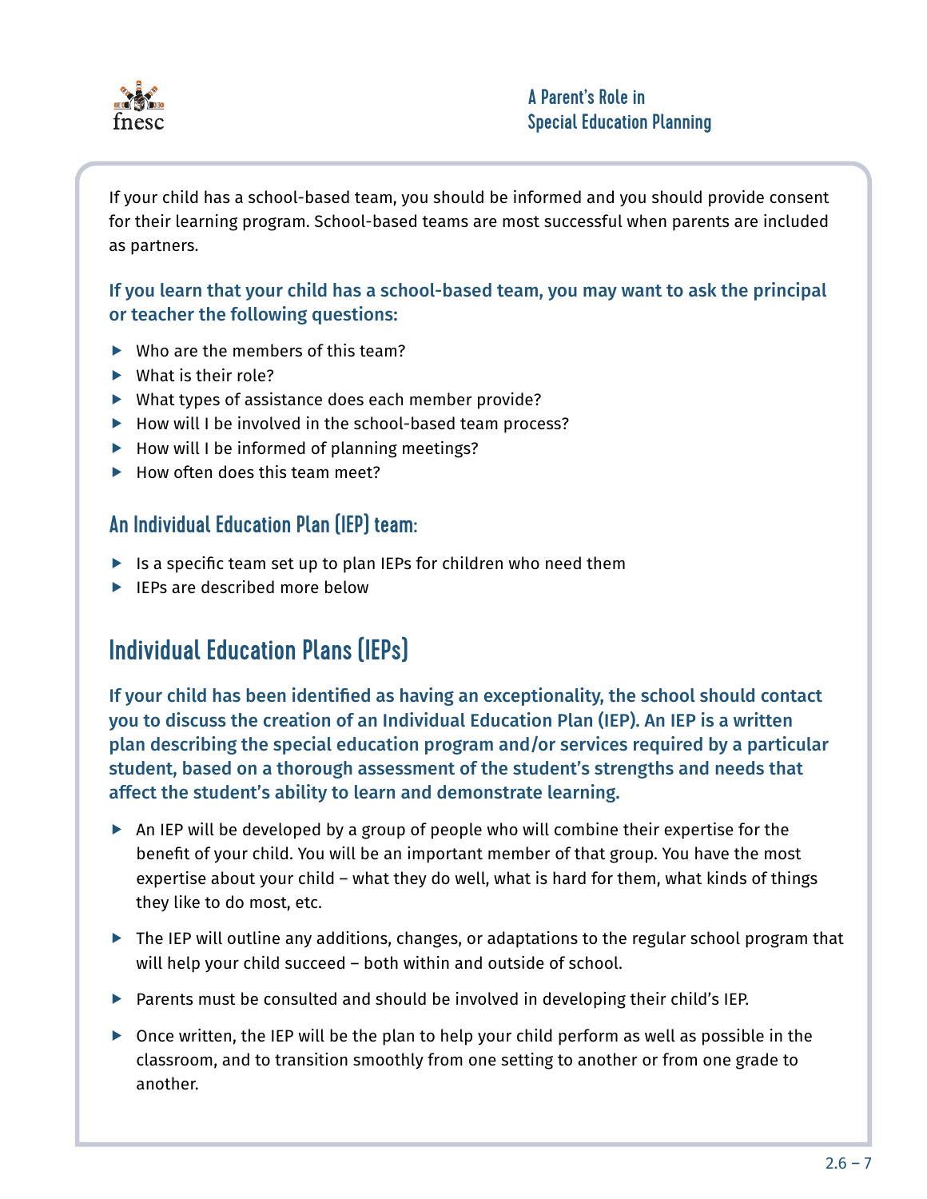If your child has a school-based team, you should be informed and you should provide consent for their learning program. School-based teams are most successful when parents are included as partners.

**If you learn that your child has a school-based team, you may want to ask the principal or teacher the following questions:**

- Who are the members of this team?
- What is their role?
- What types of assistance does each member provide?
- How will I be involved in the school-based team process?
- How will I be informed of planning meetings?
- How often does this team meet?

### An Individual Education Plan (IEP) team:

- Is a specific team set up to plan IEPs for children who need them
- IEPs are described more below

## Individual Education Plans (IEPs)

**If your child has been identified as having an exceptionality, the school should contact you to discuss the creation of an Individual Education Plan (IEP). An IEP is a written plan describing the special education program and/or services required by a particular student, based on a thorough assessment of the student's strengths and needs that affect the student's ability to learn and demonstrate learning.**

- An IEP will be developed by a group of people who will combine their expertise for the benefit of your child. You will be an important member of that group. You have the most expertise about your child – what they do well, what is hard for them, what kinds of things they like to do most, etc.
- The IEP will outline any additions, changes, or adaptations to the regular school program that will help your child succeed – both within and outside of school.
- Parents must be consulted and should be involved in developing their child's IEP.
- Once written, the IEP will be the plan to help your child perform as well as possible in the classroom, and to transition smoothly from one setting to another or from one grade to another.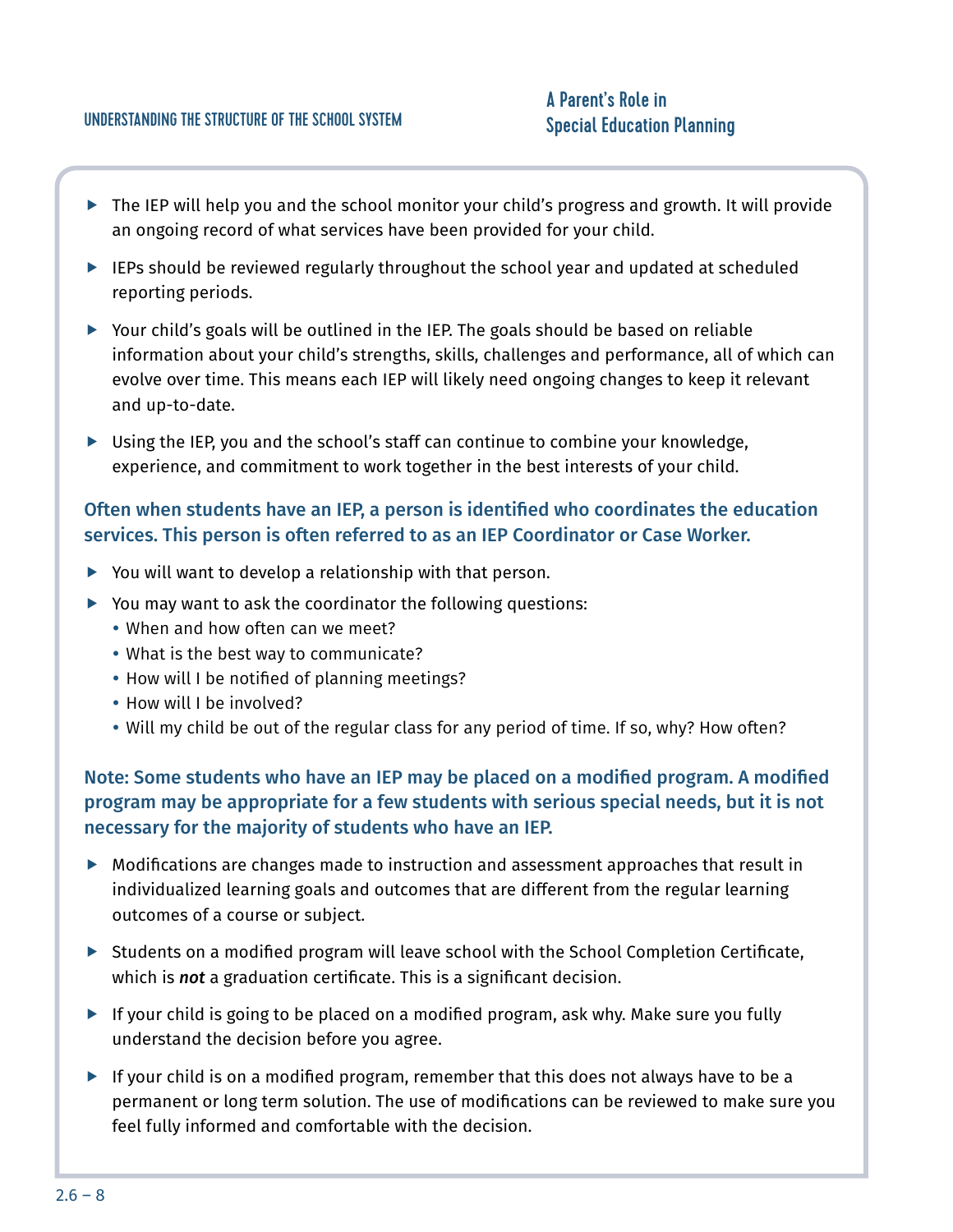- The IEP will help you and the school monitor your child's progress and growth. It will provide an ongoing record of what services have been provided for your child.
- IEPs should be reviewed regularly throughout the school year and updated at scheduled reporting periods.
- Your child's goals will be outlined in the IEP. The goals should be based on reliable information about your child's strengths, skills, challenges and performance, all of which can evolve over time. This means each IEP will likely need ongoing changes to keep it relevant and up-to-date.
- Using the IEP, you and the school's staff can continue to combine your knowledge, experience, and commitment to work together in the best interests of your child.

**Often when students have an IEP, a person is identified who coordinates the education services. This person is often referred to as an IEP Coordinator or Case Worker.**

- You will want to develop a relationship with that person.
- You may want to ask the coordinator the following questions:
  - When and how often can we meet?
  - What is the best way to communicate?
  - How will I be notified of planning meetings?
  - How will I be involved?
  - Will my child be out of the regular class for any period of time. If so, why? How often?

**Note: Some students who have an IEP may be placed on a modified program. A modified program may be appropriate for a few students with serious special needs, but it is not necessary for the majority of students who have an IEP.**

- Modifications are changes made to instruction and assessment approaches that result in individualized learning goals and outcomes that are different from the regular learning outcomes of a course or subject.
- Students on a modified program will leave school with the School Completion Certificate, which is ***not*** a graduation certificate. This is a significant decision.
- If your child is going to be placed on a modified program, ask why. Make sure you fully understand the decision before you agree.
- If your child is on a modified program, remember that this does not always have to be a permanent or long term solution. The use of modifications can be reviewed to make sure you feel fully informed and comfortable with the decision.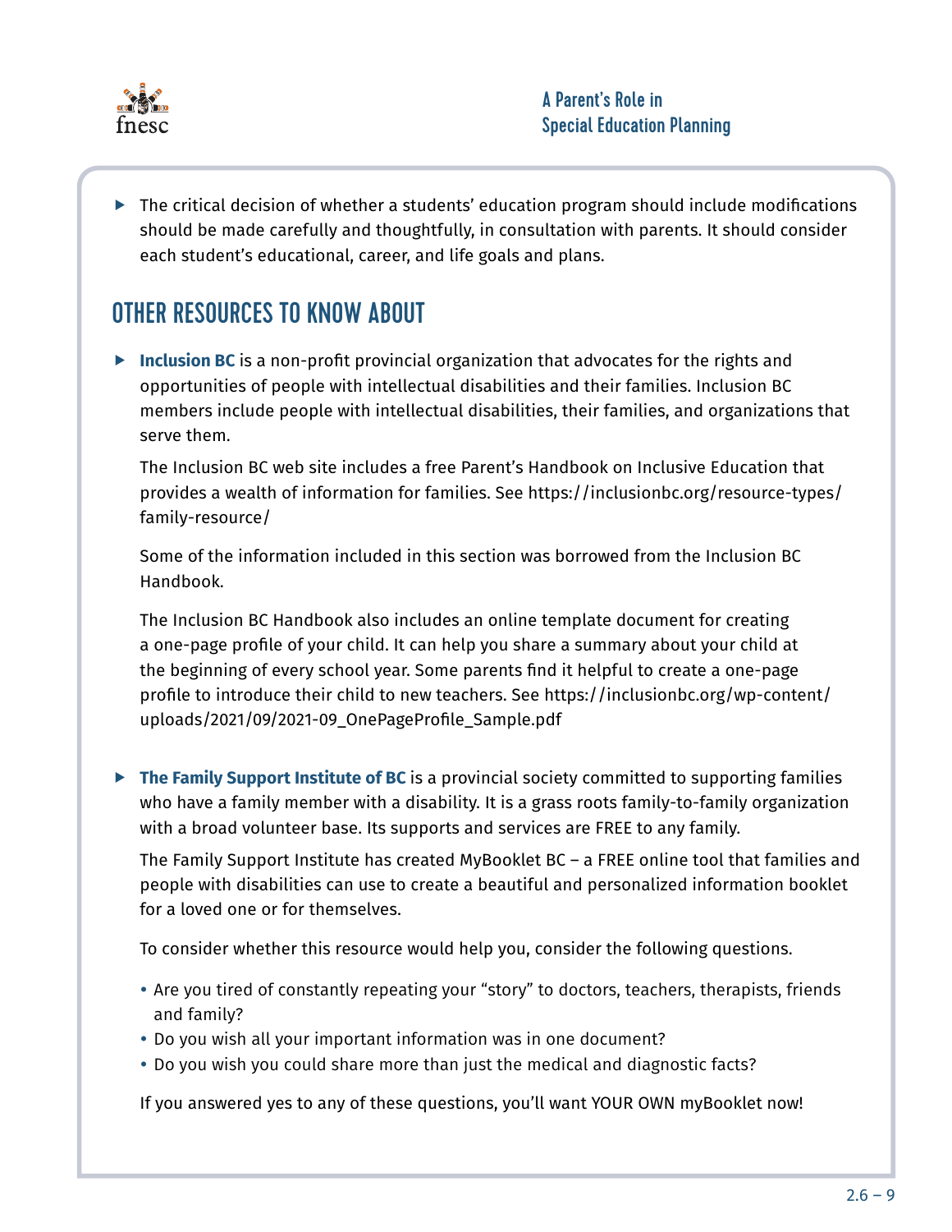- The critical decision of whether a students' education program should include modifications should be made carefully and thoughtfully, in consultation with parents. It should consider each student's educational, career, and life goals and plans.

## OTHER RESOURCES TO KNOW ABOUT

- **Inclusion BC** is a non-profit provincial organization that advocates for the rights and opportunities of people with intellectual disabilities and their families. Inclusion BC members include people with intellectual disabilities, their families, and organizations that serve them.

  The Inclusion BC web site includes a free Parent's Handbook on Inclusive Education that provides a wealth of information for families. See https://inclusionbc.org/resource-types/family-resource/

  Some of the information included in this section was borrowed from the Inclusion BC Handbook.

  The Inclusion BC Handbook also includes an online template document for creating a one-page profile of your child. It can help you share a summary about your child at the beginning of every school year. Some parents find it helpful to create a one-page profile to introduce their child to new teachers. See https://inclusionbc.org/wp-content/uploads/2021/09/2021-09_OnePageProfile_Sample.pdf

- **The Family Support Institute of BC** is a provincial society committed to supporting families who have a family member with a disability. It is a grass roots family-to-family organization with a broad volunteer base. Its supports and services are FREE to any family.

  The Family Support Institute has created MyBooklet BC – a FREE online tool that families and people with disabilities can use to create a beautiful and personalized information booklet for a loved one or for themselves.

  To consider whether this resource would help you, consider the following questions.

  - Are you tired of constantly repeating your "story" to doctors, teachers, therapists, friends and family?
  - Do you wish all your important information was in one document?
  - Do you wish you could share more than just the medical and diagnostic facts?

  If you answered yes to any of these questions, you'll want YOUR OWN myBooklet now!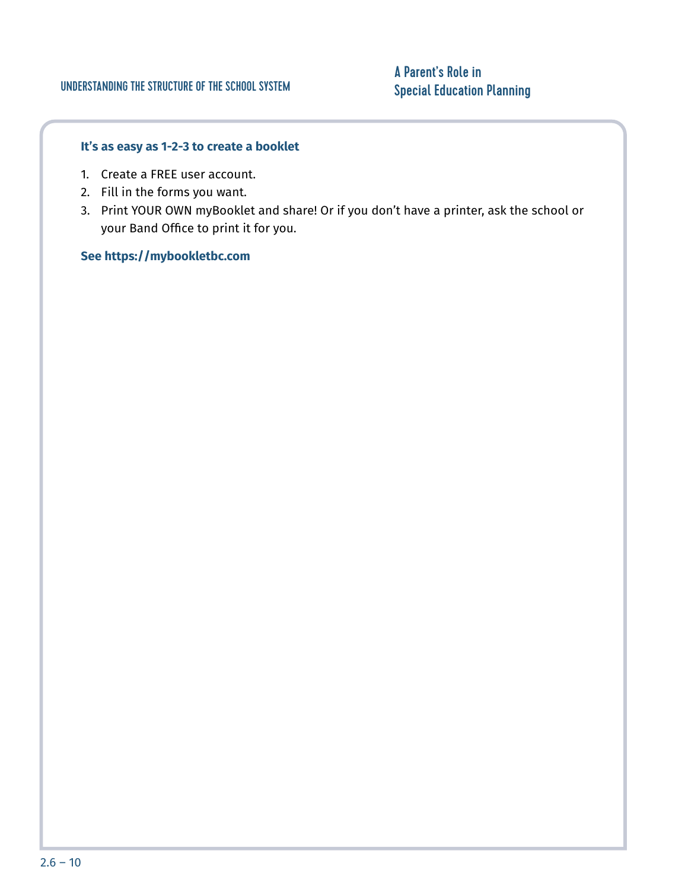**It's as easy as 1-2-3 to create a booklet**

1. Create a FREE user account.
2. Fill in the forms you want.
3. Print YOUR OWN myBooklet and share! Or if you don't have a printer, ask the school or your Band Office to print it for you.

**See https://mybookletbc.com**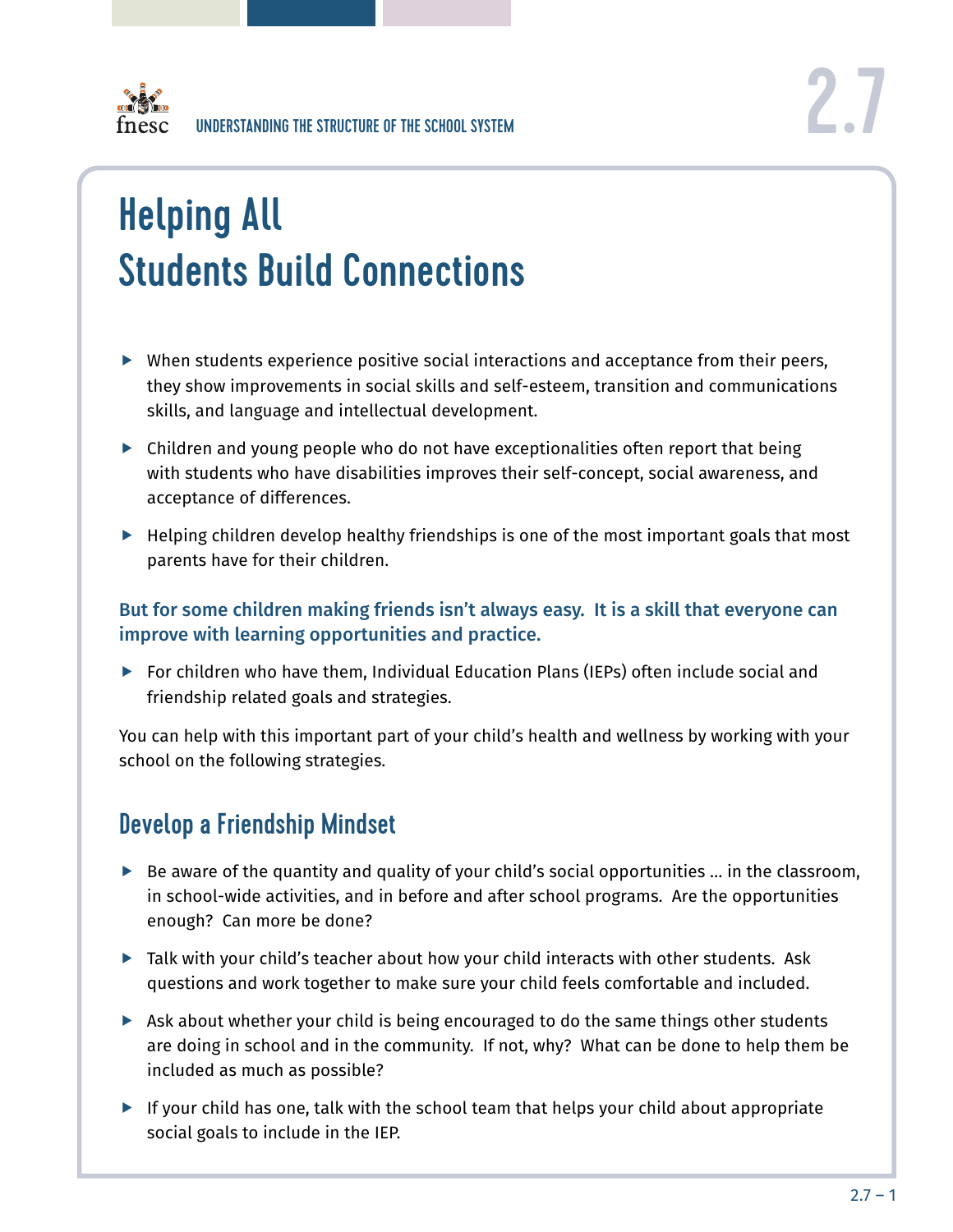# Helping All Students Build Connections

- When students experience positive social interactions and acceptance from their peers, they show improvements in social skills and self-esteem, transition and communications skills, and language and intellectual development.
- Children and young people who do not have exceptionalities often report that being with students who have disabilities improves their self-concept, social awareness, and acceptance of differences.
- Helping children develop healthy friendships is one of the most important goals that most parents have for their children.

**But for some children making friends isn't always easy. It is a skill that everyone can improve with learning opportunities and practice.**

- For children who have them, Individual Education Plans (IEPs) often include social and friendship related goals and strategies.

You can help with this important part of your child's health and wellness by working with your school on the following strategies.

## Develop a Friendship Mindset

- Be aware of the quantity and quality of your child's social opportunities … in the classroom, in school-wide activities, and in before and after school programs. Are the opportunities enough? Can more be done?
- Talk with your child's teacher about how your child interacts with other students. Ask questions and work together to make sure your child feels comfortable and included.
- Ask about whether your child is being encouraged to do the same things other students are doing in school and in the community. If not, why? What can be done to help them be included as much as possible?
- If your child has one, talk with the school team that helps your child about appropriate social goals to include in the IEP.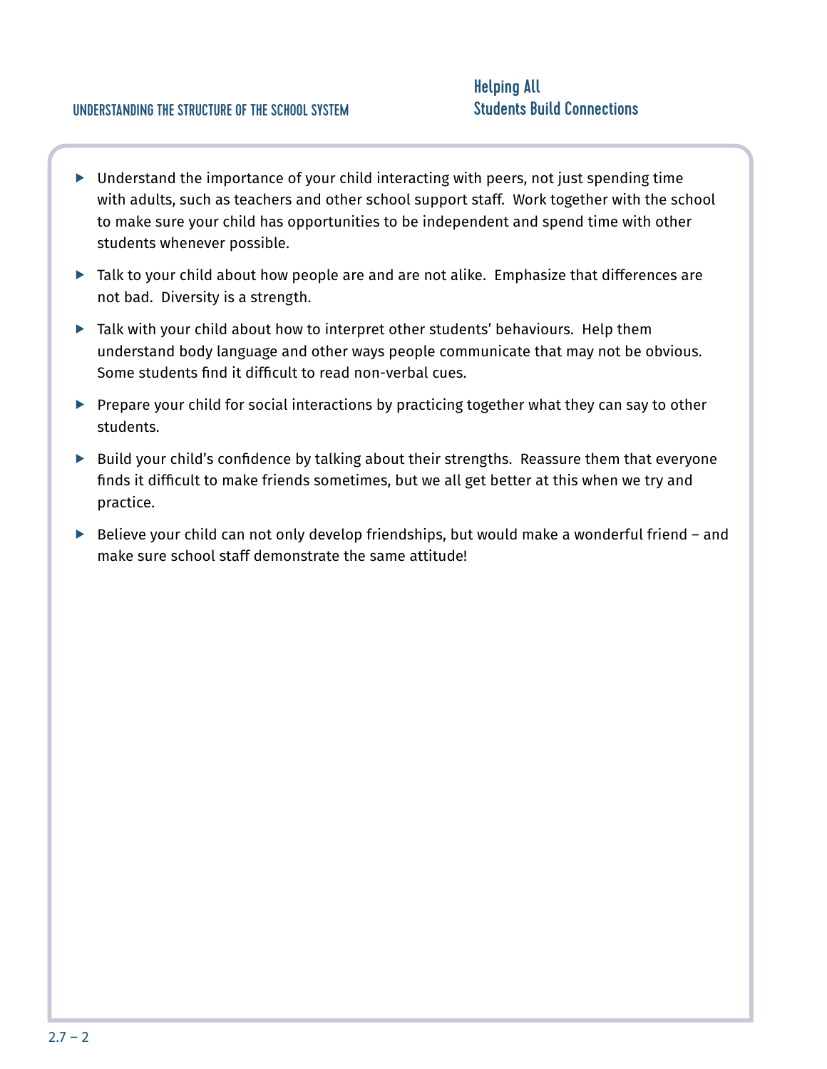- Understand the importance of your child interacting with peers, not just spending time with adults, such as teachers and other school support staff. Work together with the school to make sure your child has opportunities to be independent and spend time with other students whenever possible.
- Talk to your child about how people are and are not alike. Emphasize that differences are not bad. Diversity is a strength.
- Talk with your child about how to interpret other students' behaviours. Help them understand body language and other ways people communicate that may not be obvious. Some students find it difficult to read non-verbal cues.
- Prepare your child for social interactions by practicing together what they can say to other students.
- Build your child's confidence by talking about their strengths. Reassure them that everyone finds it difficult to make friends sometimes, but we all get better at this when we try and practice.
- Believe your child can not only develop friendships, but would make a wonderful friend – and make sure school staff demonstrate the same attitude!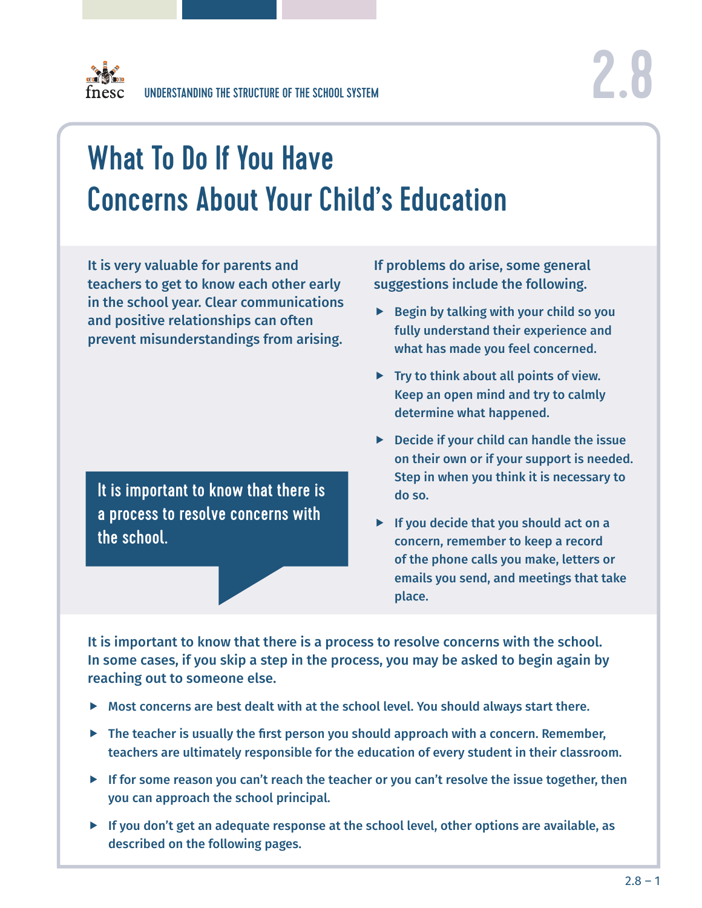# What To Do If You Have Concerns About Your Child's Education

**It is very valuable for parents and teachers to get to know each other early in the school year. Clear communications and positive relationships can often prevent misunderstandings from arising.**

**It is important to know that there is a process to resolve concerns with the school.**

**If problems do arise, some general suggestions include the following.**

- Begin by talking with your child so you fully understand their experience and what has made you feel concerned.
- Try to think about all points of view. Keep an open mind and try to calmly determine what happened.
- Decide if your child can handle the issue on their own or if your support is needed. Step in when you think it is necessary to do so.
- If you decide that you should act on a concern, remember to keep a record of the phone calls you make, letters or emails you send, and meetings that take place.

**It is important to know that there is a process to resolve concerns with the school. In some cases, if you skip a step in the process, you may be asked to begin again by reaching out to someone else.**

- Most concerns are best dealt with at the school level. You should always start there.
- The teacher is usually the first person you should approach with a concern. Remember, teachers are ultimately responsible for the education of every student in their classroom.
- If for some reason you can't reach the teacher or you can't resolve the issue together, then you can approach the school principal.
- If you don't get an adequate response at the school level, other options are available, as described on the following pages.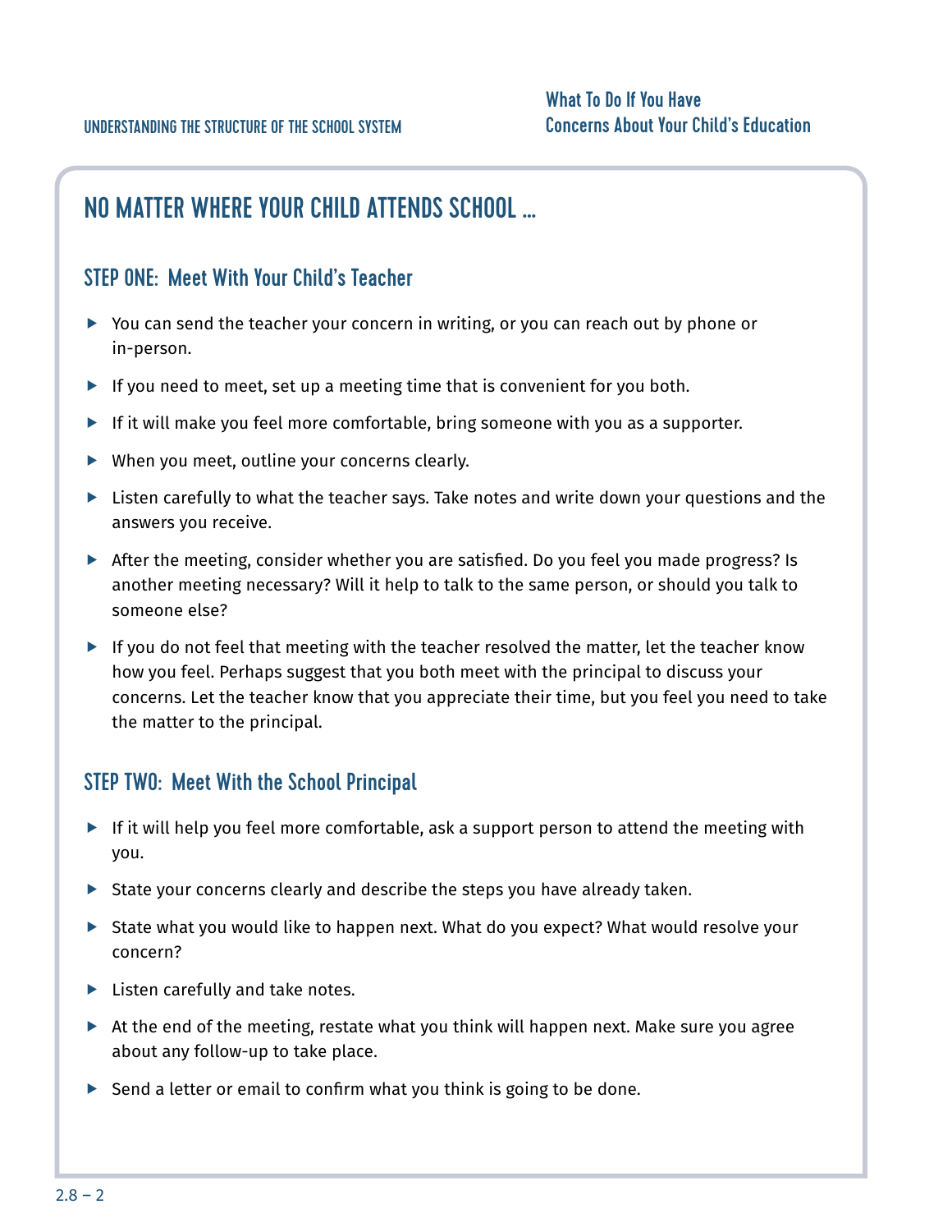## NO MATTER WHERE YOUR CHILD ATTENDS SCHOOL ...

### STEP ONE: Meet With Your Child's Teacher

- You can send the teacher your concern in writing, or you can reach out by phone or in-person.
- If you need to meet, set up a meeting time that is convenient for you both.
- If it will make you feel more comfortable, bring someone with you as a supporter.
- When you meet, outline your concerns clearly.
- Listen carefully to what the teacher says. Take notes and write down your questions and the answers you receive.
- After the meeting, consider whether you are satisfied. Do you feel you made progress? Is another meeting necessary? Will it help to talk to the same person, or should you talk to someone else?
- If you do not feel that meeting with the teacher resolved the matter, let the teacher know how you feel. Perhaps suggest that you both meet with the principal to discuss your concerns. Let the teacher know that you appreciate their time, but you feel you need to take the matter to the principal.

### STEP TWO: Meet With the School Principal

- If it will help you feel more comfortable, ask a support person to attend the meeting with you.
- State your concerns clearly and describe the steps you have already taken.
- State what you would like to happen next. What do you expect? What would resolve your concern?
- Listen carefully and take notes.
- At the end of the meeting, restate what you think will happen next. Make sure you agree about any follow-up to take place.
- Send a letter or email to confirm what you think is going to be done.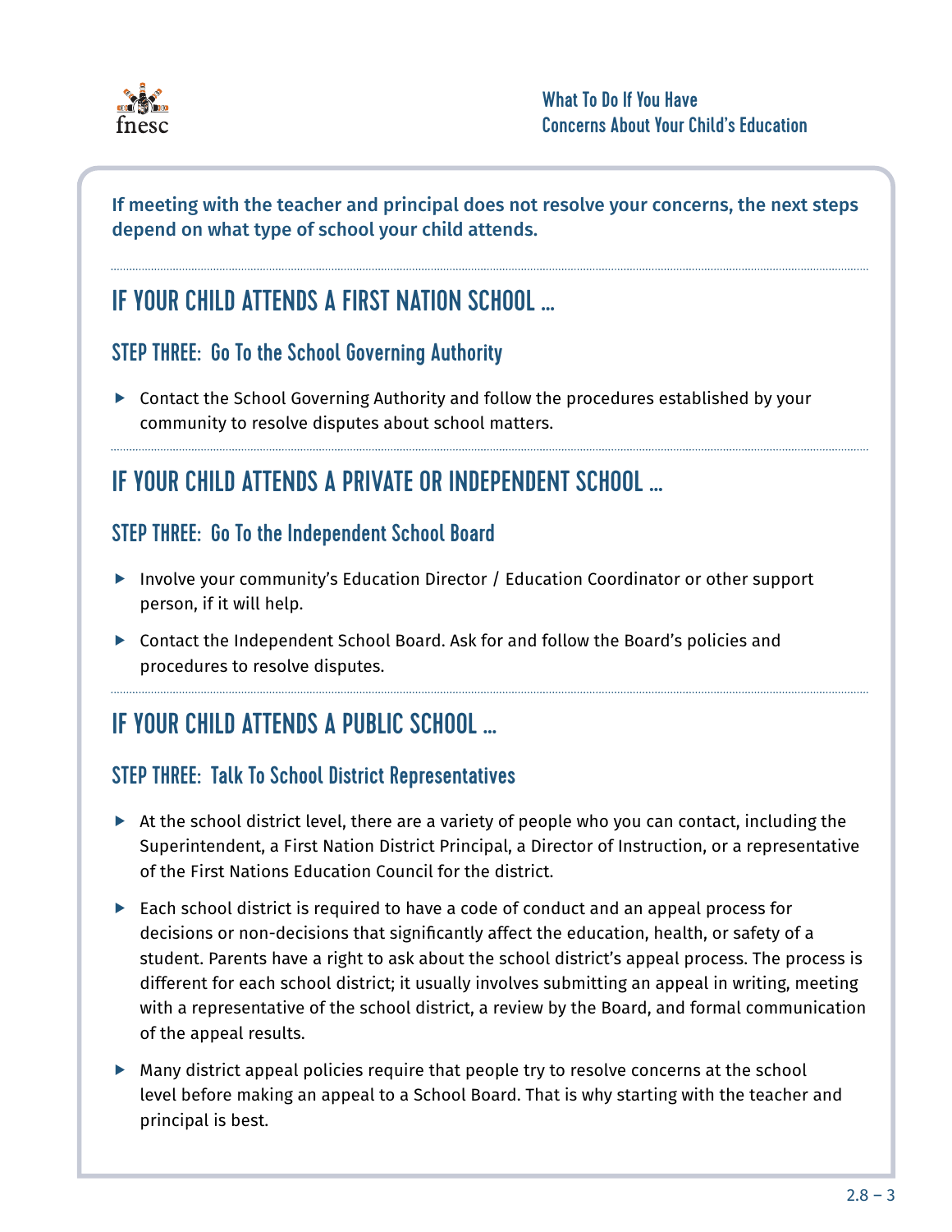**If meeting with the teacher and principal does not resolve your concerns, the next steps depend on what type of school your child attends.**

## IF YOUR CHILD ATTENDS A FIRST NATION SCHOOL ...

### STEP THREE: Go To the School Governing Authority

- Contact the School Governing Authority and follow the procedures established by your community to resolve disputes about school matters.

## IF YOUR CHILD ATTENDS A PRIVATE OR INDEPENDENT SCHOOL ...

### STEP THREE: Go To the Independent School Board

- Involve your community's Education Director / Education Coordinator or other support person, if it will help.
- Contact the Independent School Board. Ask for and follow the Board's policies and procedures to resolve disputes.

## IF YOUR CHILD ATTENDS A PUBLIC SCHOOL ...

### STEP THREE: Talk To School District Representatives

- At the school district level, there are a variety of people who you can contact, including the Superintendent, a First Nation District Principal, a Director of Instruction, or a representative of the First Nations Education Council for the district.
- Each school district is required to have a code of conduct and an appeal process for decisions or non-decisions that significantly affect the education, health, or safety of a student. Parents have a right to ask about the school district's appeal process. The process is different for each school district; it usually involves submitting an appeal in writing, meeting with a representative of the school district, a review by the Board, and formal communication of the appeal results.
- Many district appeal policies require that people try to resolve concerns at the school level before making an appeal to a School Board. That is why starting with the teacher and principal is best.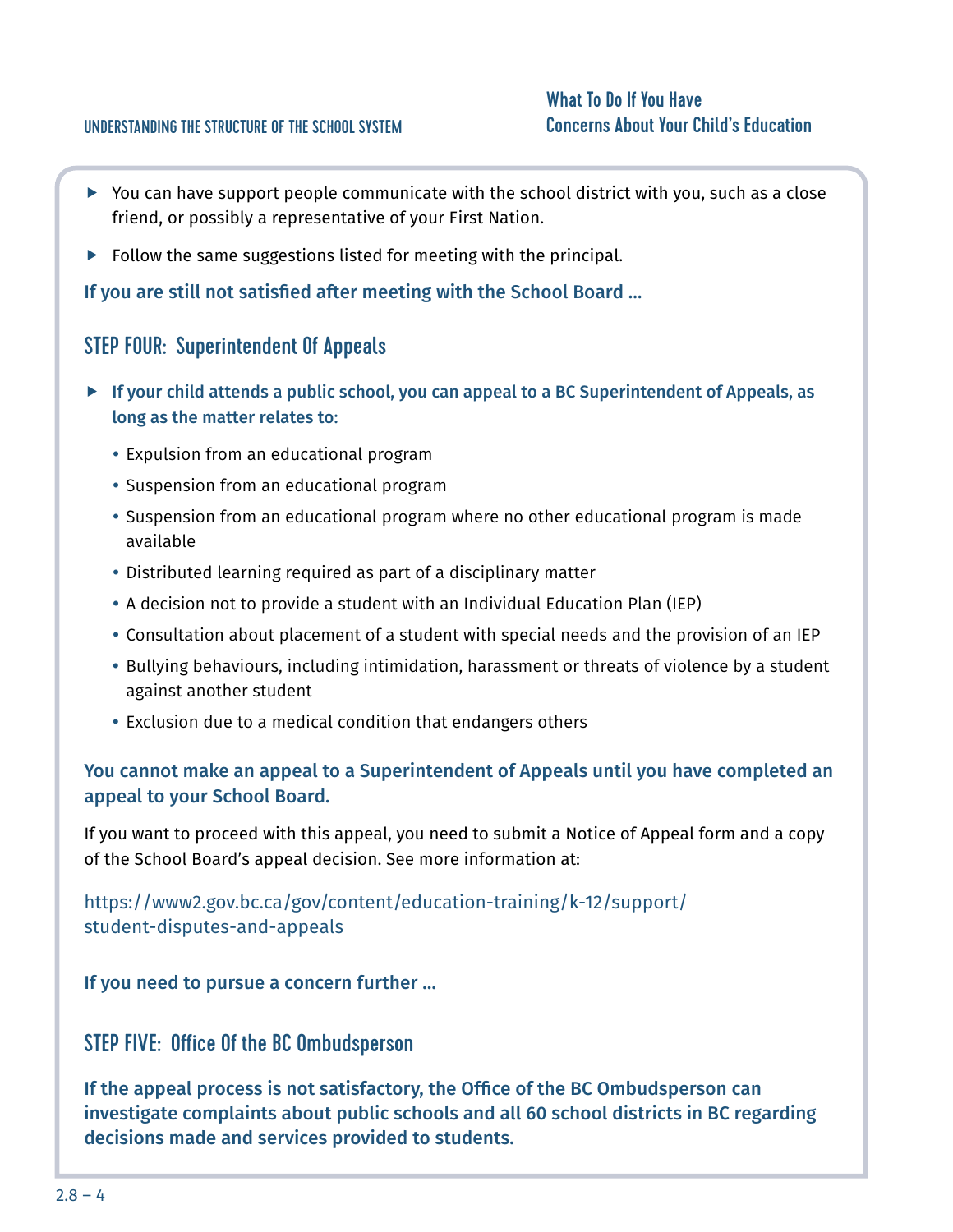- You can have support people communicate with the school district with you, such as a close friend, or possibly a representative of your First Nation.
- Follow the same suggestions listed for meeting with the principal.

**If you are still not satisfied after meeting with the School Board ...**

## STEP FOUR: Superintendent Of Appeals

- **If your child attends a public school, you can appeal to a BC Superintendent of Appeals, as long as the matter relates to:**
  - Expulsion from an educational program
  - Suspension from an educational program
  - Suspension from an educational program where no other educational program is made available
  - Distributed learning required as part of a disciplinary matter
  - A decision not to provide a student with an Individual Education Plan (IEP)
  - Consultation about placement of a student with special needs and the provision of an IEP
  - Bullying behaviours, including intimidation, harassment or threats of violence by a student against another student
  - Exclusion due to a medical condition that endangers others

**You cannot make an appeal to a Superintendent of Appeals until you have completed an appeal to your School Board.**

If you want to proceed with this appeal, you need to submit a Notice of Appeal form and a copy of the School Board's appeal decision. See more information at:

https://www2.gov.bc.ca/gov/content/education-training/k-12/support/student-disputes-and-appeals

**If you need to pursue a concern further ...**

## STEP FIVE: Office Of the BC Ombudsperson

**If the appeal process is not satisfactory, the Office of the BC Ombudsperson can investigate complaints about public schools and all 60 school districts in BC regarding decisions made and services provided to students.**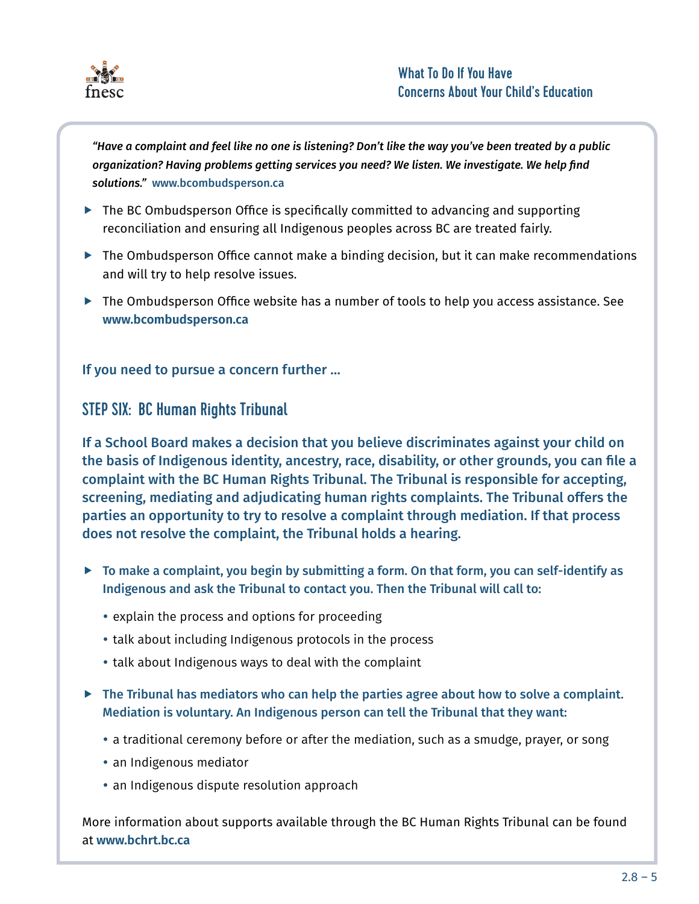*"Have a complaint and feel like no one is listening? Don't like the way you've been treated by a public organization? Having problems getting services you need? We listen. We investigate. We help find solutions."* **www.bcombudsperson.ca**

- The BC Ombudsperson Office is specifically committed to advancing and supporting reconciliation and ensuring all Indigenous peoples across BC are treated fairly.
- The Ombudsperson Office cannot make a binding decision, but it can make recommendations and will try to help resolve issues.
- The Ombudsperson Office website has a number of tools to help you access assistance. See **www.bcombudsperson.ca**

**If you need to pursue a concern further ...**

## STEP SIX: BC Human Rights Tribunal

**If a School Board makes a decision that you believe discriminates against your child on the basis of Indigenous identity, ancestry, race, disability, or other grounds, you can file a complaint with the BC Human Rights Tribunal. The Tribunal is responsible for accepting, screening, mediating and adjudicating human rights complaints. The Tribunal offers the parties an opportunity to try to resolve a complaint through mediation. If that process does not resolve the complaint, the Tribunal holds a hearing.**

- **To make a complaint, you begin by submitting a form. On that form, you can self-identify as Indigenous and ask the Tribunal to contact you. Then the Tribunal will call to:**
  - explain the process and options for proceeding
  - talk about including Indigenous protocols in the process
  - talk about Indigenous ways to deal with the complaint
- **The Tribunal has mediators who can help the parties agree about how to solve a complaint. Mediation is voluntary. An Indigenous person can tell the Tribunal that they want:**
  - a traditional ceremony before or after the mediation, such as a smudge, prayer, or song
  - an Indigenous mediator
  - an Indigenous dispute resolution approach

More information about supports available through the BC Human Rights Tribunal can be found at **www.bchrt.bc.ca**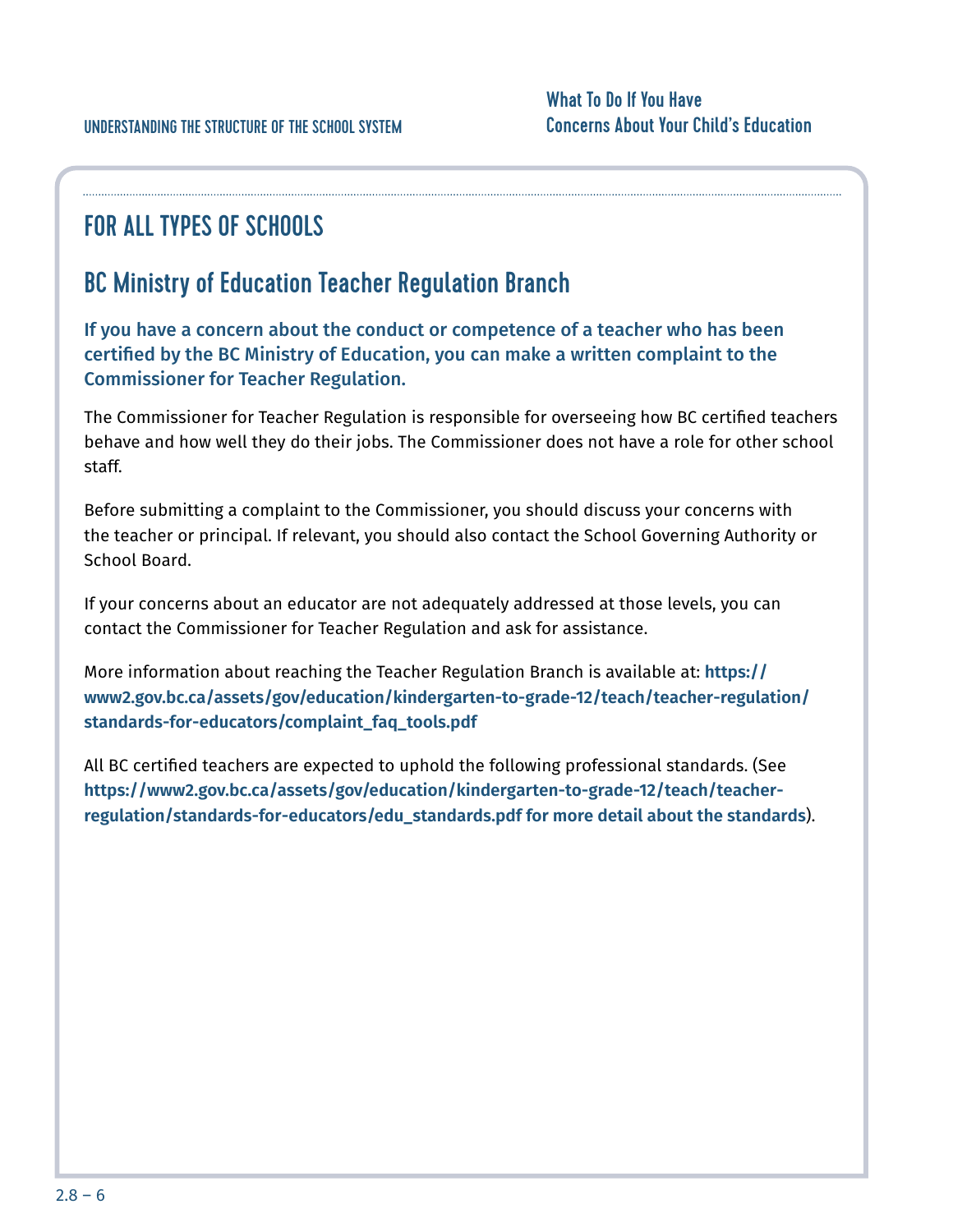## FOR ALL TYPES OF SCHOOLS

### BC Ministry of Education Teacher Regulation Branch

**If you have a concern about the conduct or competence of a teacher who has been certified by the BC Ministry of Education, you can make a written complaint to the Commissioner for Teacher Regulation.**

The Commissioner for Teacher Regulation is responsible for overseeing how BC certified teachers behave and how well they do their jobs. The Commissioner does not have a role for other school staff.

Before submitting a complaint to the Commissioner, you should discuss your concerns with the teacher or principal. If relevant, you should also contact the School Governing Authority or School Board.

If your concerns about an educator are not adequately addressed at those levels, you can contact the Commissioner for Teacher Regulation and ask for assistance.

More information about reaching the Teacher Regulation Branch is available at: **https://www2.gov.bc.ca/assets/gov/education/kindergarten-to-grade-12/teach/teacher-regulation/standards-for-educators/complaint_faq_tools.pdf**

All BC certified teachers are expected to uphold the following professional standards. (See **https://www2.gov.bc.ca/assets/gov/education/kindergarten-to-grade-12/teach/teacher-regulation/standards-for-educators/edu_standards.pdf for more detail about the standards**).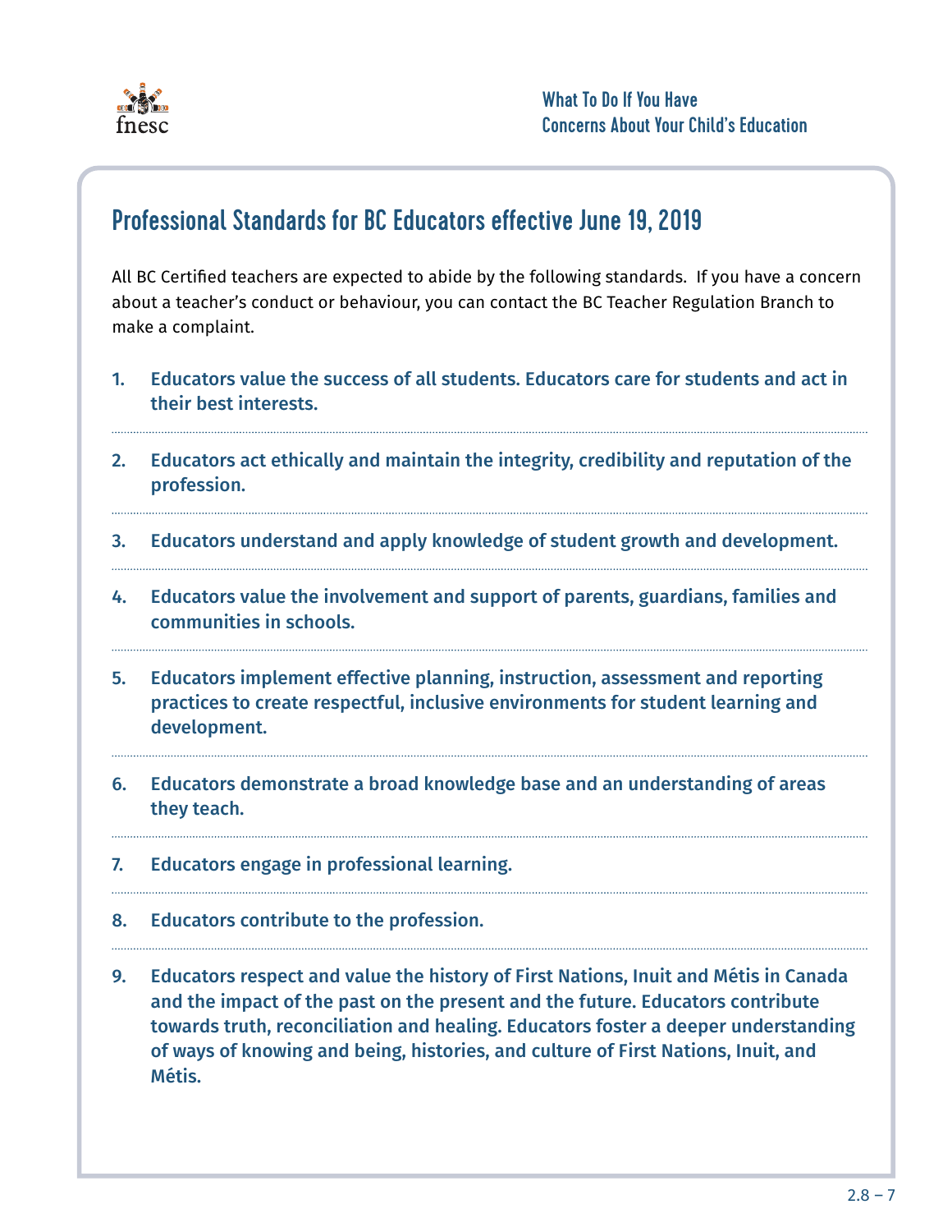## Professional Standards for BC Educators effective June 19, 2019

All BC Certified teachers are expected to abide by the following standards. If you have a concern about a teacher's conduct or behaviour, you can contact the BC Teacher Regulation Branch to make a complaint.

1. **Educators value the success of all students. Educators care for students and act in their best interests.**

2. **Educators act ethically and maintain the integrity, credibility and reputation of the profession.**

3. **Educators understand and apply knowledge of student growth and development.**

4. **Educators value the involvement and support of parents, guardians, families and communities in schools.**

5. **Educators implement effective planning, instruction, assessment and reporting practices to create respectful, inclusive environments for student learning and development.**

6. **Educators demonstrate a broad knowledge base and an understanding of areas they teach.**

7. **Educators engage in professional learning.**

8. **Educators contribute to the profession.**

9. **Educators respect and value the history of First Nations, Inuit and Métis in Canada and the impact of the past on the present and the future. Educators contribute towards truth, reconciliation and healing. Educators foster a deeper understanding of ways of knowing and being, histories, and culture of First Nations, Inuit, and Métis.**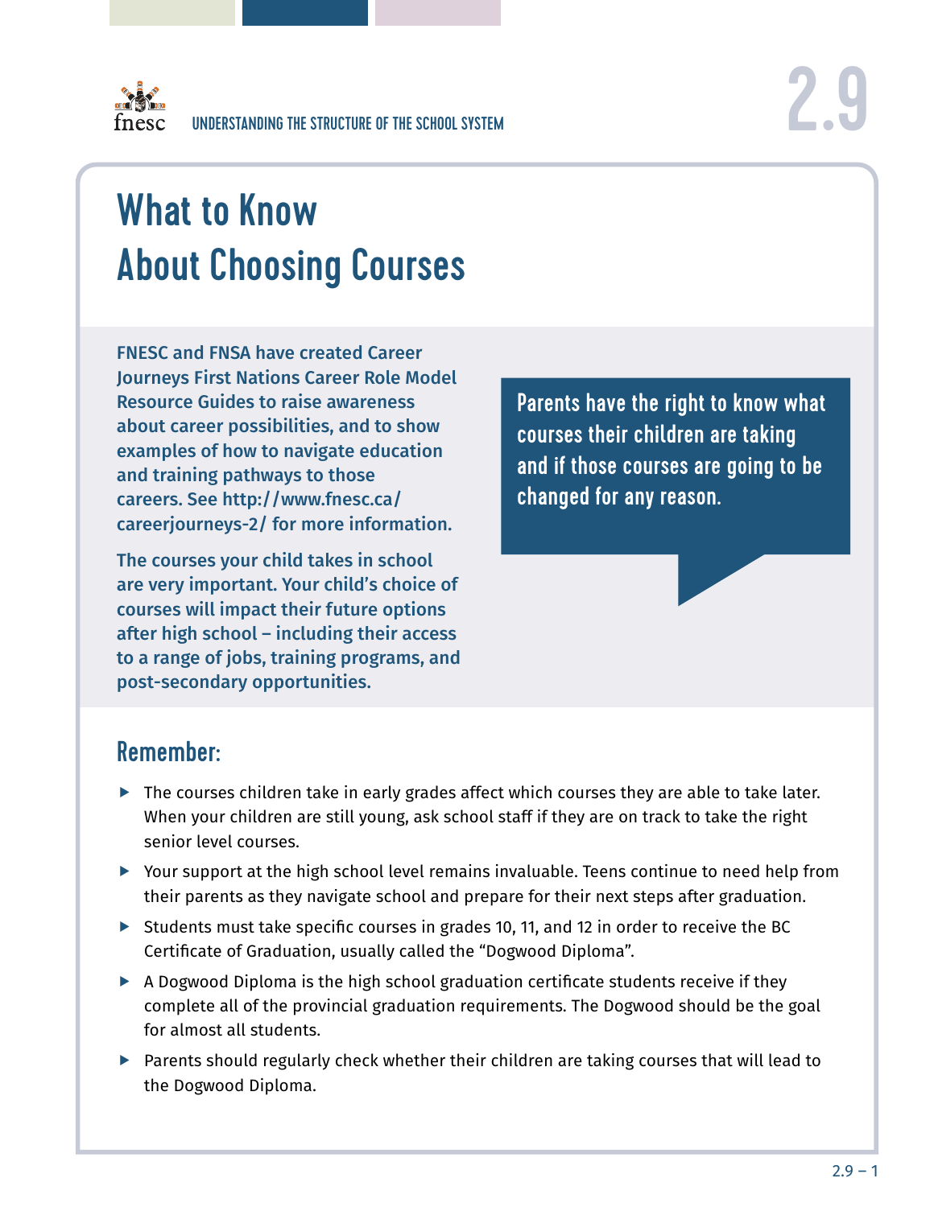UNDERSTANDING THE STRUCTURE OF THE SCHOOL SYSTEM

# 2.9

# What to Know About Choosing Courses

**FNESC and FNSA have created Career Journeys First Nations Career Role Model Resource Guides to raise awareness about career possibilities, and to show examples of how to navigate education and training pathways to those careers. See http://www.fnesc.ca/careerjourneys-2/ for more information.**

**The courses your child takes in school are very important. Your child's choice of courses will impact their future options after high school – including their access to a range of jobs, training programs, and post-secondary opportunities.**

> **Parents have the right to know what courses their children are taking and if those courses are going to be changed for any reason.**

## Remember:

- The courses children take in early grades affect which courses they are able to take later. When your children are still young, ask school staff if they are on track to take the right senior level courses.
- Your support at the high school level remains invaluable. Teens continue to need help from their parents as they navigate school and prepare for their next steps after graduation.
- Students must take specific courses in grades 10, 11, and 12 in order to receive the BC Certificate of Graduation, usually called the "Dogwood Diploma".
- A Dogwood Diploma is the high school graduation certificate students receive if they complete all of the provincial graduation requirements. The Dogwood should be the goal for almost all students.
- Parents should regularly check whether their children are taking courses that will lead to the Dogwood Diploma.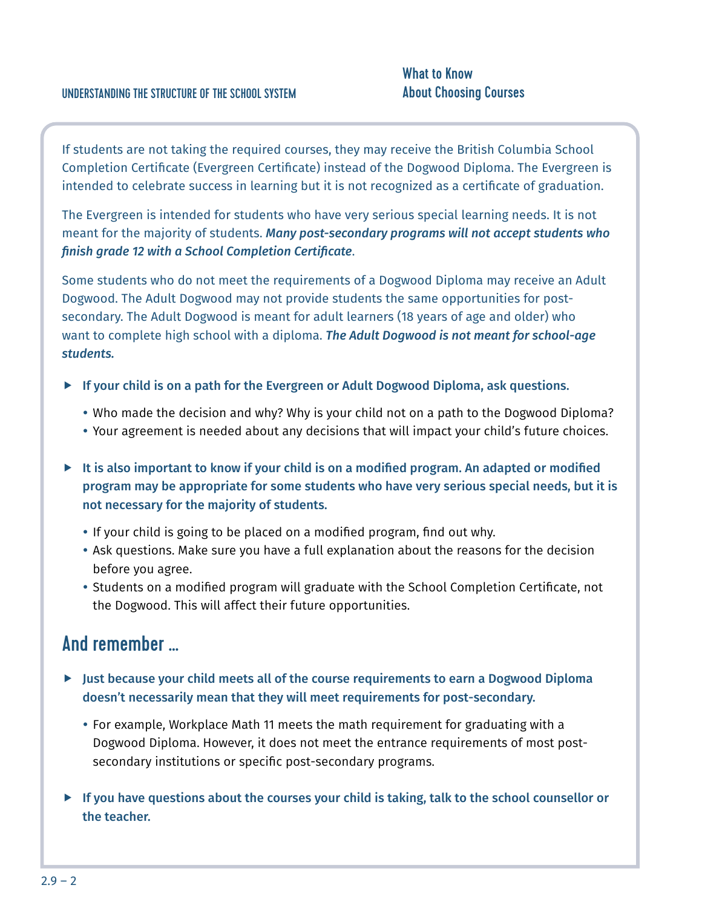If students are not taking the required courses, they may receive the British Columbia School Completion Certificate (Evergreen Certificate) instead of the Dogwood Diploma. The Evergreen is intended to celebrate success in learning but it is not recognized as a certificate of graduation.

The Evergreen is intended for students who have very serious special learning needs. It is not meant for the majority of students. ***Many post-secondary programs will not accept students who finish grade 12 with a School Completion Certificate***.

Some students who do not meet the requirements of a Dogwood Diploma may receive an Adult Dogwood. The Adult Dogwood may not provide students the same opportunities for post-secondary. The Adult Dogwood is meant for adult learners (18 years of age and older) who want to complete high school with a diploma. ***The Adult Dogwood is not meant for school-age students.***

- **If your child is on a path for the Evergreen or Adult Dogwood Diploma, ask questions.**
  - Who made the decision and why? Why is your child not on a path to the Dogwood Diploma?
  - Your agreement is needed about any decisions that will impact your child's future choices.

- **It is also important to know if your child is on a modified program. An adapted or modified program may be appropriate for some students who have very serious special needs, but it is not necessary for the majority of students.**
  - If your child is going to be placed on a modified program, find out why.
  - Ask questions. Make sure you have a full explanation about the reasons for the decision before you agree.
  - Students on a modified program will graduate with the School Completion Certificate, not the Dogwood. This will affect their future opportunities.

## And remember ...

- **Just because your child meets all of the course requirements to earn a Dogwood Diploma doesn't necessarily mean that they will meet requirements for post-secondary.**
  - For example, Workplace Math 11 meets the math requirement for graduating with a Dogwood Diploma. However, it does not meet the entrance requirements of most post-secondary institutions or specific post-secondary programs.

- **If you have questions about the courses your child is taking, talk to the school counsellor or the teacher.**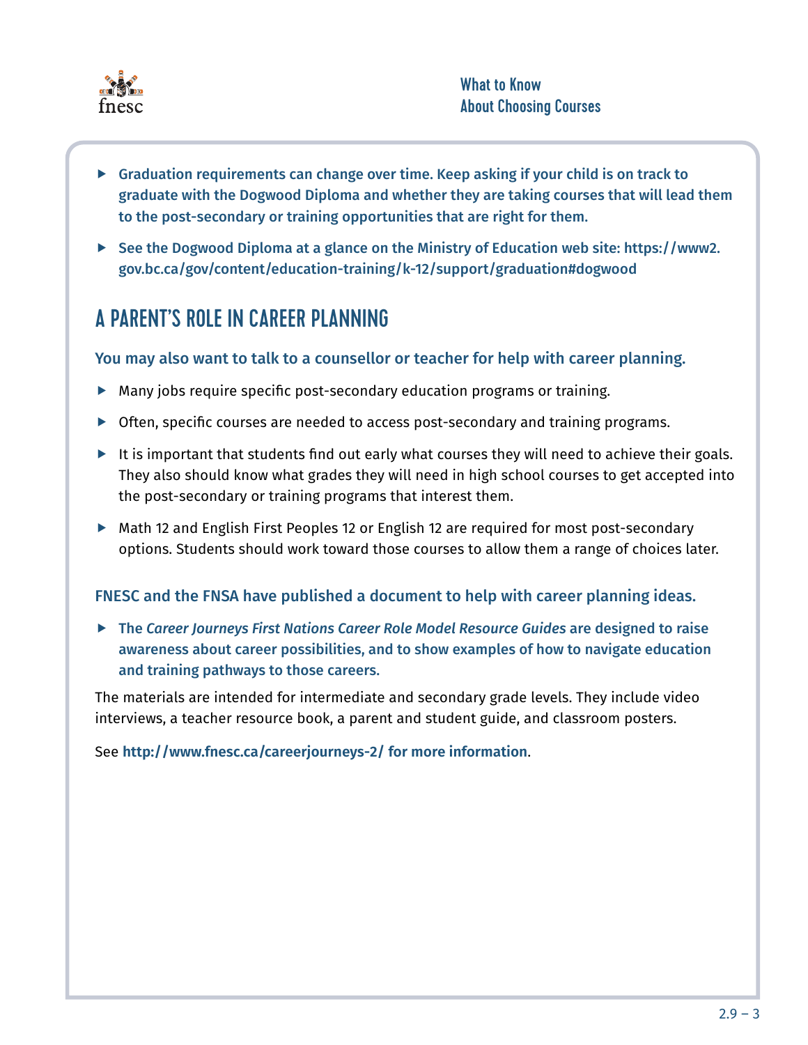- **Graduation requirements can change over time. Keep asking if your child is on track to graduate with the Dogwood Diploma and whether they are taking courses that will lead them to the post-secondary or training opportunities that are right for them.**
- **See the Dogwood Diploma at a glance on the Ministry of Education web site: https://www2.gov.bc.ca/gov/content/education-training/k-12/support/graduation#dogwood**

## A PARENT'S ROLE IN CAREER PLANNING

**You may also want to talk to a counsellor or teacher for help with career planning.**

- Many jobs require specific post-secondary education programs or training.
- Often, specific courses are needed to access post-secondary and training programs.
- It is important that students find out early what courses they will need to achieve their goals. They also should know what grades they will need in high school courses to get accepted into the post-secondary or training programs that interest them.
- Math 12 and English First Peoples 12 or English 12 are required for most post-secondary options. Students should work toward those courses to allow them a range of choices later.

**FNESC and the FNSA have published a document to help with career planning ideas.**

- **The *Career Journeys First Nations Career Role Model Resource Guides* are designed to raise awareness about career possibilities, and to show examples of how to navigate education and training pathways to those careers.**

The materials are intended for intermediate and secondary grade levels. They include video interviews, a teacher resource book, a parent and student guide, and classroom posters.

See **http://www.fnesc.ca/careerjourneys-2/ for more information**.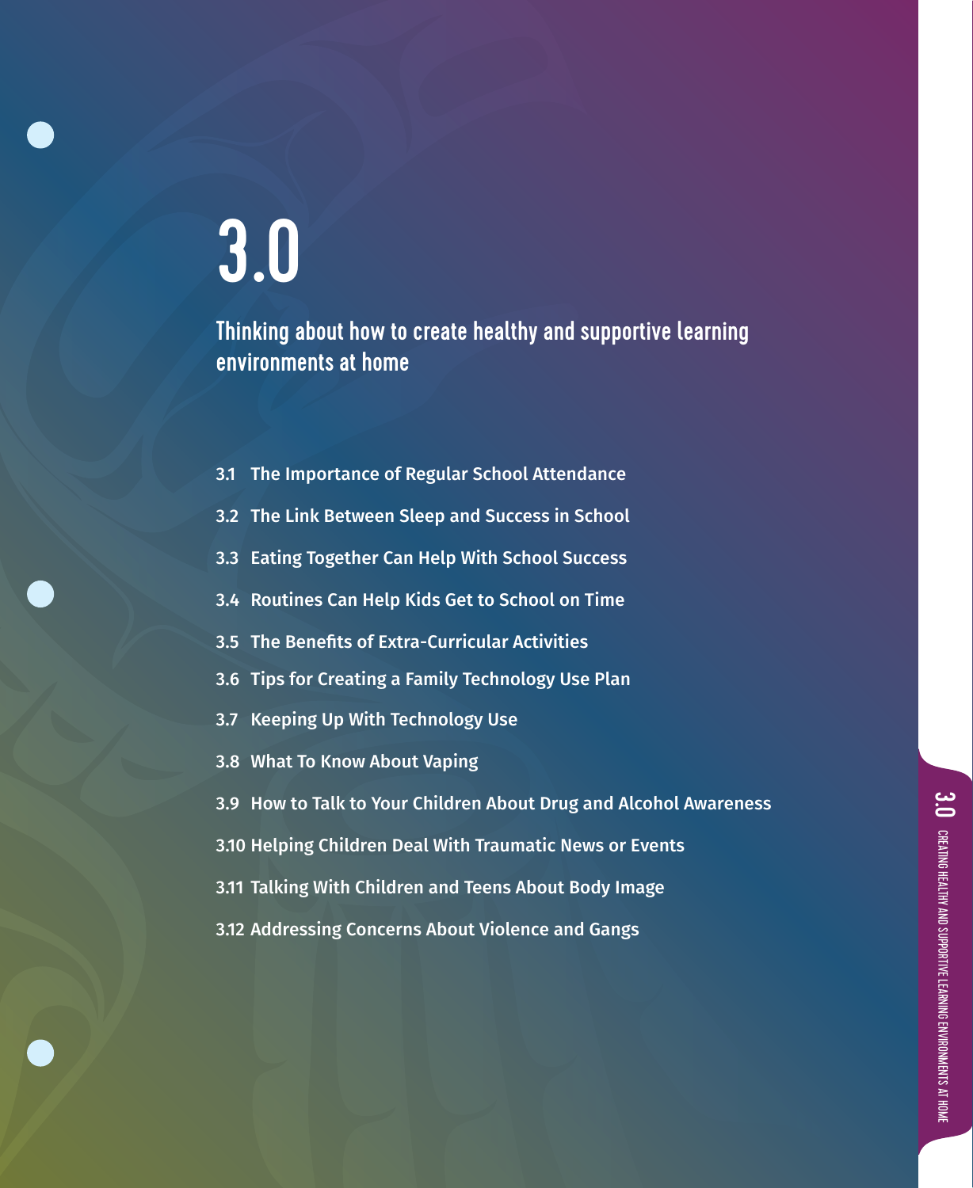# 3.0

## Thinking about how to create healthy and supportive learning environments at home

- 3.1 The Importance of Regular School Attendance
- 3.2 The Link Between Sleep and Success in School
- 3.3 Eating Together Can Help With School Success
- 3.4 Routines Can Help Kids Get to School on Time
- 3.5 The Benefits of Extra-Curricular Activities
- 3.6 Tips for Creating a Family Technology Use Plan
- 3.7 Keeping Up With Technology Use
- 3.8 What To Know About Vaping
- 3.9 How to Talk to Your Children About Drug and Alcohol Awareness
- 3.10 Helping Children Deal With Traumatic News or Events
- 3.11 Talking With Children and Teens About Body Image
- 3.12 Addressing Concerns About Violence and Gangs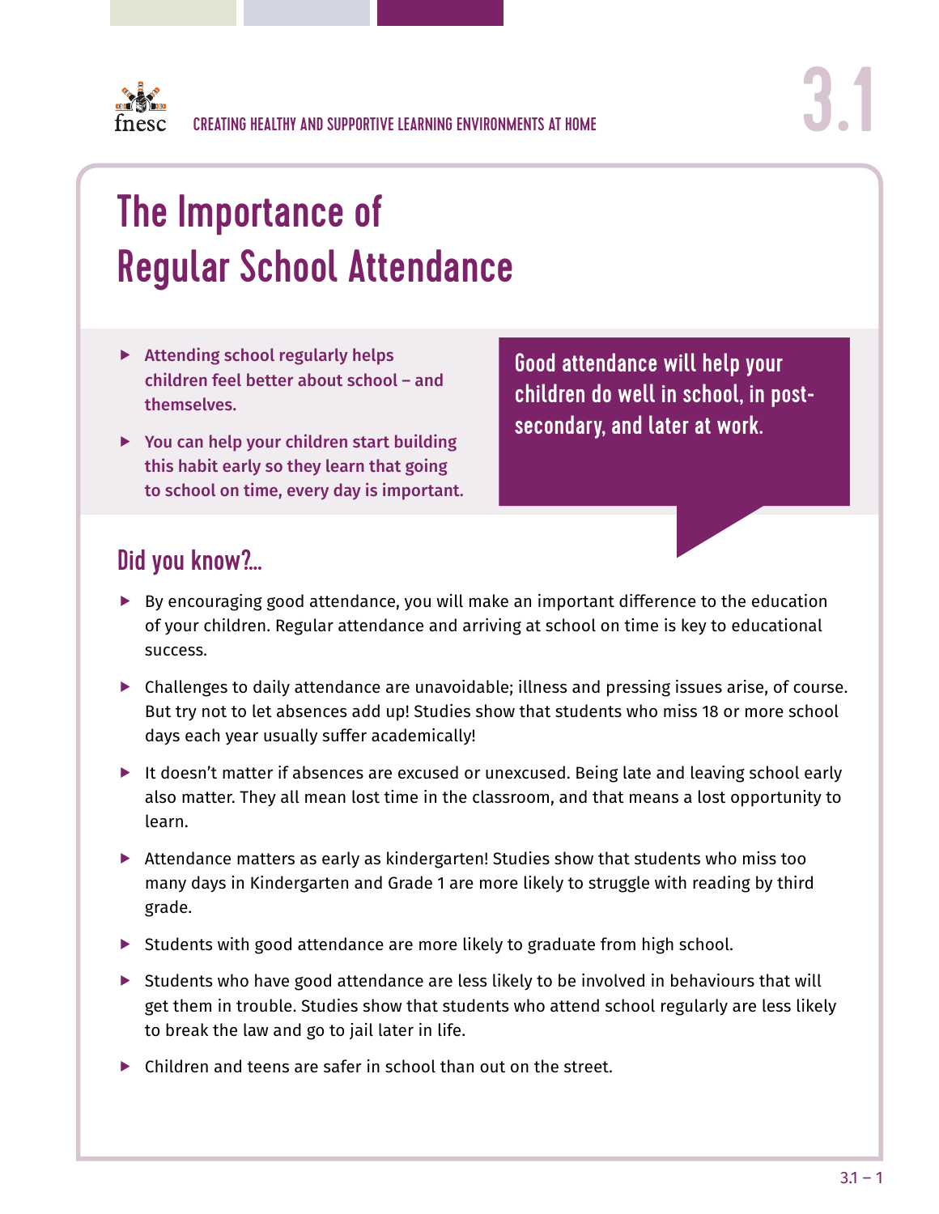CREATING HEALTHY AND SUPPORTIVE LEARNING ENVIRONMENTS AT HOME

3.1

# The Importance of Regular School Attendance

- **Attending school regularly helps children feel better about school – and themselves.**
- **You can help your children start building this habit early so they learn that going to school on time, every day is important.**

**Good attendance will help your children do well in school, in post-secondary, and later at work.**

## Did you know?...

- By encouraging good attendance, you will make an important difference to the education of your children. Regular attendance and arriving at school on time is key to educational success.
- Challenges to daily attendance are unavoidable; illness and pressing issues arise, of course. But try not to let absences add up! Studies show that students who miss 18 or more school days each year usually suffer academically!
- It doesn't matter if absences are excused or unexcused. Being late and leaving school early also matter. They all mean lost time in the classroom, and that means a lost opportunity to learn.
- Attendance matters as early as kindergarten! Studies show that students who miss too many days in Kindergarten and Grade 1 are more likely to struggle with reading by third grade.
- Students with good attendance are more likely to graduate from high school.
- Students who have good attendance are less likely to be involved in behaviours that will get them in trouble. Studies show that students who attend school regularly are less likely to break the law and go to jail later in life.
- Children and teens are safer in school than out on the street.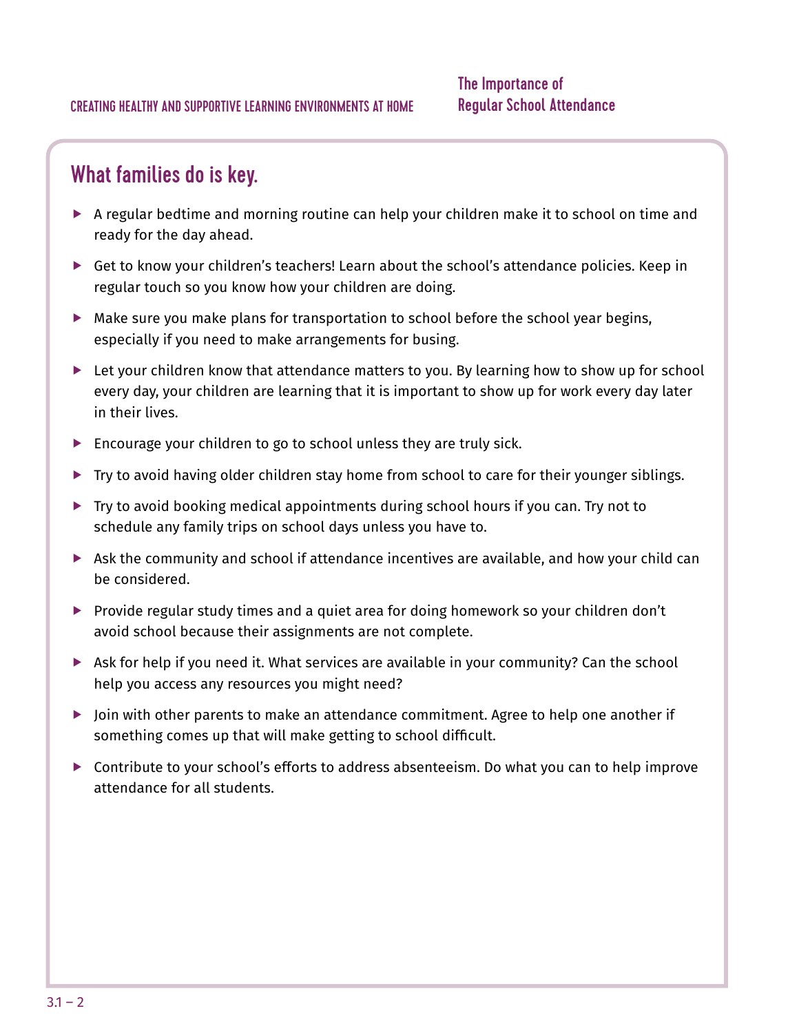## What families do is key.

- A regular bedtime and morning routine can help your children make it to school on time and ready for the day ahead.
- Get to know your children's teachers! Learn about the school's attendance policies. Keep in regular touch so you know how your children are doing.
- Make sure you make plans for transportation to school before the school year begins, especially if you need to make arrangements for busing.
- Let your children know that attendance matters to you. By learning how to show up for school every day, your children are learning that it is important to show up for work every day later in their lives.
- Encourage your children to go to school unless they are truly sick.
- Try to avoid having older children stay home from school to care for their younger siblings.
- Try to avoid booking medical appointments during school hours if you can. Try not to schedule any family trips on school days unless you have to.
- Ask the community and school if attendance incentives are available, and how your child can be considered.
- Provide regular study times and a quiet area for doing homework so your children don't avoid school because their assignments are not complete.
- Ask for help if you need it. What services are available in your community? Can the school help you access any resources you might need?
- Join with other parents to make an attendance commitment. Agree to help one another if something comes up that will make getting to school difficult.
- Contribute to your school's efforts to address absenteeism. Do what you can to help improve attendance for all students.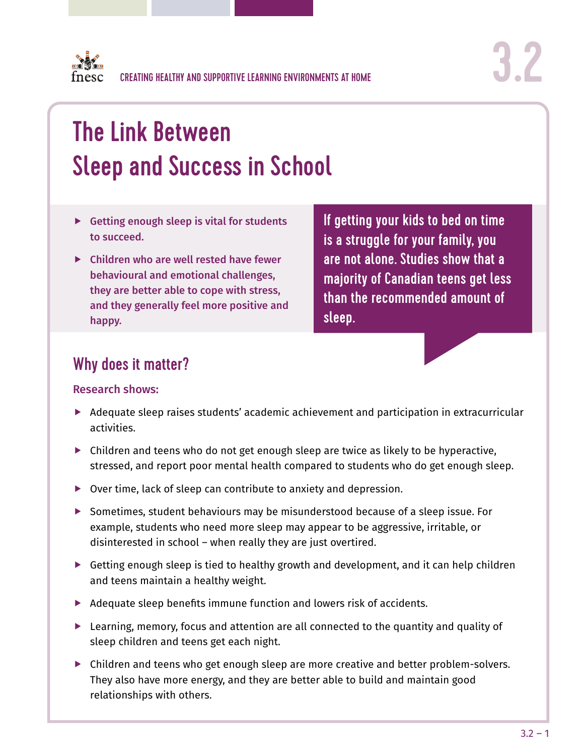CREATING HEALTHY AND SUPPORTIVE LEARNING ENVIRONMENTS AT HOME

3.2

# The Link Between Sleep and Success in School

- **Getting enough sleep is vital for students to succeed.**
- **Children who are well rested have fewer behavioural and emotional challenges, they are better able to cope with stress, and they generally feel more positive and happy.**

**If getting your kids to bed on time is a struggle for your family, you are not alone. Studies show that a majority of Canadian teens get less than the recommended amount of sleep.**

## Why does it matter?

**Research shows:**

- Adequate sleep raises students' academic achievement and participation in extracurricular activities.
- Children and teens who do not get enough sleep are twice as likely to be hyperactive, stressed, and report poor mental health compared to students who do get enough sleep.
- Over time, lack of sleep can contribute to anxiety and depression.
- Sometimes, student behaviours may be misunderstood because of a sleep issue. For example, students who need more sleep may appear to be aggressive, irritable, or disinterested in school – when really they are just overtired.
- Getting enough sleep is tied to healthy growth and development, and it can help children and teens maintain a healthy weight.
- Adequate sleep benefits immune function and lowers risk of accidents.
- Learning, memory, focus and attention are all connected to the quantity and quality of sleep children and teens get each night.
- Children and teens who get enough sleep are more creative and better problem-solvers. They also have more energy, and they are better able to build and maintain good relationships with others.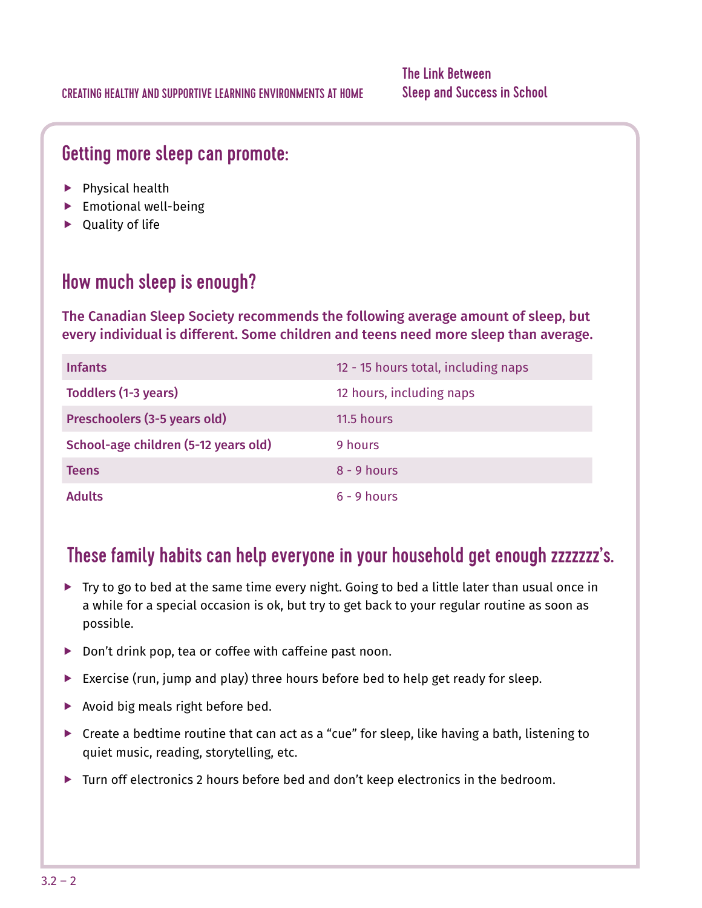## Getting more sleep can promote:

- Physical health
- Emotional well-being
- Quality of life

## How much sleep is enough?

**The Canadian Sleep Society recommends the following average amount of sleep, but every individual is different. Some children and teens need more sleep than average.**

| | |
|---|---|
| **Infants** | 12 - 15 hours total, including naps |
| **Toddlers (1-3 years)** | 12 hours, including naps |
| **Preschoolers (3-5 years old)** | 11.5 hours |
| **School-age children (5-12 years old)** | 9 hours |
| **Teens** | 8 - 9 hours |
| **Adults** | 6 - 9 hours |

## These family habits can help everyone in your household get enough zzzzzzz's.

- Try to go to bed at the same time every night. Going to bed a little later than usual once in a while for a special occasion is ok, but try to get back to your regular routine as soon as possible.
- Don't drink pop, tea or coffee with caffeine past noon.
- Exercise (run, jump and play) three hours before bed to help get ready for sleep.
- Avoid big meals right before bed.
- Create a bedtime routine that can act as a "cue" for sleep, like having a bath, listening to quiet music, reading, storytelling, etc.
- Turn off electronics 2 hours before bed and don't keep electronics in the bedroom.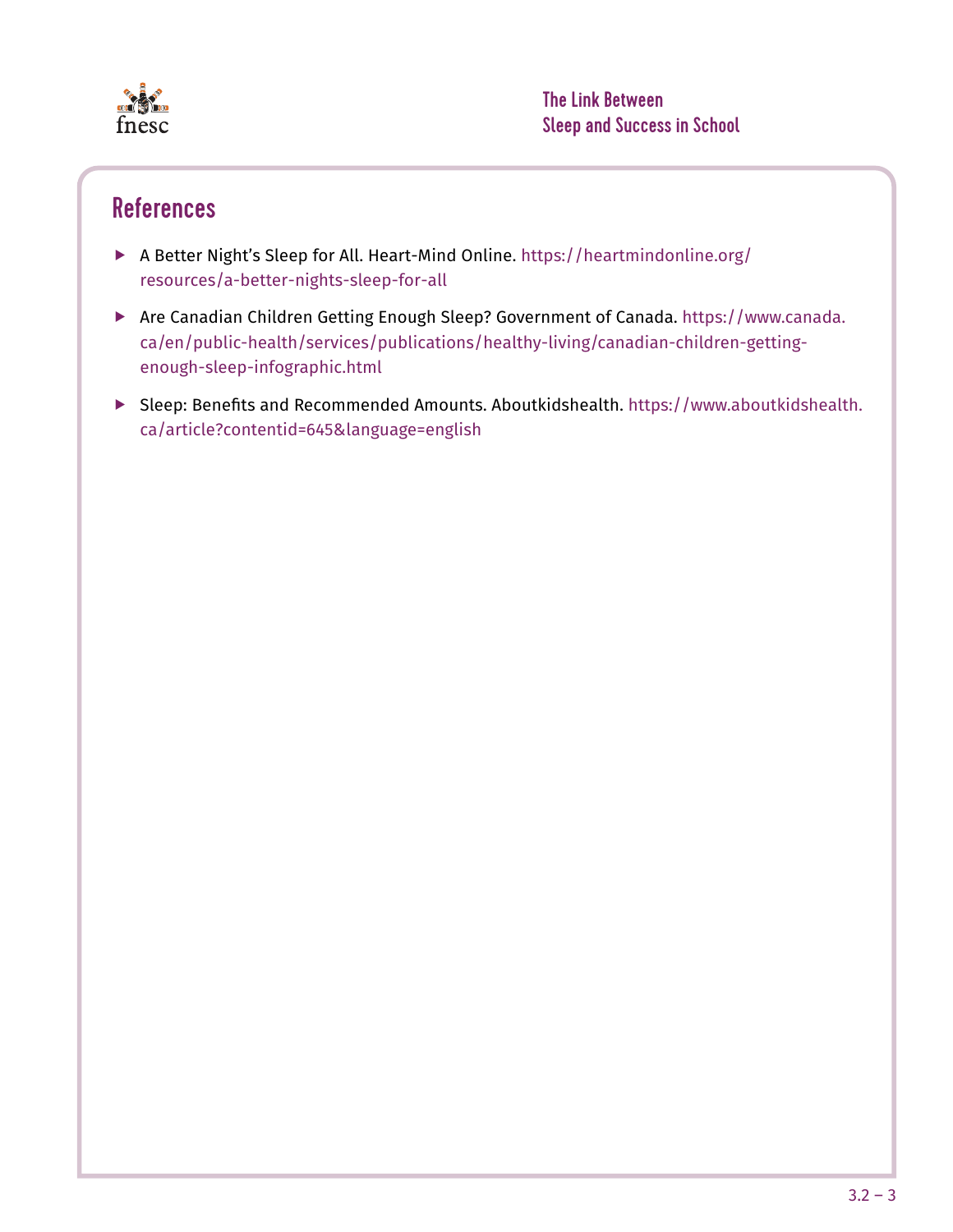## References

- A Better Night's Sleep for All. Heart-Mind Online. https://heartmindonline.org/resources/a-better-nights-sleep-for-all
- Are Canadian Children Getting Enough Sleep? Government of Canada. https://www.canada.ca/en/public-health/services/publications/healthy-living/canadian-children-getting-enough-sleep-infographic.html
- Sleep: Benefits and Recommended Amounts. Aboutkidshealth. https://www.aboutkidshealth.ca/article?contentid=645&language=english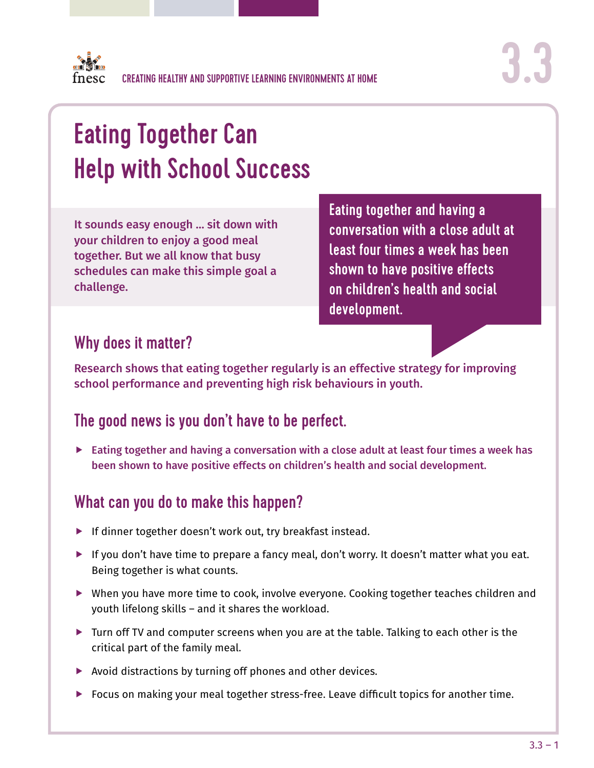fnesc CREATING HEALTHY AND SUPPORTIVE LEARNING ENVIRONMENTS AT HOME

3.3

# Eating Together Can Help with School Success

**It sounds easy enough ... sit down with your children to enjoy a good meal together. But we all know that busy schedules can make this simple goal a challenge.**

**Eating together and having a conversation with a close adult at least four times a week has been shown to have positive effects on children's health and social development.**

## Why does it matter?

**Research shows that eating together regularly is an effective strategy for improving school performance and preventing high risk behaviours in youth.**

## The good news is you don't have to be perfect.

- **Eating together and having a conversation with a close adult at least four times a week has been shown to have positive effects on children's health and social development.**

## What can you do to make this happen?

- If dinner together doesn't work out, try breakfast instead.
- If you don't have time to prepare a fancy meal, don't worry. It doesn't matter what you eat. Being together is what counts.
- When you have more time to cook, involve everyone. Cooking together teaches children and youth lifelong skills – and it shares the workload.
- Turn off TV and computer screens when you are at the table. Talking to each other is the critical part of the family meal.
- Avoid distractions by turning off phones and other devices.
- Focus on making your meal together stress-free. Leave difficult topics for another time.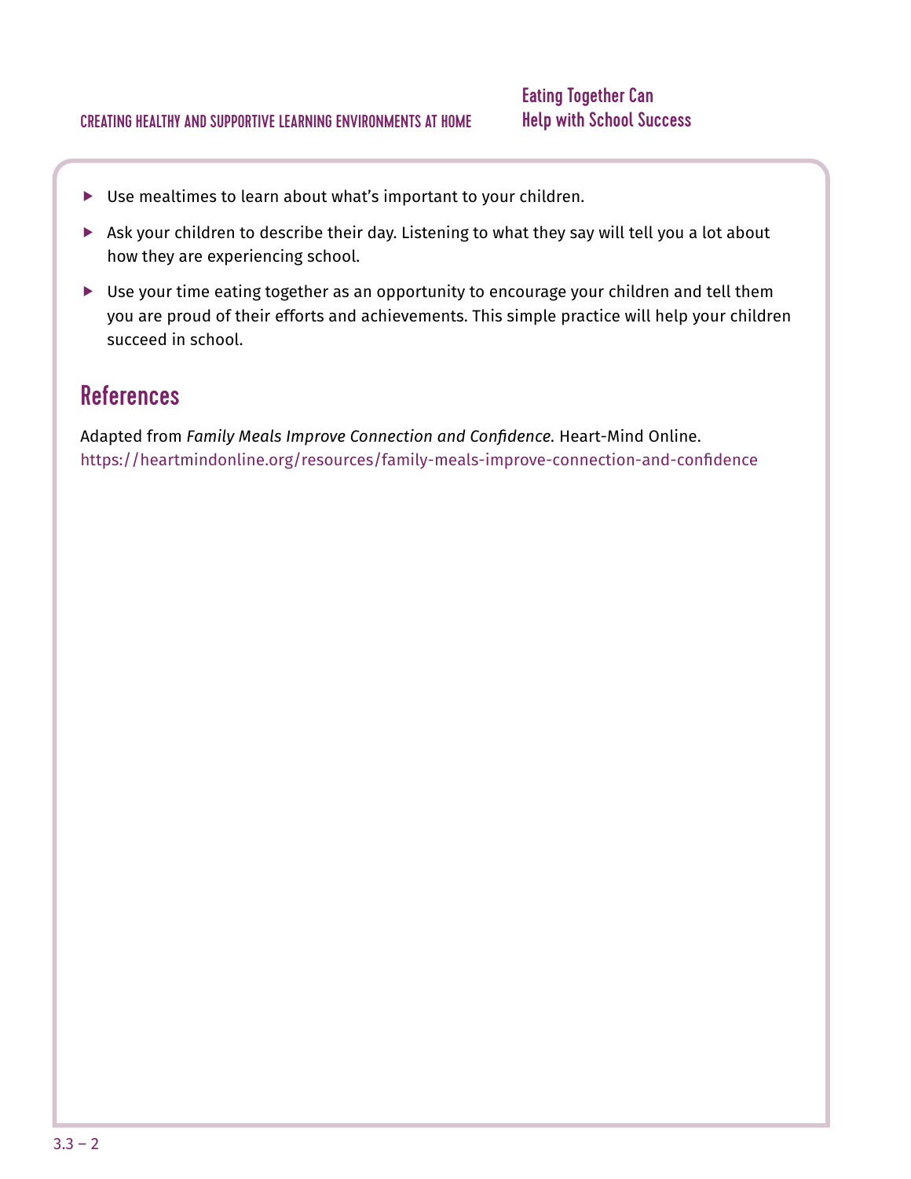- Use mealtimes to learn about what's important to your children.
- Ask your children to describe their day. Listening to what they say will tell you a lot about how they are experiencing school.
- Use your time eating together as an opportunity to encourage your children and tell them you are proud of their efforts and achievements. This simple practice will help your children succeed in school.

## References

Adapted from *Family Meals Improve Connection and Confidence.* Heart-Mind Online. https://heartmindonline.org/resources/family-meals-improve-connection-and-confidence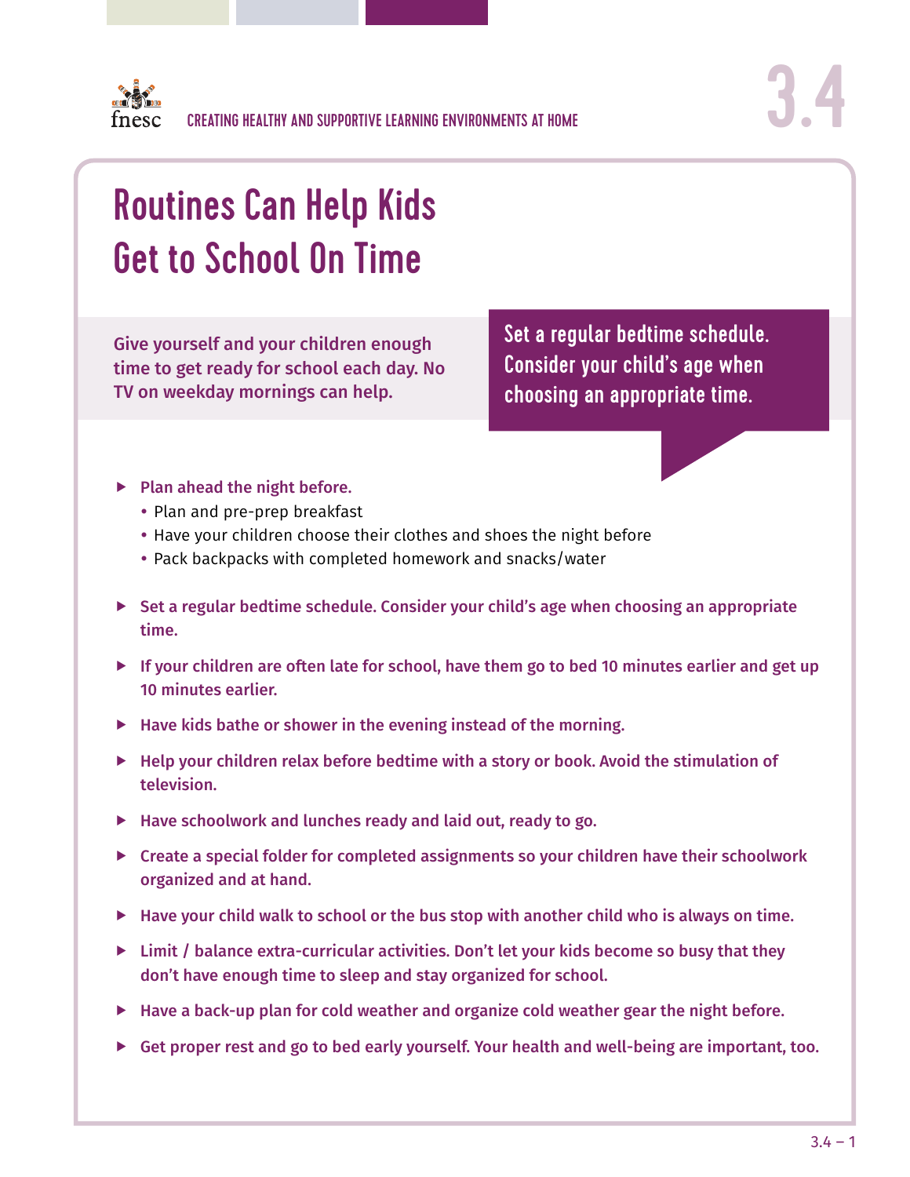CREATING HEALTHY AND SUPPORTIVE LEARNING ENVIRONMENTS AT HOME

# Routines Can Help Kids Get to School On Time

**Give yourself and your children enough time to get ready for school each day. No TV on weekday mornings can help.**

**Set a regular bedtime schedule. Consider your child's age when choosing an appropriate time.**

- **Plan ahead the night before.**
  - Plan and pre-prep breakfast
  - Have your children choose their clothes and shoes the night before
  - Pack backpacks with completed homework and snacks/water
- **Set a regular bedtime schedule. Consider your child's age when choosing an appropriate time.**
- **If your children are often late for school, have them go to bed 10 minutes earlier and get up 10 minutes earlier.**
- **Have kids bathe or shower in the evening instead of the morning.**
- **Help your children relax before bedtime with a story or book. Avoid the stimulation of television.**
- **Have schoolwork and lunches ready and laid out, ready to go.**
- **Create a special folder for completed assignments so your children have their schoolwork organized and at hand.**
- **Have your child walk to school or the bus stop with another child who is always on time.**
- **Limit / balance extra-curricular activities. Don't let your kids become so busy that they don't have enough time to sleep and stay organized for school.**
- **Have a back-up plan for cold weather and organize cold weather gear the night before.**
- **Get proper rest and go to bed early yourself. Your health and well-being are important, too.**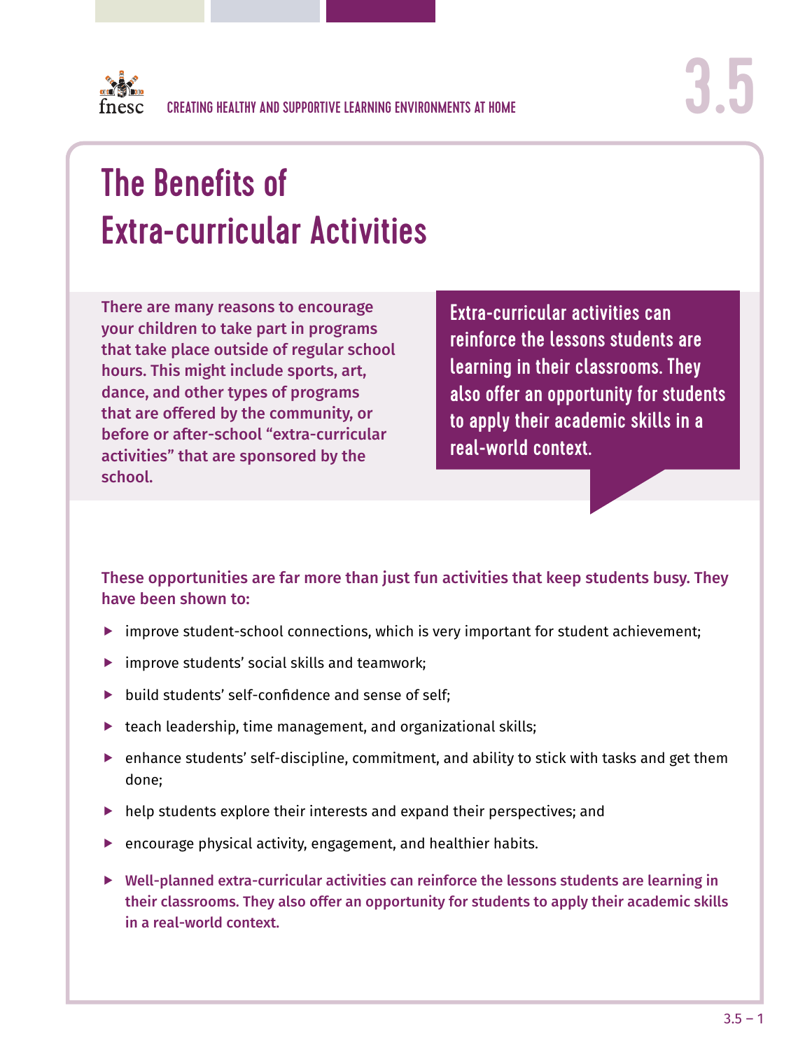# The Benefits of Extra-curricular Activities

**There are many reasons to encourage your children to take part in programs that take place outside of regular school hours. This might include sports, art, dance, and other types of programs that are offered by the community, or before or after-school "extra-curricular activities" that are sponsored by the school.**

**Extra-curricular activities can reinforce the lessons students are learning in their classrooms. They also offer an opportunity for students to apply their academic skills in a real-world context.**

**These opportunities are far more than just fun activities that keep students busy. They have been shown to:**

- improve student-school connections, which is very important for student achievement;
- improve students' social skills and teamwork;
- build students' self-confidence and sense of self;
- teach leadership, time management, and organizational skills;
- enhance students' self-discipline, commitment, and ability to stick with tasks and get them done;
- help students explore their interests and expand their perspectives; and
- encourage physical activity, engagement, and healthier habits.
- **Well-planned extra-curricular activities can reinforce the lessons students are learning in their classrooms. They also offer an opportunity for students to apply their academic skills in a real-world context.**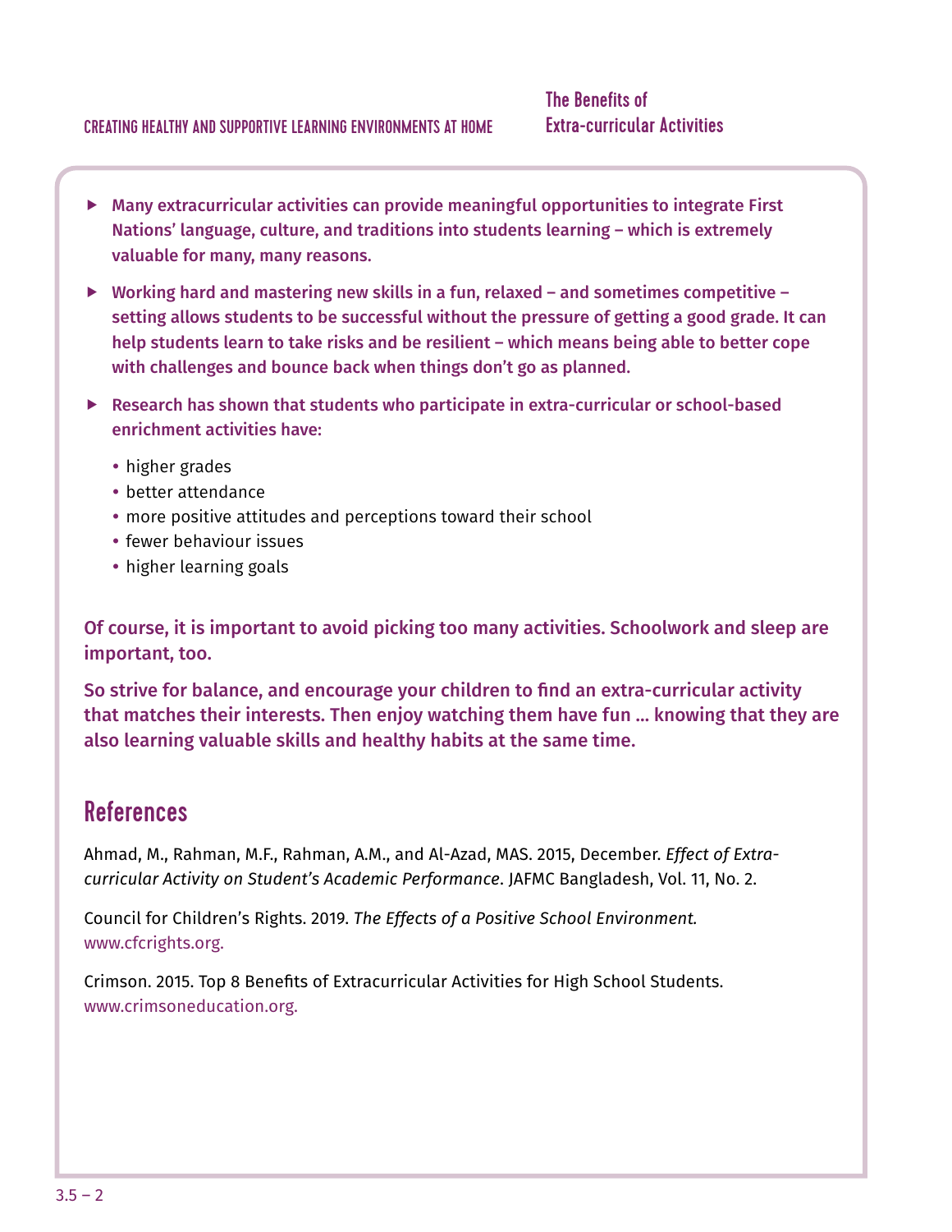- **Many extracurricular activities can provide meaningful opportunities to integrate First Nations' language, culture, and traditions into students learning – which is extremely valuable for many, many reasons.**
- **Working hard and mastering new skills in a fun, relaxed – and sometimes competitive – setting allows students to be successful without the pressure of getting a good grade. It can help students learn to take risks and be resilient – which means being able to better cope with challenges and bounce back when things don't go as planned.**
- **Research has shown that students who participate in extra-curricular or school-based enrichment activities have:**
  - higher grades
  - better attendance
  - more positive attitudes and perceptions toward their school
  - fewer behaviour issues
  - higher learning goals

**Of course, it is important to avoid picking too many activities. Schoolwork and sleep are important, too.**

**So strive for balance, and encourage your children to find an extra-curricular activity that matches their interests. Then enjoy watching them have fun … knowing that they are also learning valuable skills and healthy habits at the same time.**

## References

Ahmad, M., Rahman, M.F., Rahman, A.M., and Al-Azad, MAS. 2015, December. *Effect of Extra-curricular Activity on Student's Academic Performance*. JAFMC Bangladesh, Vol. 11, No. 2.

Council for Children's Rights. 2019. *The Effects of a Positive School Environment.* www.cfcrights.org.

Crimson. 2015. Top 8 Benefits of Extracurricular Activities for High School Students. www.crimsoneducation.org.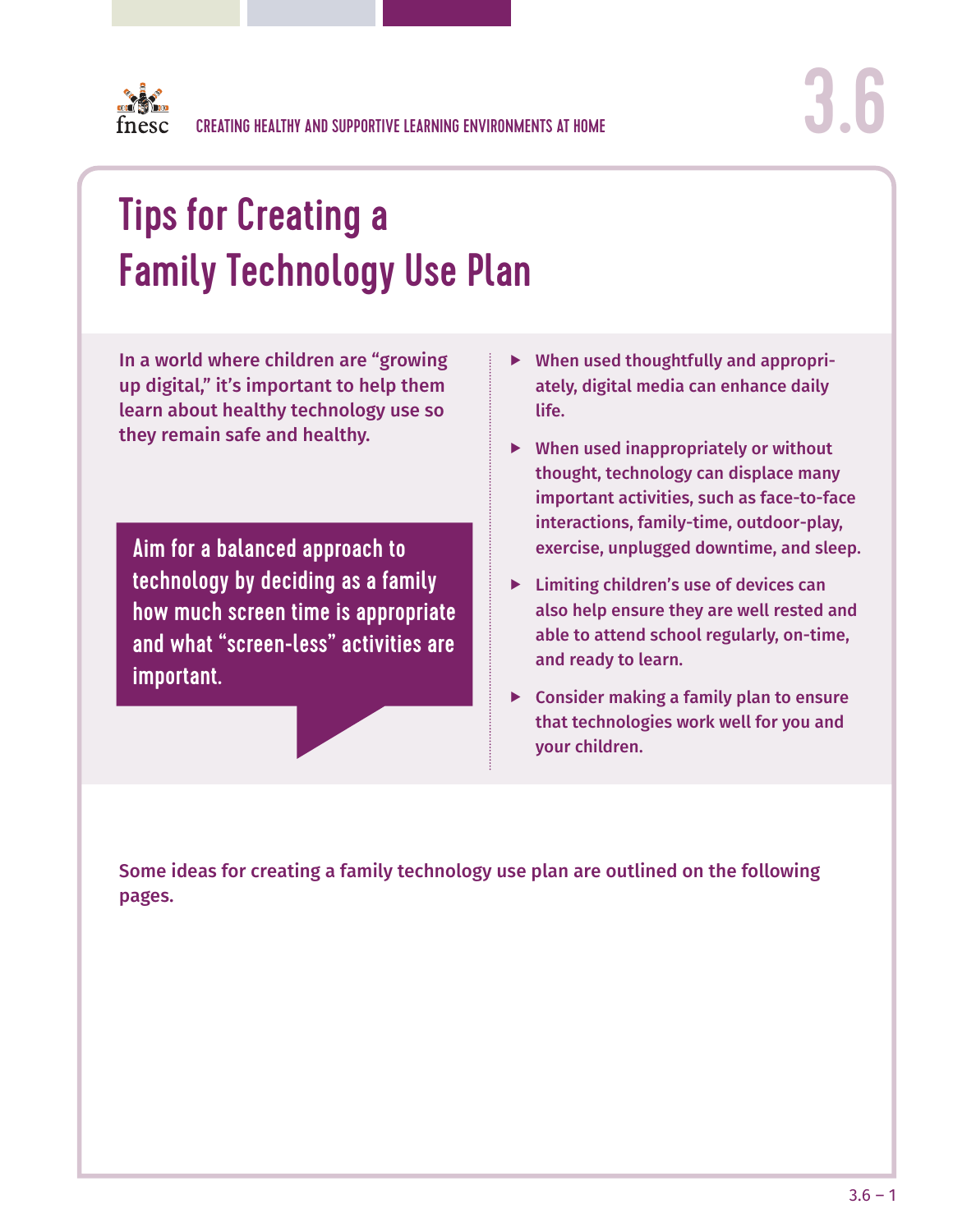# Tips for Creating a Family Technology Use Plan

**In a world where children are "growing up digital," it's important to help them learn about healthy technology use so they remain safe and healthy.**

**Aim for a balanced approach to technology by deciding as a family how much screen time is appropriate and what "screen-less" activities are important.**

- **When used thoughtfully and appropriately, digital media can enhance daily life.**
- **When used inappropriately or without thought, technology can displace many important activities, such as face-to-face interactions, family-time, outdoor-play, exercise, unplugged downtime, and sleep.**
- **Limiting children's use of devices can also help ensure they are well rested and able to attend school regularly, on-time, and ready to learn.**
- **Consider making a family plan to ensure that technologies work well for you and your children.**

**Some ideas for creating a family technology use plan are outlined on the following pages.**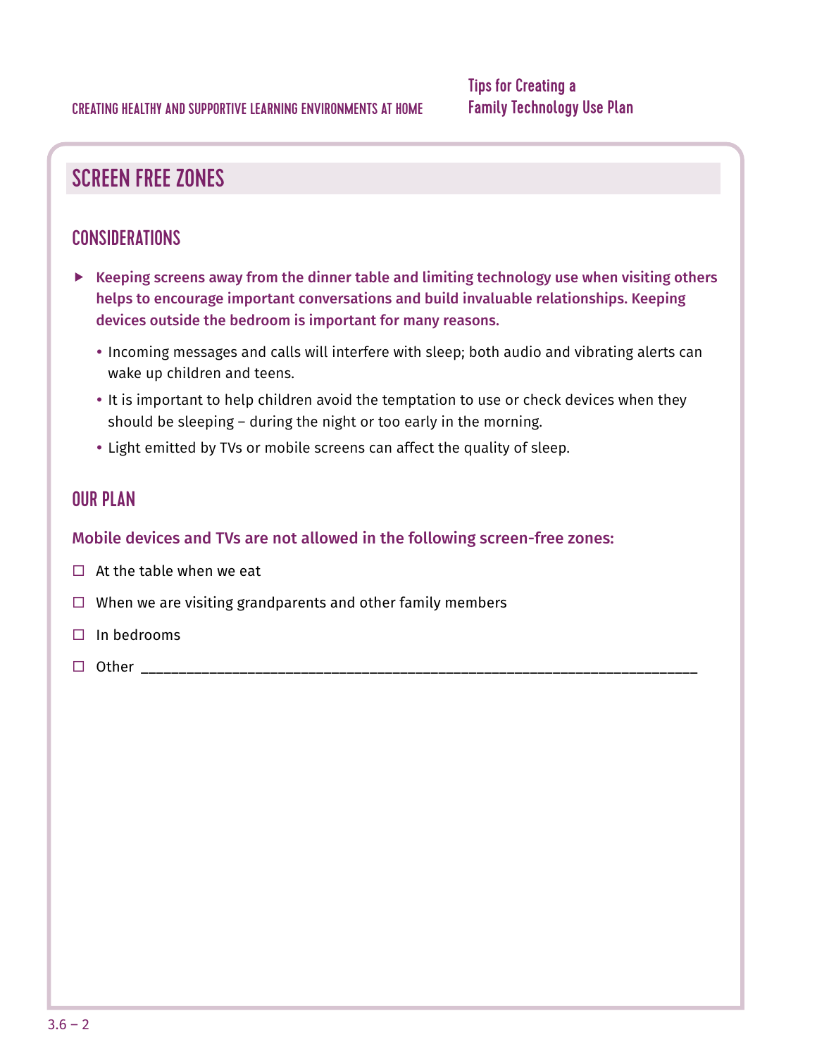## SCREEN FREE ZONES

### CONSIDERATIONS

- **Keeping screens away from the dinner table and limiting technology use when visiting others helps to encourage important conversations and build invaluable relationships. Keeping devices outside the bedroom is important for many reasons.**
  - Incoming messages and calls will interfere with sleep; both audio and vibrating alerts can wake up children and teens.
  - It is important to help children avoid the temptation to use or check devices when they should be sleeping – during the night or too early in the morning.
  - Light emitted by TVs or mobile screens can affect the quality of sleep.

### OUR PLAN

**Mobile devices and TVs are not allowed in the following screen-free zones:**

- ☐ At the table when we eat
- ☐ When we are visiting grandparents and other family members
- ☐ In bedrooms
- ☐ Other ___________________________________________________________________________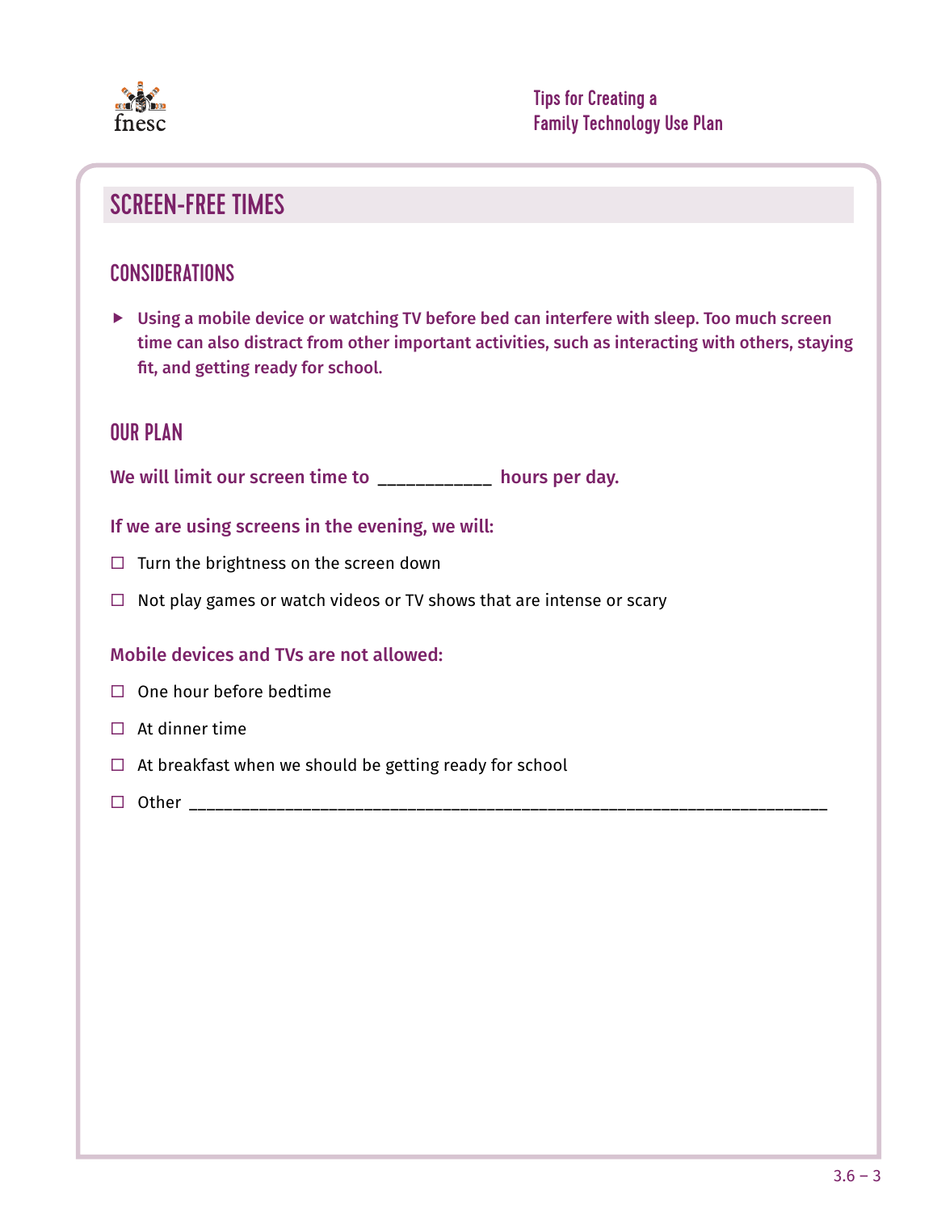## SCREEN-FREE TIMES

### CONSIDERATIONS

- **Using a mobile device or watching TV before bed can interfere with sleep. Too much screen time can also distract from other important activities, such as interacting with others, staying fit, and getting ready for school.**

### OUR PLAN

**We will limit our screen time to ____________ hours per day.**

**If we are using screens in the evening, we will:**

- ☐ Turn the brightness on the screen down
- ☐ Not play games or watch videos or TV shows that are intense or scary

**Mobile devices and TVs are not allowed:**

- ☐ One hour before bedtime
- ☐ At dinner time
- ☐ At breakfast when we should be getting ready for school
- ☐ Other ______________________________________________________________________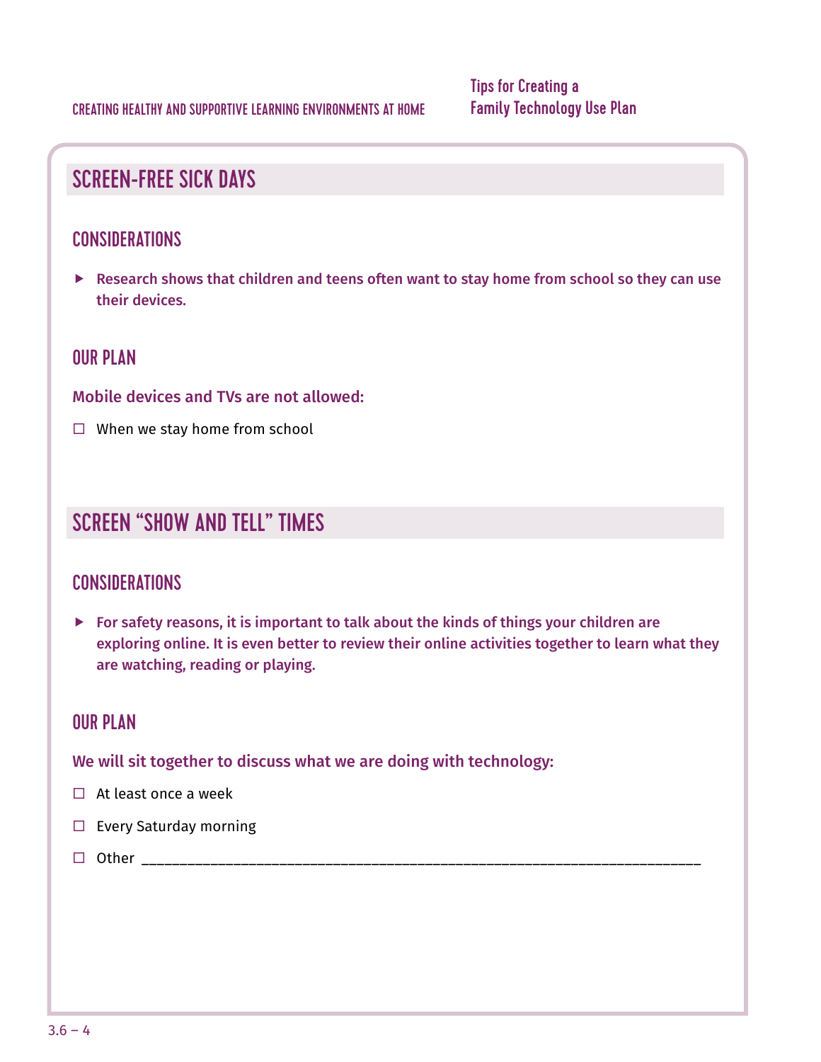## SCREEN-FREE SICK DAYS

### CONSIDERATIONS

- **Research shows that children and teens often want to stay home from school so they can use their devices.**

### OUR PLAN

**Mobile devices and TVs are not allowed:**

- ☐ When we stay home from school

## SCREEN "SHOW AND TELL" TIMES

### CONSIDERATIONS

- **For safety reasons, it is important to talk about the kinds of things your children are exploring online. It is even better to review their online activities together to learn what they are watching, reading or playing.**

### OUR PLAN

**We will sit together to discuss what we are doing with technology:**

- ☐ At least once a week
- ☐ Every Saturday morning
- ☐ Other ______________________________________________________________________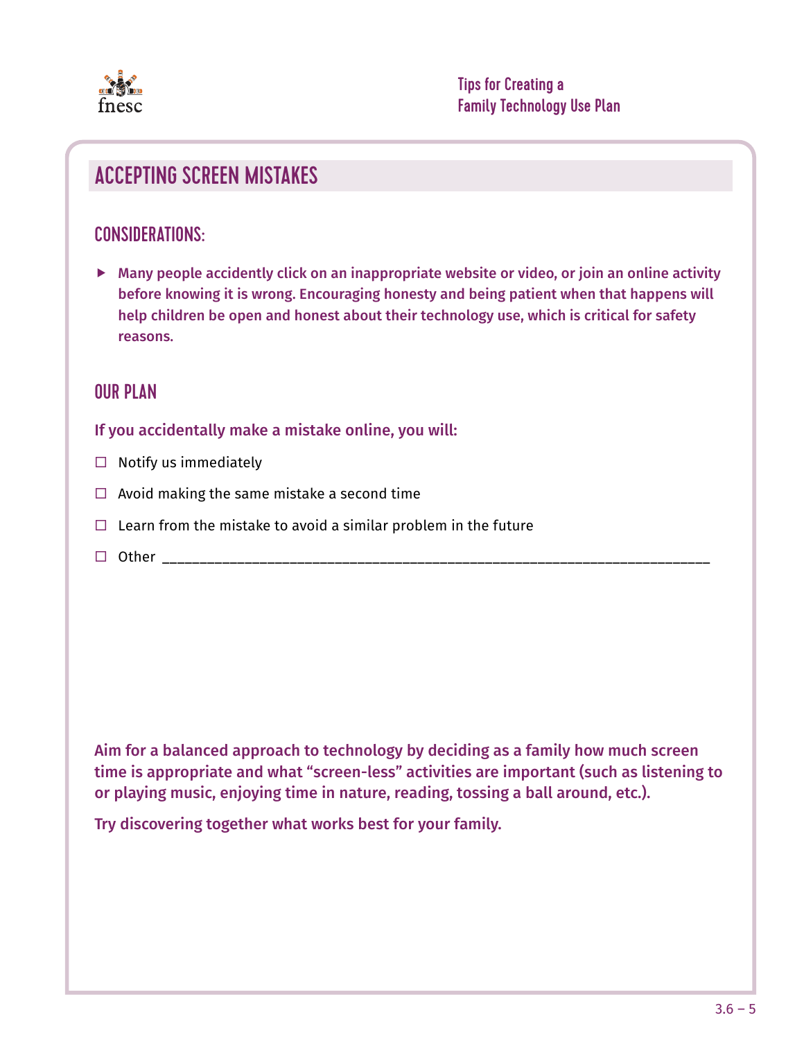## ACCEPTING SCREEN MISTAKES

### CONSIDERATIONS:

- **Many people accidently click on an inappropriate website or video, or join an online activity before knowing it is wrong. Encouraging honesty and being patient when that happens will help children be open and honest about their technology use, which is critical for safety reasons.**

### OUR PLAN

**If you accidentally make a mistake online, you will:**

- ☐ Notify us immediately
- ☐ Avoid making the same mistake a second time
- ☐ Learn from the mistake to avoid a similar problem in the future
- ☐ Other ______________________________________________________________________

**Aim for a balanced approach to technology by deciding as a family how much screen time is appropriate and what "screen-less" activities are important (such as listening to or playing music, enjoying time in nature, reading, tossing a ball around, etc.).**

**Try discovering together what works best for your family.**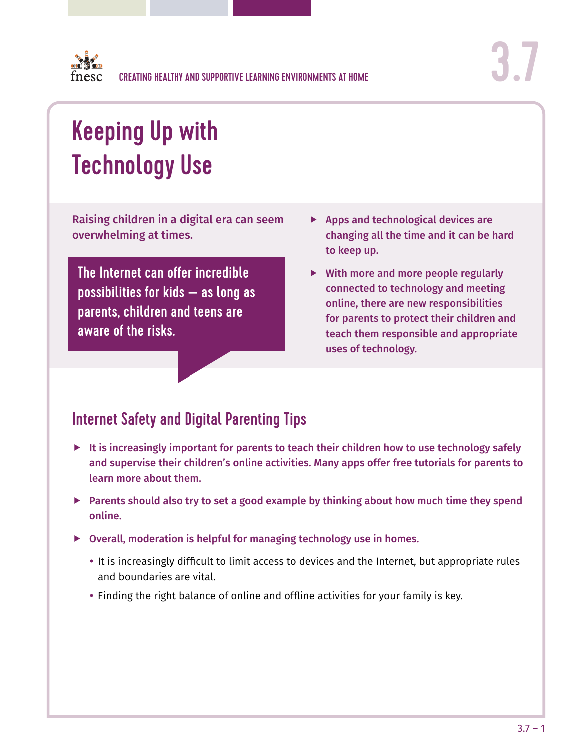# Keeping Up with Technology Use

**Raising children in a digital era can seem overwhelming at times.**

**The Internet can offer incredible possibilities for kids — as long as parents, children and teens are aware of the risks.**

- **Apps and technological devices are changing all the time and it can be hard to keep up.**
- **With more and more people regularly connected to technology and meeting online, there are new responsibilities for parents to protect their children and teach them responsible and appropriate uses of technology.**

## Internet Safety and Digital Parenting Tips

- **It is increasingly important for parents to teach their children how to use technology safely and supervise their children's online activities. Many apps offer free tutorials for parents to learn more about them.**
- **Parents should also try to set a good example by thinking about how much time they spend online.**
- **Overall, moderation is helpful for managing technology use in homes.**
  - It is increasingly difficult to limit access to devices and the Internet, but appropriate rules and boundaries are vital.
  - Finding the right balance of online and offline activities for your family is key.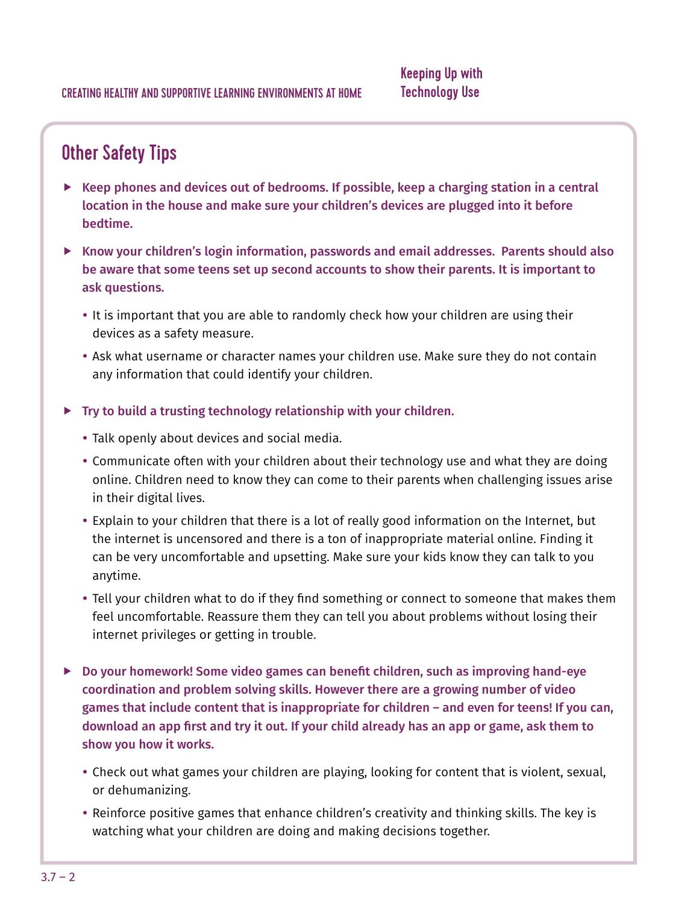## Other Safety Tips

- **Keep phones and devices out of bedrooms. If possible, keep a charging station in a central location in the house and make sure your children's devices are plugged into it before bedtime.**
- **Know your children's login information, passwords and email addresses. Parents should also be aware that some teens set up second accounts to show their parents. It is important to ask questions.**
  - It is important that you are able to randomly check how your children are using their devices as a safety measure.
  - Ask what username or character names your children use. Make sure they do not contain any information that could identify your children.
- **Try to build a trusting technology relationship with your children.**
  - Talk openly about devices and social media.
  - Communicate often with your children about their technology use and what they are doing online. Children need to know they can come to their parents when challenging issues arise in their digital lives.
  - Explain to your children that there is a lot of really good information on the Internet, but the internet is uncensored and there is a ton of inappropriate material online. Finding it can be very uncomfortable and upsetting. Make sure your kids know they can talk to you anytime.
  - Tell your children what to do if they find something or connect to someone that makes them feel uncomfortable. Reassure them they can tell you about problems without losing their internet privileges or getting in trouble.
- **Do your homework! Some video games can benefit children, such as improving hand-eye coordination and problem solving skills. However there are a growing number of video games that include content that is inappropriate for children – and even for teens! If you can, download an app first and try it out. If your child already has an app or game, ask them to show you how it works.**
  - Check out what games your children are playing, looking for content that is violent, sexual, or dehumanizing.
  - Reinforce positive games that enhance children's creativity and thinking skills. The key is watching what your children are doing and making decisions together.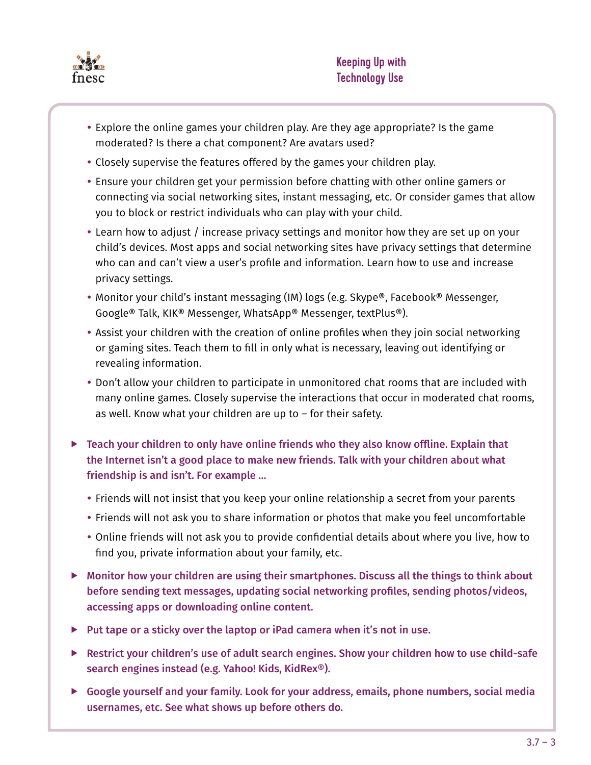- Explore the online games your children play. Are they age appropriate? Is the game moderated? Is there a chat component? Are avatars used?
- Closely supervise the features offered by the games your children play.
- Ensure your children get your permission before chatting with other online gamers or connecting via social networking sites, instant messaging, etc. Or consider games that allow you to block or restrict individuals who can play with your child.
- Learn how to adjust / increase privacy settings and monitor how they are set up on your child's devices. Most apps and social networking sites have privacy settings that determine who can and can't view a user's profile and information. Learn how to use and increase privacy settings.
- Monitor your child's instant messaging (IM) logs (e.g. Skype®, Facebook® Messenger, Google® Talk, KIK® Messenger, WhatsApp® Messenger, textPlus®).
- Assist your children with the creation of online profiles when they join social networking or gaming sites. Teach them to fill in only what is necessary, leaving out identifying or revealing information.
- Don't allow your children to participate in unmonitored chat rooms that are included with many online games. Closely supervise the interactions that occur in moderated chat rooms, as well. Know what your children are up to – for their safety.

- **Teach your children to only have online friends who they also know offline. Explain that the Internet isn't a good place to make new friends. Talk with your children about what friendship is and isn't. For example ...**
  - Friends will not insist that you keep your online relationship a secret from your parents
  - Friends will not ask you to share information or photos that make you feel uncomfortable
  - Online friends will not ask you to provide confidential details about where you live, how to find you, private information about your family, etc.
- **Monitor how your children are using their smartphones. Discuss all the things to think about before sending text messages, updating social networking profiles, sending photos/videos, accessing apps or downloading online content.**
- **Put tape or a sticky over the laptop or iPad camera when it's not in use.**
- **Restrict your children's use of adult search engines. Show your children how to use child-safe search engines instead (e.g. Yahoo! Kids, KidRex®).**
- **Google yourself and your family. Look for your address, emails, phone numbers, social media usernames, etc. See what shows up before others do.**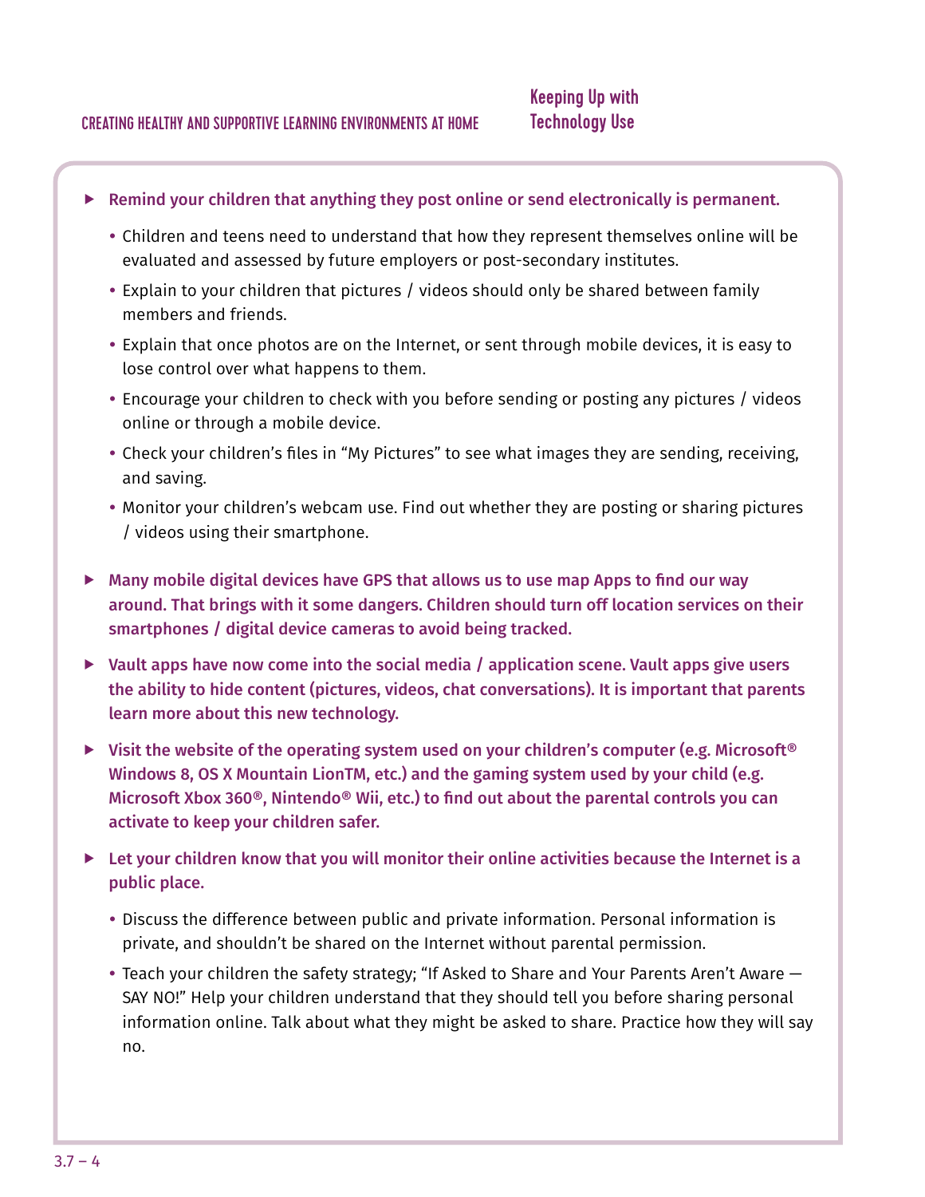- **Remind your children that anything they post online or send electronically is permanent.**
  - Children and teens need to understand that how they represent themselves online will be evaluated and assessed by future employers or post-secondary institutes.
  - Explain to your children that pictures / videos should only be shared between family members and friends.
  - Explain that once photos are on the Internet, or sent through mobile devices, it is easy to lose control over what happens to them.
  - Encourage your children to check with you before sending or posting any pictures / videos online or through a mobile device.
  - Check your children's files in "My Pictures" to see what images they are sending, receiving, and saving.
  - Monitor your children's webcam use. Find out whether they are posting or sharing pictures / videos using their smartphone.
- **Many mobile digital devices have GPS that allows us to use map Apps to find our way around. That brings with it some dangers. Children should turn off location services on their smartphones / digital device cameras to avoid being tracked.**
- **Vault apps have now come into the social media / application scene. Vault apps give users the ability to hide content (pictures, videos, chat conversations). It is important that parents learn more about this new technology.**
- **Visit the website of the operating system used on your children's computer (e.g. Microsoft® Windows 8, OS X Mountain LionTM, etc.) and the gaming system used by your child (e.g. Microsoft Xbox 360®, Nintendo® Wii, etc.) to find out about the parental controls you can activate to keep your children safer.**
- **Let your children know that you will monitor their online activities because the Internet is a public place.**
  - Discuss the difference between public and private information. Personal information is private, and shouldn't be shared on the Internet without parental permission.
  - Teach your children the safety strategy; "If Asked to Share and Your Parents Aren't Aware — SAY NO!" Help your children understand that they should tell you before sharing personal information online. Talk about what they might be asked to share. Practice how they will say no.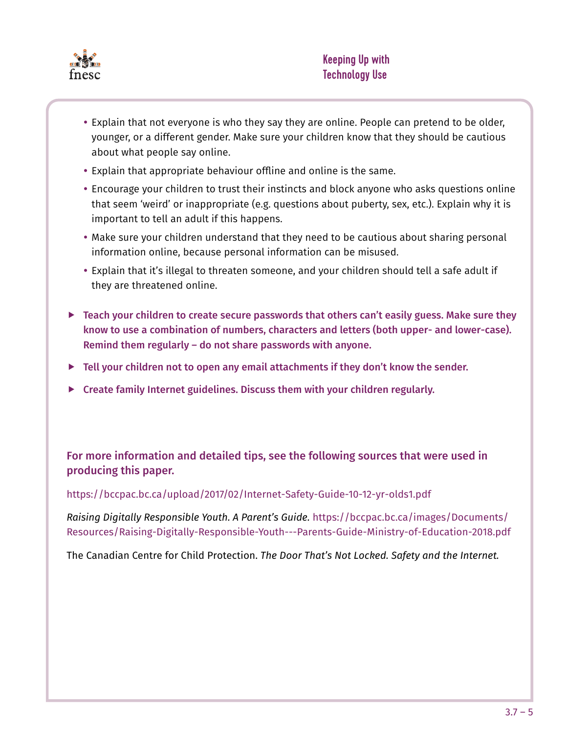- Explain that not everyone is who they say they are online. People can pretend to be older, younger, or a different gender. Make sure your children know that they should be cautious about what people say online.
- Explain that appropriate behaviour offline and online is the same.
- Encourage your children to trust their instincts and block anyone who asks questions online that seem 'weird' or inappropriate (e.g. questions about puberty, sex, etc.). Explain why it is important to tell an adult if this happens.
- Make sure your children understand that they need to be cautious about sharing personal information online, because personal information can be misused.
- Explain that it's illegal to threaten someone, and your children should tell a safe adult if they are threatened online.

- **Teach your children to create secure passwords that others can't easily guess. Make sure they know to use a combination of numbers, characters and letters (both upper- and lower-case). Remind them regularly – do not share passwords with anyone.**
- **Tell your children not to open any email attachments if they don't know the sender.**
- **Create family Internet guidelines. Discuss them with your children regularly.**

**For more information and detailed tips, see the following sources that were used in producing this paper.**

https://bccpac.bc.ca/upload/2017/02/Internet-Safety-Guide-10-12-yr-olds1.pdf

*Raising Digitally Responsible Youth. A Parent's Guide.* https://bccpac.bc.ca/images/Documents/Resources/Raising-Digitally-Responsible-Youth---Parents-Guide-Ministry-of-Education-2018.pdf

The Canadian Centre for Child Protection. *The Door That's Not Locked. Safety and the Internet.*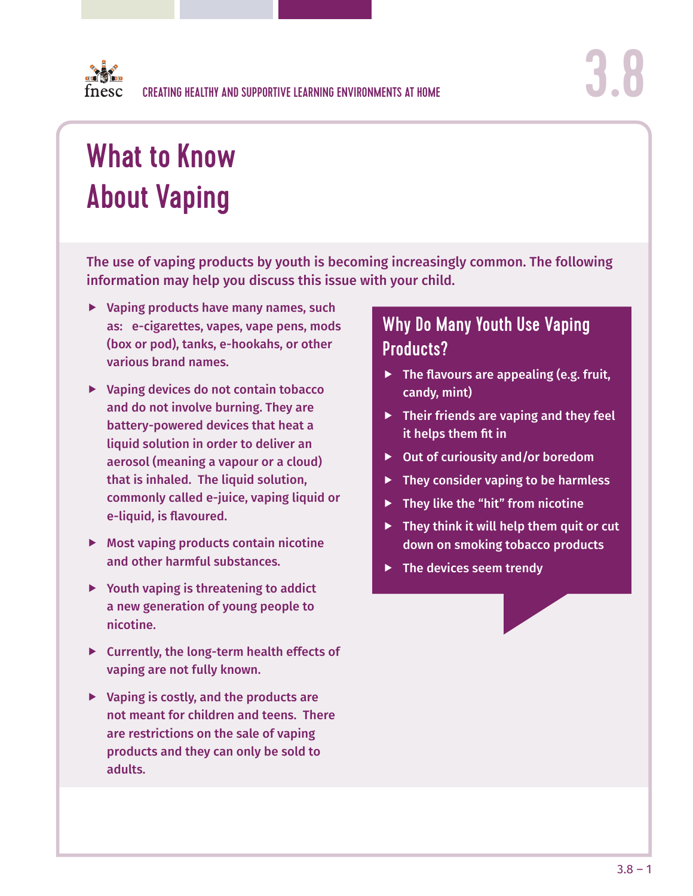CREATING HEALTHY AND SUPPORTIVE LEARNING ENVIRONMENTS AT HOME

3.8

# What to Know About Vaping

**The use of vaping products by youth is becoming increasingly common. The following information may help you discuss this issue with your child.**

- Vaping products have many names, such as: e-cigarettes, vapes, vape pens, mods (box or pod), tanks, e-hookahs, or other various brand names.
- Vaping devices do not contain tobacco and do not involve burning. They are battery-powered devices that heat a liquid solution in order to deliver an aerosol (meaning a vapour or a cloud) that is inhaled. The liquid solution, commonly called e-juice, vaping liquid or e-liquid, is flavoured.
- Most vaping products contain nicotine and other harmful substances.
- Youth vaping is threatening to addict a new generation of young people to nicotine.
- Currently, the long-term health effects of vaping are not fully known.
- Vaping is costly, and the products are not meant for children and teens. There are restrictions on the sale of vaping products and they can only be sold to adults.

## Why Do Many Youth Use Vaping Products?

- The flavours are appealing (e.g. fruit, candy, mint)
- Their friends are vaping and they feel it helps them fit in
- Out of curiousity and/or boredom
- They consider vaping to be harmless
- They like the “hit” from nicotine
- They think it will help them quit or cut down on smoking tobacco products
- The devices seem trendy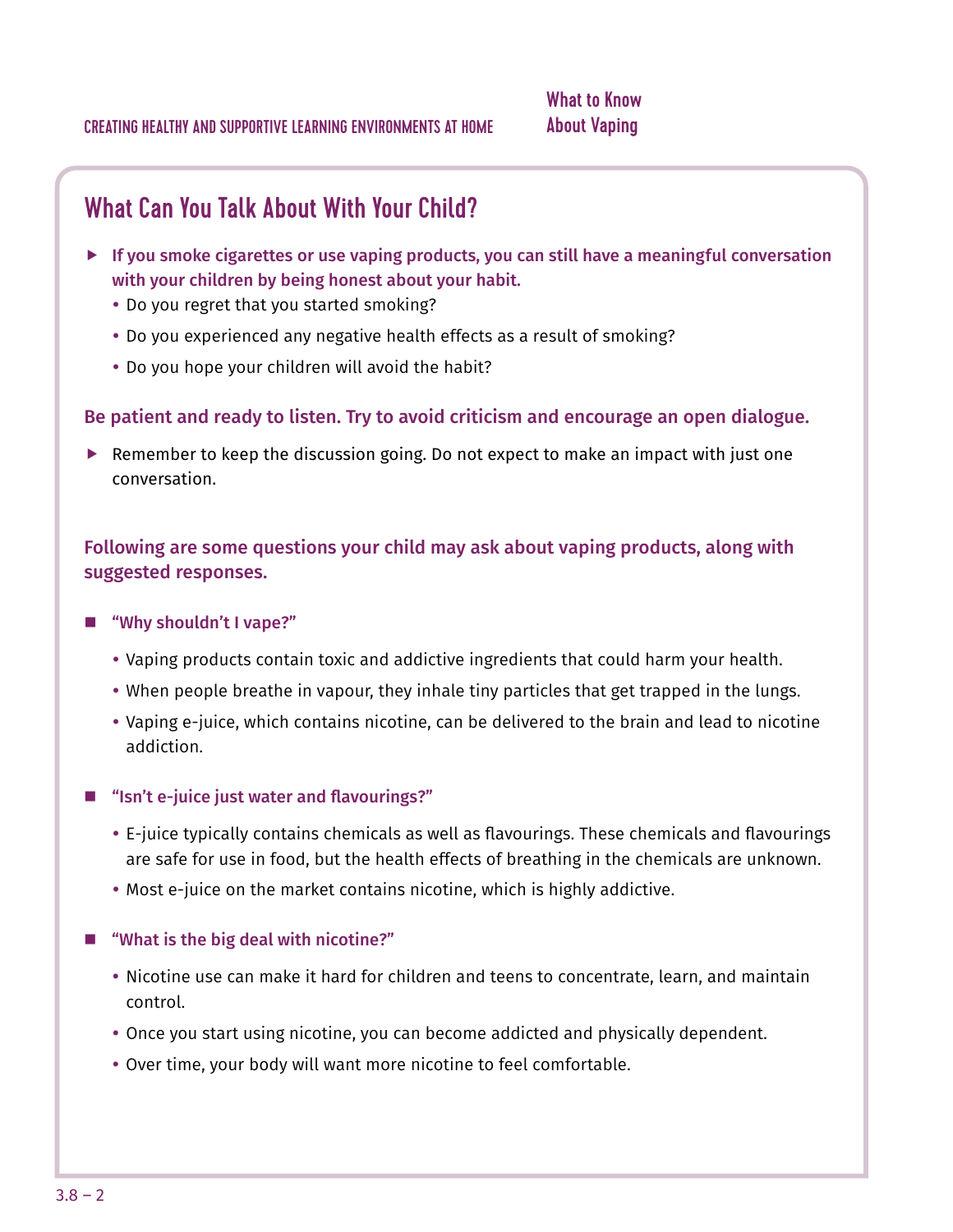## What Can You Talk About With Your Child?

- **If you smoke cigarettes or use vaping products, you can still have a meaningful conversation with your children by being honest about your habit.**
  - Do you regret that you started smoking?
  - Do you experienced any negative health effects as a result of smoking?
  - Do you hope your children will avoid the habit?

**Be patient and ready to listen. Try to avoid criticism and encourage an open dialogue.**

- Remember to keep the discussion going. Do not expect to make an impact with just one conversation.

**Following are some questions your child may ask about vaping products, along with suggested responses.**

- **"Why shouldn't I vape?"**
  - Vaping products contain toxic and addictive ingredients that could harm your health.
  - When people breathe in vapour, they inhale tiny particles that get trapped in the lungs.
  - Vaping e-juice, which contains nicotine, can be delivered to the brain and lead to nicotine addiction.

- **"Isn't e-juice just water and flavourings?"**
  - E-juice typically contains chemicals as well as flavourings. These chemicals and flavourings are safe for use in food, but the health effects of breathing in the chemicals are unknown.
  - Most e-juice on the market contains nicotine, which is highly addictive.

- **"What is the big deal with nicotine?"**
  - Nicotine use can make it hard for children and teens to concentrate, learn, and maintain control.
  - Once you start using nicotine, you can become addicted and physically dependent.
  - Over time, your body will want more nicotine to feel comfortable.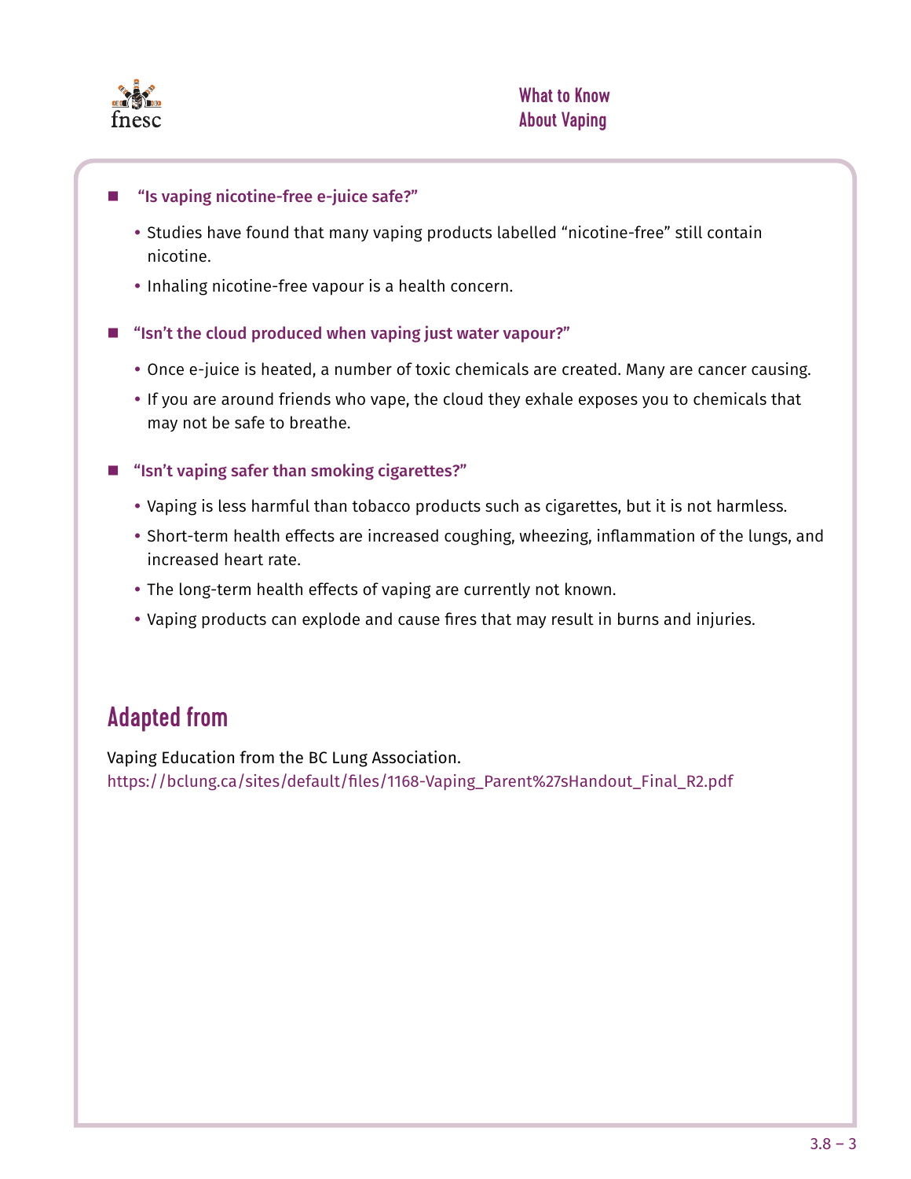- **"Is vaping nicotine-free e-juice safe?"**
  - Studies have found that many vaping products labelled "nicotine-free" still contain nicotine.
  - Inhaling nicotine-free vapour is a health concern.

- **"Isn't the cloud produced when vaping just water vapour?"**
  - Once e-juice is heated, a number of toxic chemicals are created. Many are cancer causing.
  - If you are around friends who vape, the cloud they exhale exposes you to chemicals that may not be safe to breathe.

- **"Isn't vaping safer than smoking cigarettes?"**
  - Vaping is less harmful than tobacco products such as cigarettes, but it is not harmless.
  - Short-term health effects are increased coughing, wheezing, inflammation of the lungs, and increased heart rate.
  - The long-term health effects of vaping are currently not known.
  - Vaping products can explode and cause fires that may result in burns and injuries.

## Adapted from

Vaping Education from the BC Lung Association.
https://bclung.ca/sites/default/files/1168-Vaping_Parent%27sHandout_Final_R2.pdf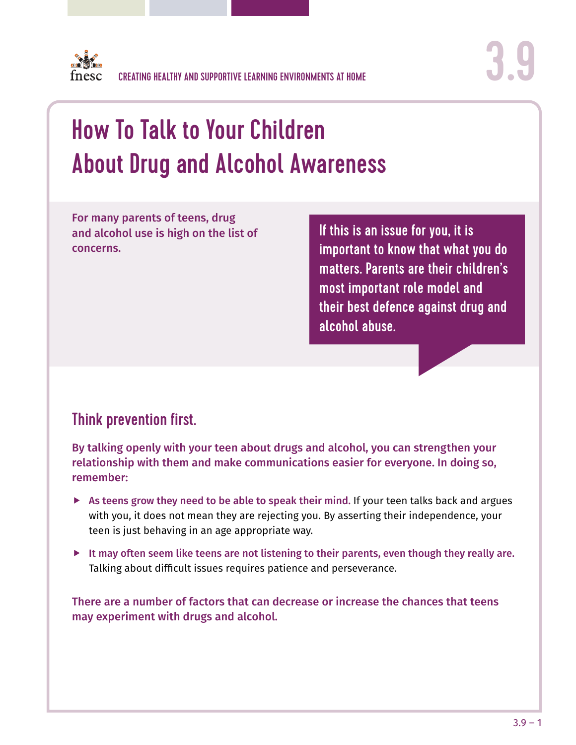CREATING HEALTHY AND SUPPORTIVE LEARNING ENVIRONMENTS AT HOME

# How To Talk to Your Children About Drug and Alcohol Awareness

**For many parents of teens, drug and alcohol use is high on the list of concerns.**

**If this is an issue for you, it is important to know that what you do matters. Parents are their children's most important role model and their best defence against drug and alcohol abuse.**

## Think prevention first.

**By talking openly with your teen about drugs and alcohol, you can strengthen your relationship with them and make communications easier for everyone. In doing so, remember:**

- **As teens grow they need to be able to speak their mind.** If your teen talks back and argues with you, it does not mean they are rejecting you. By asserting their independence, your teen is just behaving in an age appropriate way.
- **It may often seem like teens are not listening to their parents, even though they really are.** Talking about difficult issues requires patience and perseverance.

**There are a number of factors that can decrease or increase the chances that teens may experiment with drugs and alcohol.**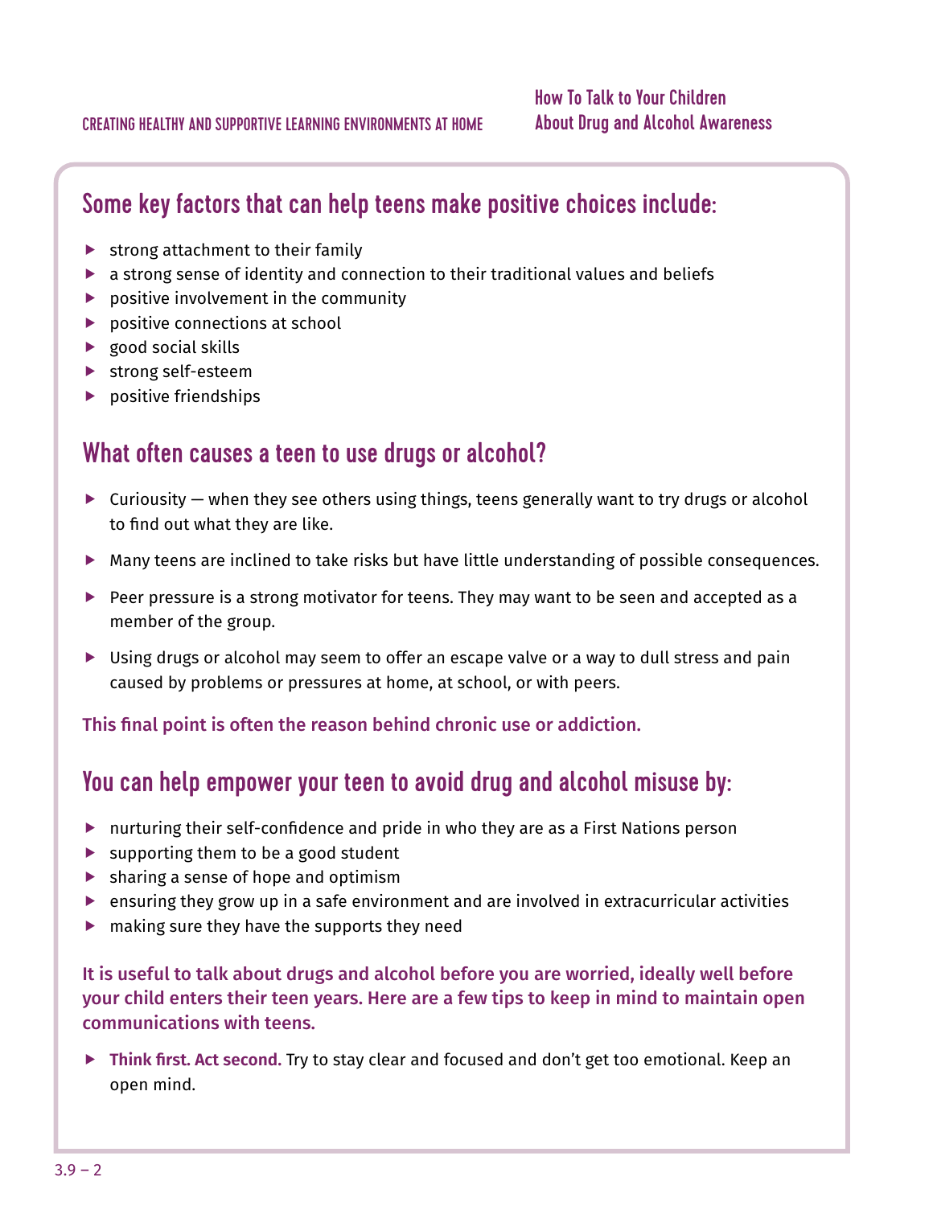## Some key factors that can help teens make positive choices include:

- strong attachment to their family
- a strong sense of identity and connection to their traditional values and beliefs
- positive involvement in the community
- positive connections at school
- good social skills
- strong self-esteem
- positive friendships

## What often causes a teen to use drugs or alcohol?

- Curiousity — when they see others using things, teens generally want to try drugs or alcohol to find out what they are like.
- Many teens are inclined to take risks but have little understanding of possible consequences.
- Peer pressure is a strong motivator for teens. They may want to be seen and accepted as a member of the group.
- Using drugs or alcohol may seem to offer an escape valve or a way to dull stress and pain caused by problems or pressures at home, at school, or with peers.

**This final point is often the reason behind chronic use or addiction.**

## You can help empower your teen to avoid drug and alcohol misuse by:

- nurturing their self-confidence and pride in who they are as a First Nations person
- supporting them to be a good student
- sharing a sense of hope and optimism
- ensuring they grow up in a safe environment and are involved in extracurricular activities
- making sure they have the supports they need

**It is useful to talk about drugs and alcohol before you are worried, ideally well before your child enters their teen years. Here are a few tips to keep in mind to maintain open communications with teens.**

- **Think first. Act second.** Try to stay clear and focused and don't get too emotional. Keep an open mind.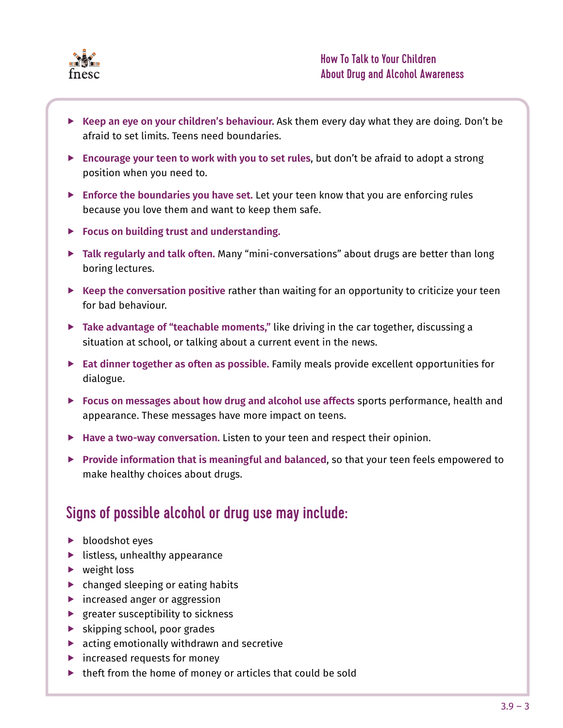- **Keep an eye on your children's behaviour.** Ask them every day what they are doing. Don't be afraid to set limits. Teens need boundaries.
- **Encourage your teen to work with you to set rules**, but don't be afraid to adopt a strong position when you need to.
- **Enforce the boundaries you have set.** Let your teen know that you are enforcing rules because you love them and want to keep them safe.
- **Focus on building trust and understanding.**
- **Talk regularly and talk often.** Many "mini-conversations" about drugs are better than long boring lectures.
- **Keep the conversation positive** rather than waiting for an opportunity to criticize your teen for bad behaviour.
- **Take advantage of "teachable moments,"** like driving in the car together, discussing a situation at school, or talking about a current event in the news.
- **Eat dinner together as often as possible.** Family meals provide excellent opportunities for dialogue.
- **Focus on messages about how drug and alcohol use affects** sports performance, health and appearance. These messages have more impact on teens.
- **Have a two-way conversation.** Listen to your teen and respect their opinion.
- **Provide information that is meaningful and balanced**, so that your teen feels empowered to make healthy choices about drugs.

## Signs of possible alcohol or drug use may include:

- bloodshot eyes
- listless, unhealthy appearance
- weight loss
- changed sleeping or eating habits
- increased anger or aggression
- greater susceptibility to sickness
- skipping school, poor grades
- acting emotionally withdrawn and secretive
- increased requests for money
- theft from the home of money or articles that could be sold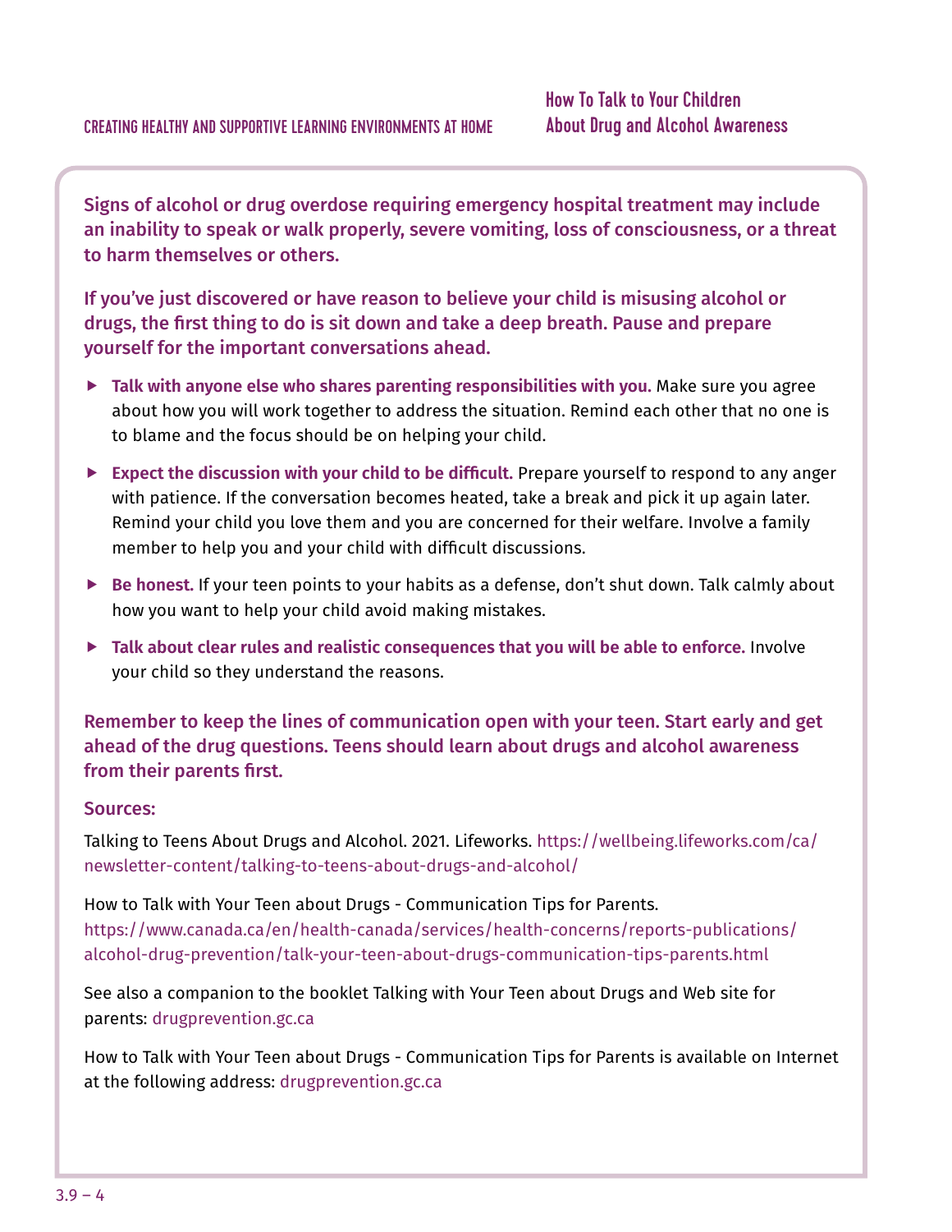**Signs of alcohol or drug overdose requiring emergency hospital treatment may include an inability to speak or walk properly, severe vomiting, loss of consciousness, or a threat to harm themselves or others.**

**If you've just discovered or have reason to believe your child is misusing alcohol or drugs, the first thing to do is sit down and take a deep breath. Pause and prepare yourself for the important conversations ahead.**

- **Talk with anyone else who shares parenting responsibilities with you.** Make sure you agree about how you will work together to address the situation. Remind each other that no one is to blame and the focus should be on helping your child.
- **Expect the discussion with your child to be difficult.** Prepare yourself to respond to any anger with patience. If the conversation becomes heated, take a break and pick it up again later. Remind your child you love them and you are concerned for their welfare. Involve a family member to help you and your child with difficult discussions.
- **Be honest.** If your teen points to your habits as a defense, don't shut down. Talk calmly about how you want to help your child avoid making mistakes.
- **Talk about clear rules and realistic consequences that you will be able to enforce.** Involve your child so they understand the reasons.

**Remember to keep the lines of communication open with your teen. Start early and get ahead of the drug questions. Teens should learn about drugs and alcohol awareness from their parents first.**

**Sources:**

Talking to Teens About Drugs and Alcohol. 2021. Lifeworks. https://wellbeing.lifeworks.com/ca/newsletter-content/talking-to-teens-about-drugs-and-alcohol/

How to Talk with Your Teen about Drugs - Communication Tips for Parents. https://www.canada.ca/en/health-canada/services/health-concerns/reports-publications/alcohol-drug-prevention/talk-your-teen-about-drugs-communication-tips-parents.html

See also a companion to the booklet Talking with Your Teen about Drugs and Web site for parents: drugprevention.gc.ca

How to Talk with Your Teen about Drugs - Communication Tips for Parents is available on Internet at the following address: drugprevention.gc.ca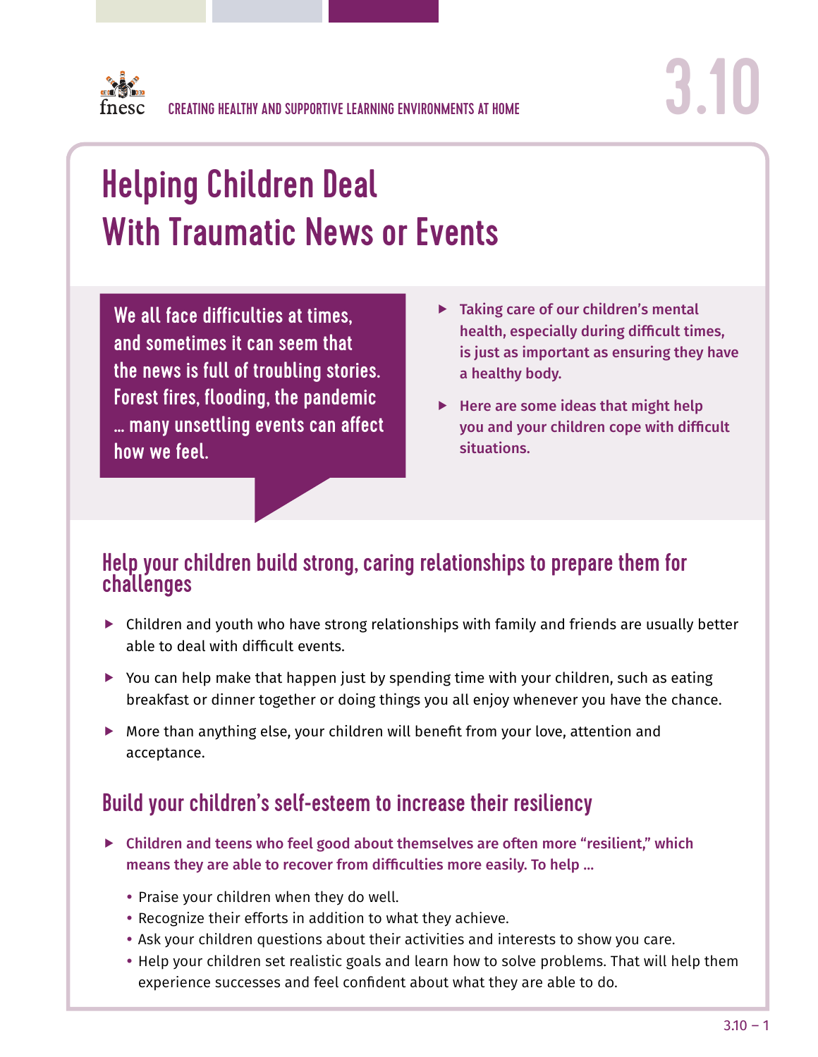# Helping Children Deal With Traumatic News or Events

We all face difficulties at times, and sometimes it can seem that the news is full of troubling stories. Forest fires, flooding, the pandemic … many unsettling events can affect how we feel.

- **Taking care of our children's mental health, especially during difficult times, is just as important as ensuring they have a healthy body.**
- **Here are some ideas that might help you and your children cope with difficult situations.**

## Help your children build strong, caring relationships to prepare them for challenges

- Children and youth who have strong relationships with family and friends are usually better able to deal with difficult events.
- You can help make that happen just by spending time with your children, such as eating breakfast or dinner together or doing things you all enjoy whenever you have the chance.
- More than anything else, your children will benefit from your love, attention and acceptance.

## Build your children's self-esteem to increase their resiliency

- **Children and teens who feel good about themselves are often more "resilient," which means they are able to recover from difficulties more easily. To help …**
  - Praise your children when they do well.
  - Recognize their efforts in addition to what they achieve.
  - Ask your children questions about their activities and interests to show you care.
  - Help your children set realistic goals and learn how to solve problems. That will help them experience successes and feel confident about what they are able to do.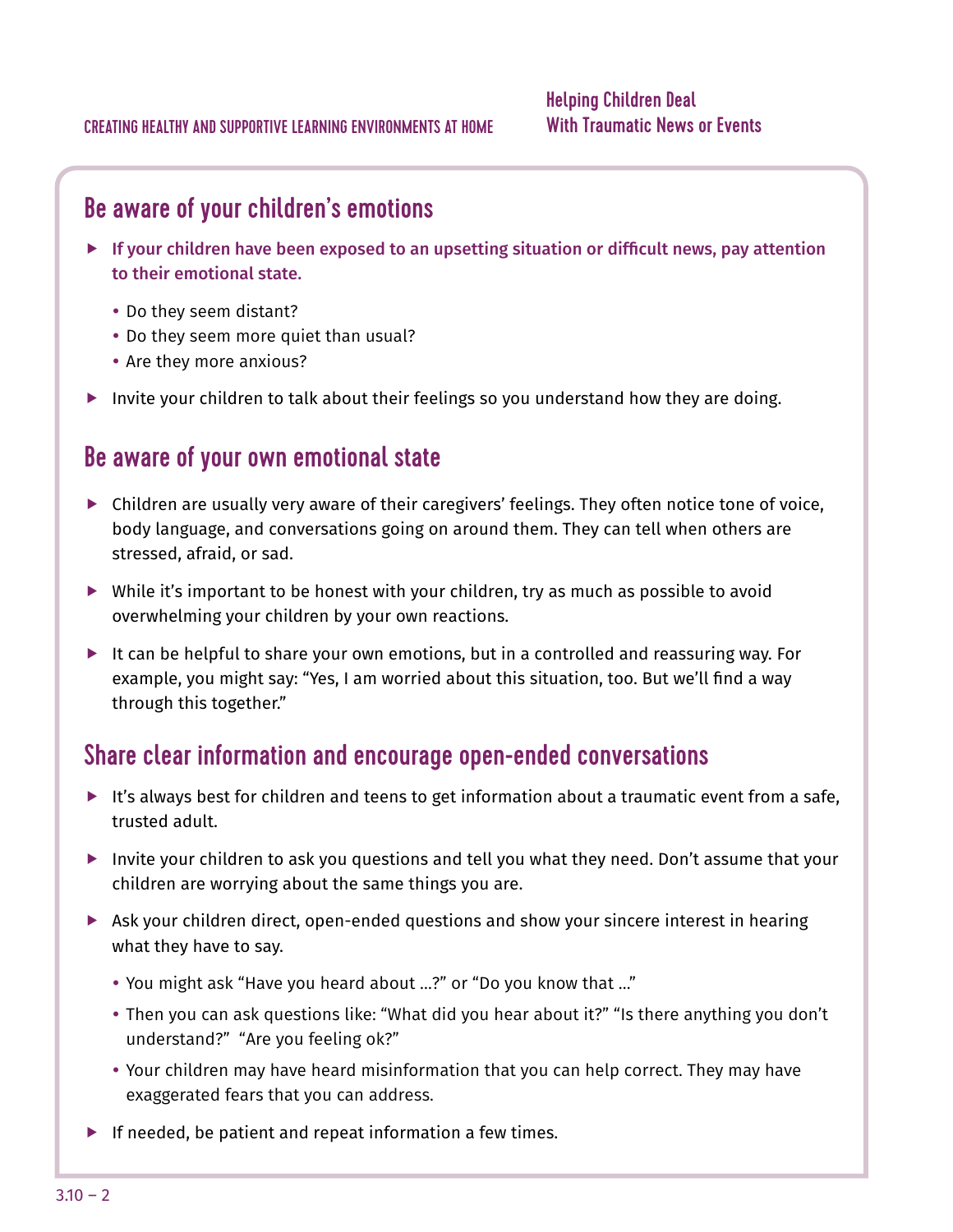## Be aware of your children's emotions

- **If your children have been exposed to an upsetting situation or difficult news, pay attention to their emotional state.**
  - Do they seem distant?
  - Do they seem more quiet than usual?
  - Are they more anxious?
- Invite your children to talk about their feelings so you understand how they are doing.

## Be aware of your own emotional state

- Children are usually very aware of their caregivers' feelings. They often notice tone of voice, body language, and conversations going on around them. They can tell when others are stressed, afraid, or sad.
- While it's important to be honest with your children, try as much as possible to avoid overwhelming your children by your own reactions.
- It can be helpful to share your own emotions, but in a controlled and reassuring way. For example, you might say: "Yes, I am worried about this situation, too. But we'll find a way through this together."

## Share clear information and encourage open-ended conversations

- It's always best for children and teens to get information about a traumatic event from a safe, trusted adult.
- Invite your children to ask you questions and tell you what they need. Don't assume that your children are worrying about the same things you are.
- Ask your children direct, open-ended questions and show your sincere interest in hearing what they have to say.
  - You might ask "Have you heard about ...?" or "Do you know that ..."
  - Then you can ask questions like: "What did you hear about it?" "Is there anything you don't understand?" "Are you feeling ok?"
  - Your children may have heard misinformation that you can help correct. They may have exaggerated fears that you can address.
- If needed, be patient and repeat information a few times.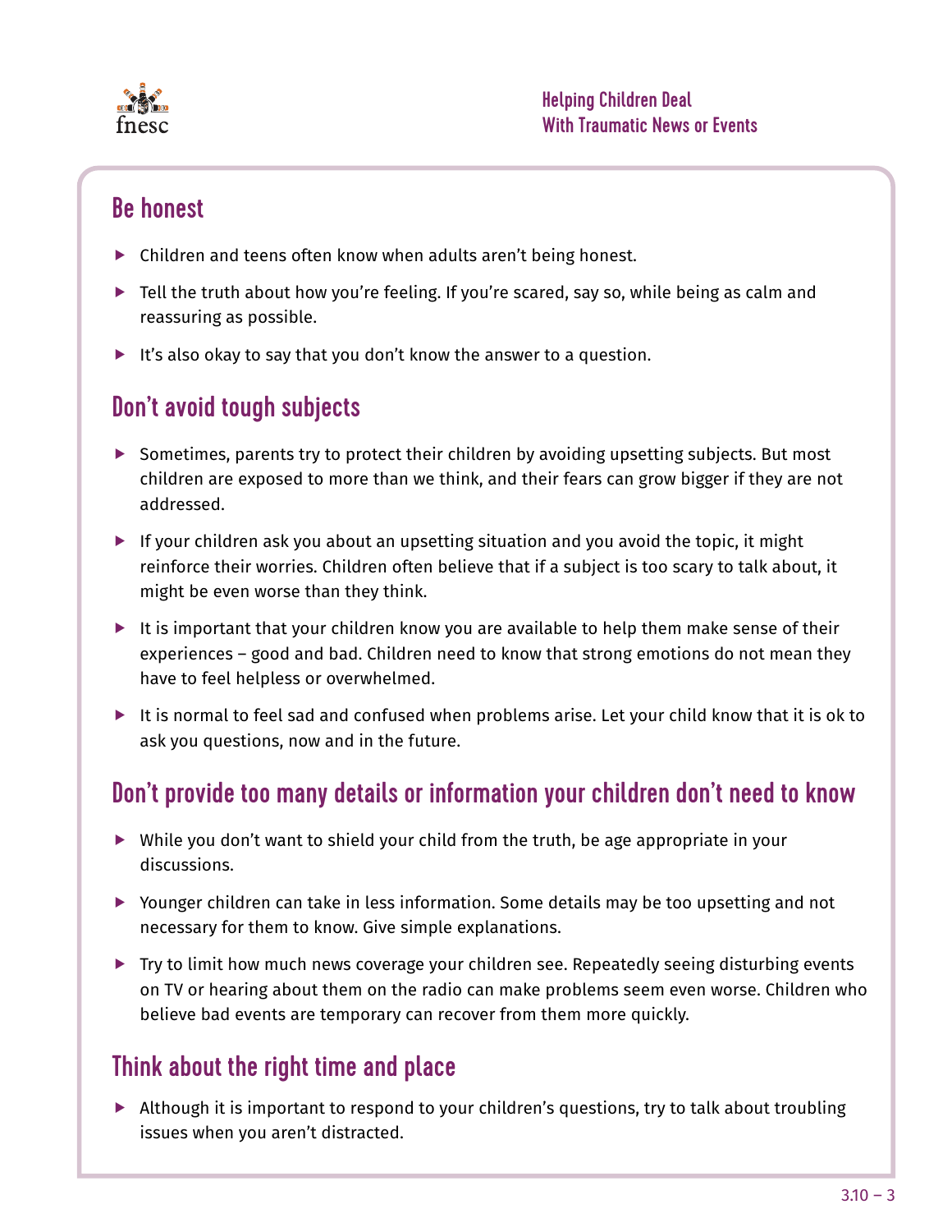## Be honest

- Children and teens often know when adults aren't being honest.
- Tell the truth about how you're feeling. If you're scared, say so, while being as calm and reassuring as possible.
- It's also okay to say that you don't know the answer to a question.

## Don't avoid tough subjects

- Sometimes, parents try to protect their children by avoiding upsetting subjects. But most children are exposed to more than we think, and their fears can grow bigger if they are not addressed.
- If your children ask you about an upsetting situation and you avoid the topic, it might reinforce their worries. Children often believe that if a subject is too scary to talk about, it might be even worse than they think.
- It is important that your children know you are available to help them make sense of their experiences – good and bad. Children need to know that strong emotions do not mean they have to feel helpless or overwhelmed.
- It is normal to feel sad and confused when problems arise. Let your child know that it is ok to ask you questions, now and in the future.

## Don't provide too many details or information your children don't need to know

- While you don't want to shield your child from the truth, be age appropriate in your discussions.
- Younger children can take in less information. Some details may be too upsetting and not necessary for them to know. Give simple explanations.
- Try to limit how much news coverage your children see. Repeatedly seeing disturbing events on TV or hearing about them on the radio can make problems seem even worse. Children who believe bad events are temporary can recover from them more quickly.

## Think about the right time and place

- Although it is important to respond to your children's questions, try to talk about troubling issues when you aren't distracted.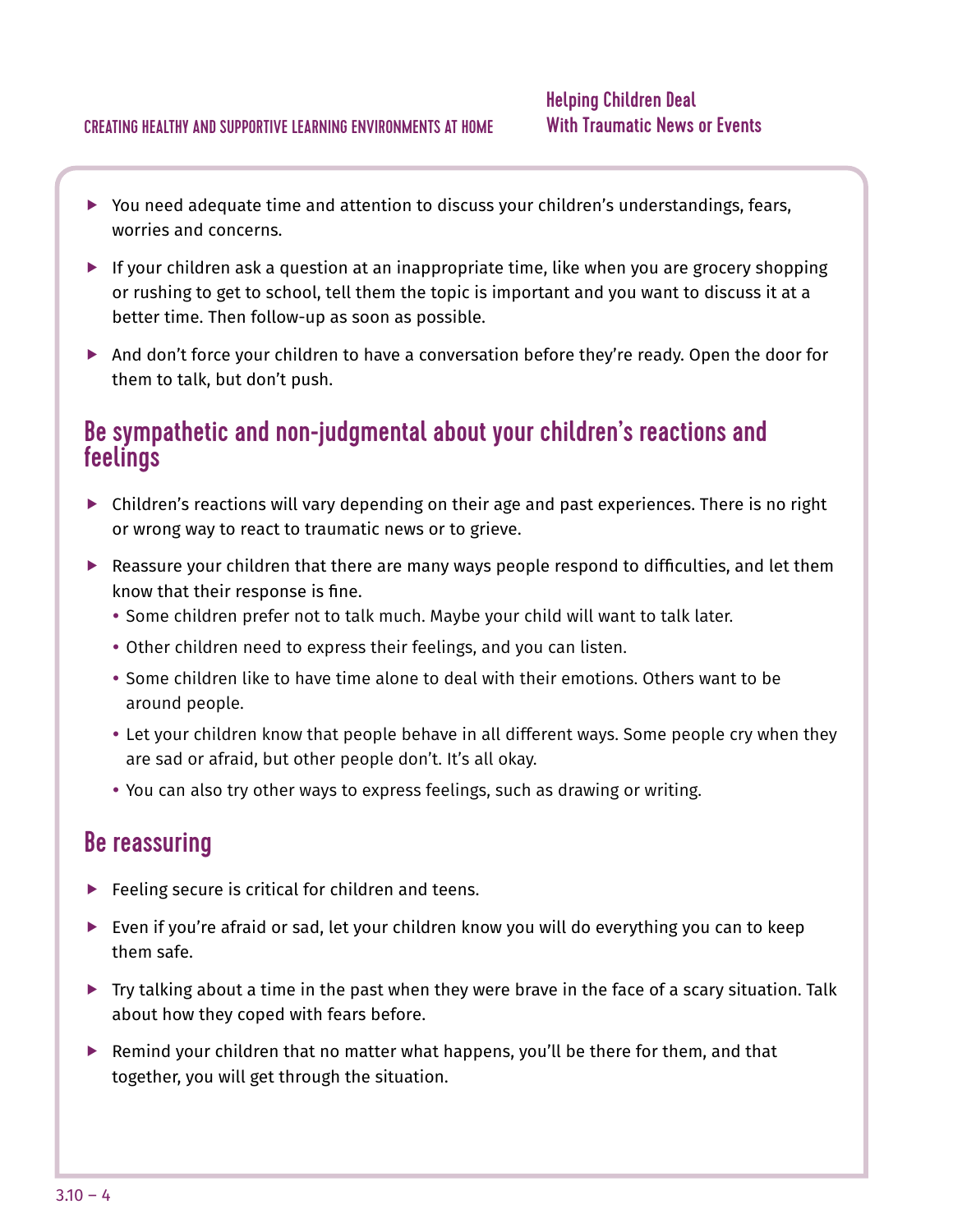- You need adequate time and attention to discuss your children's understandings, fears, worries and concerns.
- If your children ask a question at an inappropriate time, like when you are grocery shopping or rushing to get to school, tell them the topic is important and you want to discuss it at a better time. Then follow-up as soon as possible.
- And don't force your children to have a conversation before they're ready. Open the door for them to talk, but don't push.

## Be sympathetic and non-judgmental about your children's reactions and feelings

- Children's reactions will vary depending on their age and past experiences. There is no right or wrong way to react to traumatic news or to grieve.
- Reassure your children that there are many ways people respond to difficulties, and let them know that their response is fine.
  - Some children prefer not to talk much. Maybe your child will want to talk later.
  - Other children need to express their feelings, and you can listen.
  - Some children like to have time alone to deal with their emotions. Others want to be around people.
  - Let your children know that people behave in all different ways. Some people cry when they are sad or afraid, but other people don't. It's all okay.
  - You can also try other ways to express feelings, such as drawing or writing.

## Be reassuring

- Feeling secure is critical for children and teens.
- Even if you're afraid or sad, let your children know you will do everything you can to keep them safe.
- Try talking about a time in the past when they were brave in the face of a scary situation. Talk about how they coped with fears before.
- Remind your children that no matter what happens, you'll be there for them, and that together, you will get through the situation.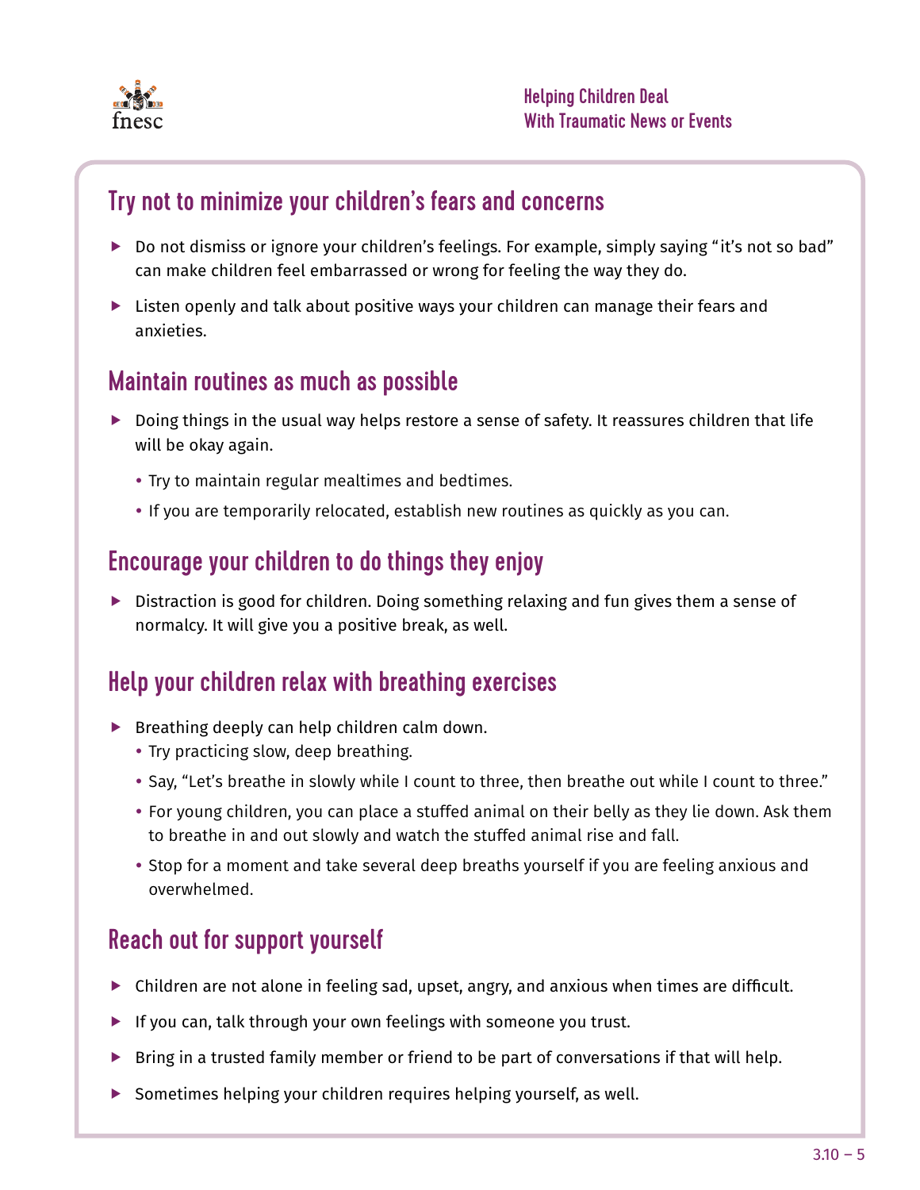## Try not to minimize your children's fears and concerns

- Do not dismiss or ignore your children's feelings. For example, simply saying "it's not so bad" can make children feel embarrassed or wrong for feeling the way they do.
- Listen openly and talk about positive ways your children can manage their fears and anxieties.

## Maintain routines as much as possible

- Doing things in the usual way helps restore a sense of safety. It reassures children that life will be okay again.
  - Try to maintain regular mealtimes and bedtimes.
  - If you are temporarily relocated, establish new routines as quickly as you can.

## Encourage your children to do things they enjoy

- Distraction is good for children. Doing something relaxing and fun gives them a sense of normalcy. It will give you a positive break, as well.

## Help your children relax with breathing exercises

- Breathing deeply can help children calm down.
  - Try practicing slow, deep breathing.
  - Say, "Let's breathe in slowly while I count to three, then breathe out while I count to three."
  - For young children, you can place a stuffed animal on their belly as they lie down. Ask them to breathe in and out slowly and watch the stuffed animal rise and fall.
  - Stop for a moment and take several deep breaths yourself if you are feeling anxious and overwhelmed.

## Reach out for support yourself

- Children are not alone in feeling sad, upset, angry, and anxious when times are difficult.
- If you can, talk through your own feelings with someone you trust.
- Bring in a trusted family member or friend to be part of conversations if that will help.
- Sometimes helping your children requires helping yourself, as well.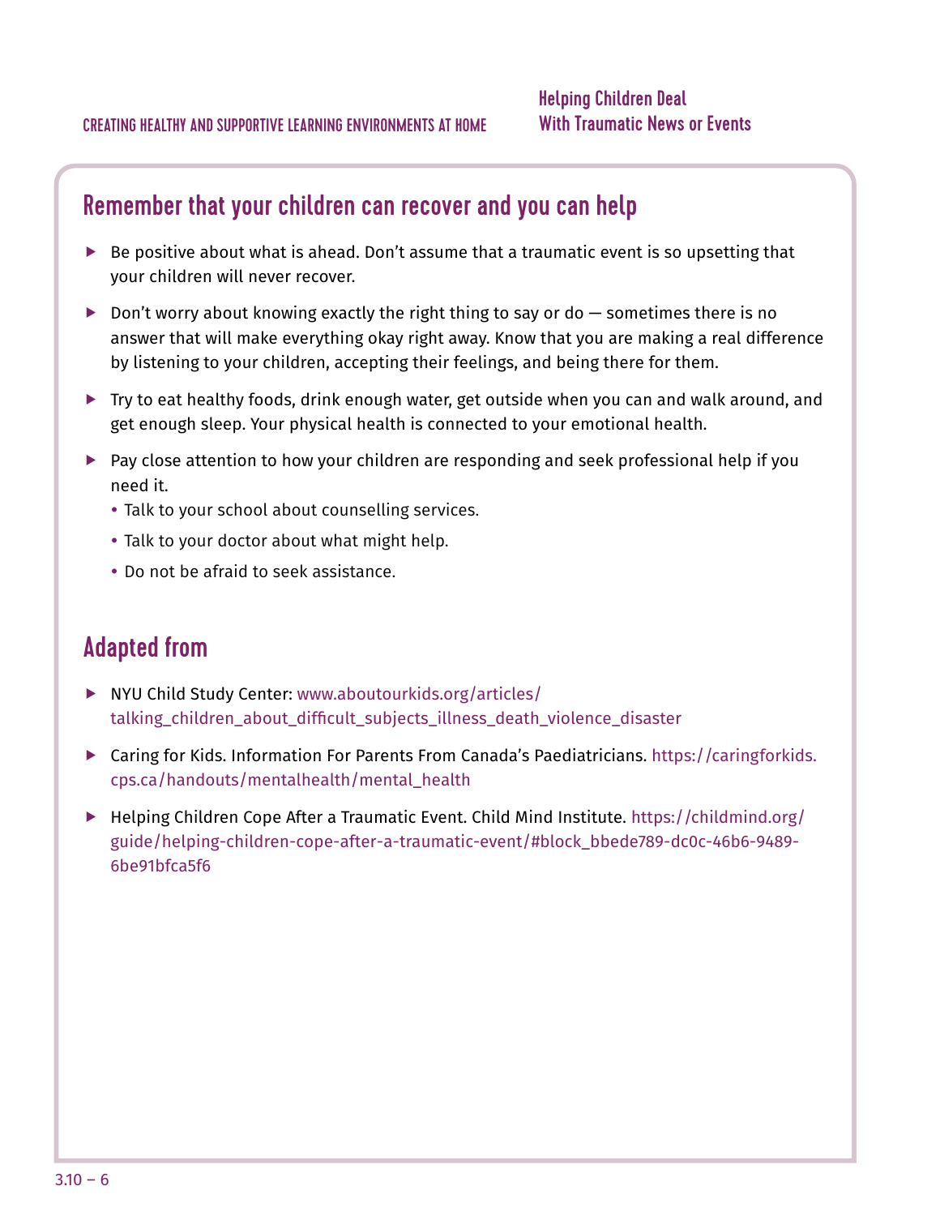## Remember that your children can recover and you can help

- Be positive about what is ahead. Don't assume that a traumatic event is so upsetting that your children will never recover.
- Don't worry about knowing exactly the right thing to say or do — sometimes there is no answer that will make everything okay right away. Know that you are making a real difference by listening to your children, accepting their feelings, and being there for them.
- Try to eat healthy foods, drink enough water, get outside when you can and walk around, and get enough sleep. Your physical health is connected to your emotional health.
- Pay close attention to how your children are responding and seek professional help if you need it.
  - Talk to your school about counselling services.
  - Talk to your doctor about what might help.
  - Do not be afraid to seek assistance.

## Adapted from

- NYU Child Study Center: www.aboutourkids.org/articles/talking_children_about_difficult_subjects_illness_death_violence_disaster
- Caring for Kids. Information For Parents From Canada's Paediatricians. https://caringforkids.cps.ca/handouts/mentalhealth/mental_health
- Helping Children Cope After a Traumatic Event. Child Mind Institute. https://childmind.org/guide/helping-children-cope-after-a-traumatic-event/#block_bbede789-dc0c-46b6-9489-6be91bfca5f6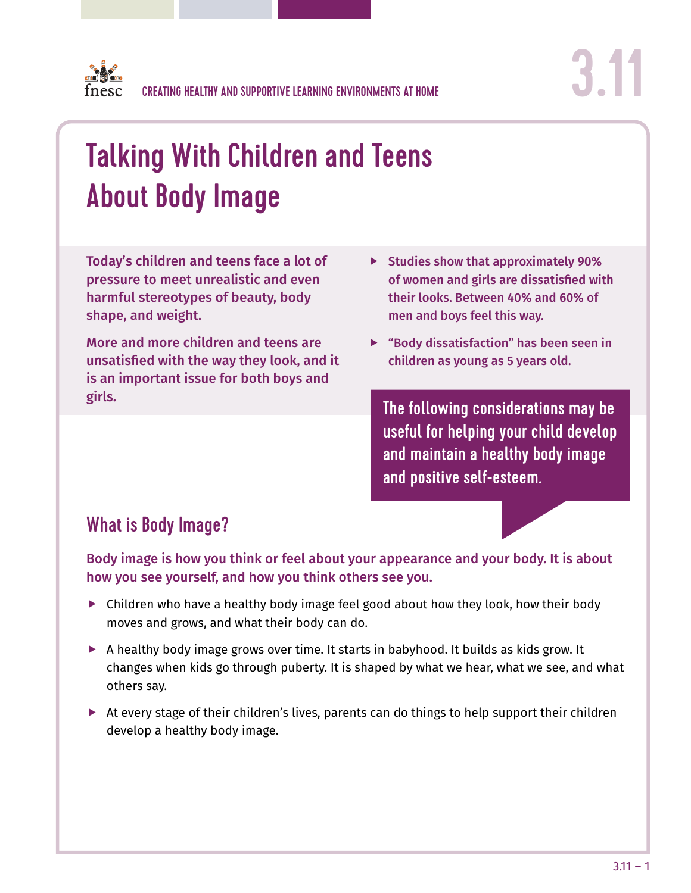CREATING HEALTHY AND SUPPORTIVE LEARNING ENVIRONMENTS AT HOME

3.11

# Talking With Children and Teens About Body Image

**Today's children and teens face a lot of pressure to meet unrealistic and even harmful stereotypes of beauty, body shape, and weight.**

**More and more children and teens are unsatisfied with the way they look, and it is an important issue for both boys and girls.**

- **Studies show that approximately 90% of women and girls are dissatisfied with their looks. Between 40% and 60% of men and boys feel this way.**
- **"Body dissatisfaction" has been seen in children as young as 5 years old.**

**The following considerations may be useful for helping your child develop and maintain a healthy body image and positive self-esteem.**

## What is Body Image?

**Body image is how you think or feel about your appearance and your body. It is about how you see yourself, and how you think others see you.**

- Children who have a healthy body image feel good about how they look, how their body moves and grows, and what their body can do.
- A healthy body image grows over time. It starts in babyhood. It builds as kids grow. It changes when kids go through puberty. It is shaped by what we hear, what we see, and what others say.
- At every stage of their children's lives, parents can do things to help support their children develop a healthy body image.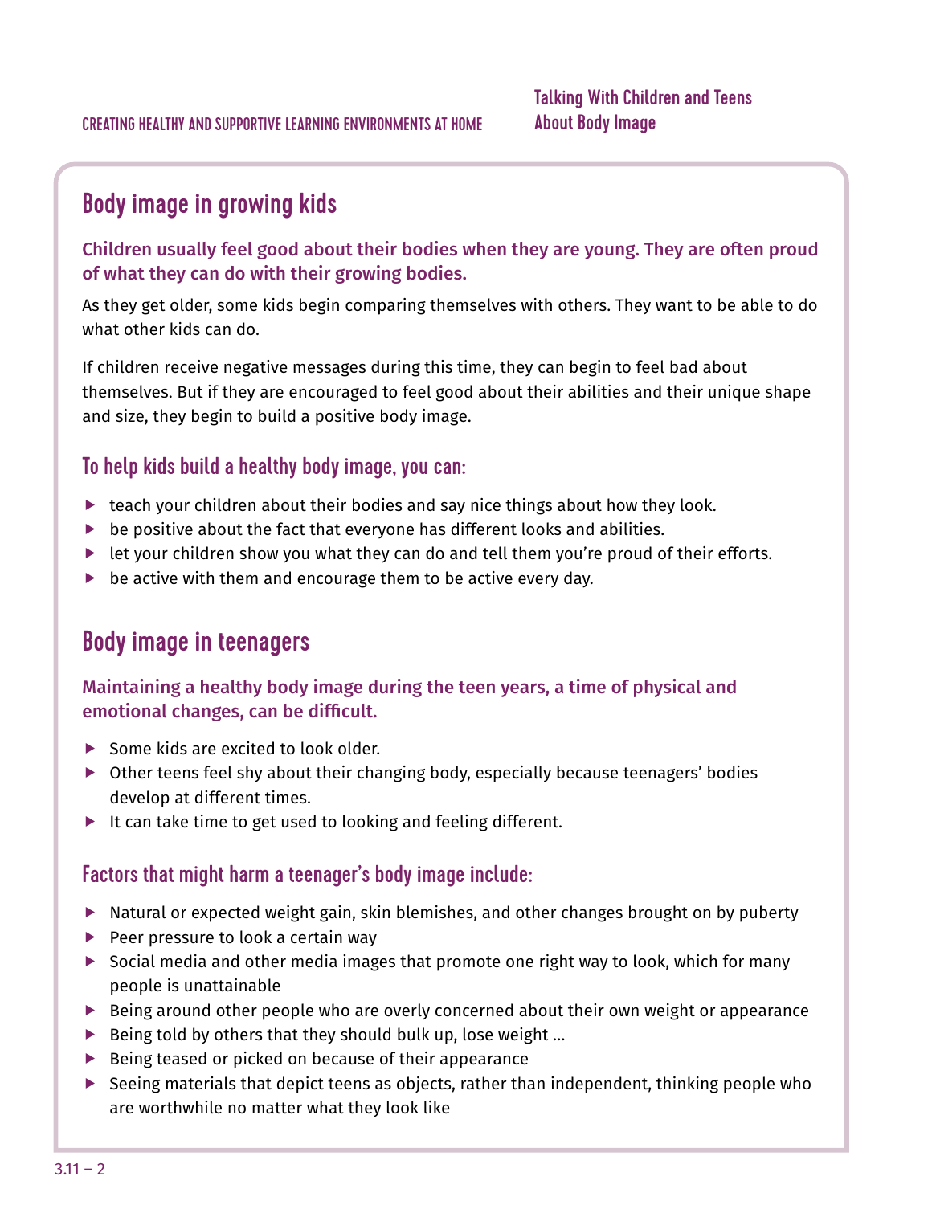## Body image in growing kids

**Children usually feel good about their bodies when they are young. They are often proud of what they can do with their growing bodies.**

As they get older, some kids begin comparing themselves with others. They want to be able to do what other kids can do.

If children receive negative messages during this time, they can begin to feel bad about themselves. But if they are encouraged to feel good about their abilities and their unique shape and size, they begin to build a positive body image.

### To help kids build a healthy body image, you can:

- teach your children about their bodies and say nice things about how they look.
- be positive about the fact that everyone has different looks and abilities.
- let your children show you what they can do and tell them you're proud of their efforts.
- be active with them and encourage them to be active every day.

## Body image in teenagers

**Maintaining a healthy body image during the teen years, a time of physical and emotional changes, can be difficult.**

- Some kids are excited to look older.
- Other teens feel shy about their changing body, especially because teenagers' bodies develop at different times.
- It can take time to get used to looking and feeling different.

### Factors that might harm a teenager's body image include:

- Natural or expected weight gain, skin blemishes, and other changes brought on by puberty
- Peer pressure to look a certain way
- Social media and other media images that promote one right way to look, which for many people is unattainable
- Being around other people who are overly concerned about their own weight or appearance
- Being told by others that they should bulk up, lose weight …
- Being teased or picked on because of their appearance
- Seeing materials that depict teens as objects, rather than independent, thinking people who are worthwhile no matter what they look like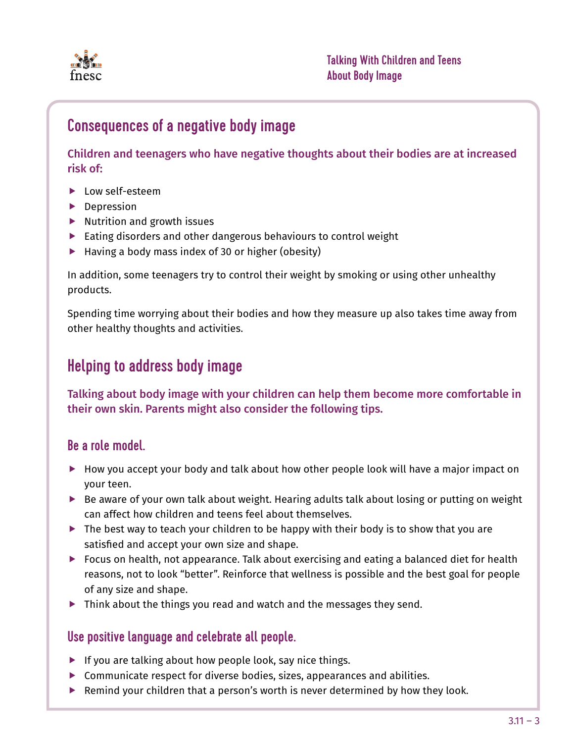## Consequences of a negative body image

**Children and teenagers who have negative thoughts about their bodies are at increased risk of:**

- Low self-esteem
- Depression
- Nutrition and growth issues
- Eating disorders and other dangerous behaviours to control weight
- Having a body mass index of 30 or higher (obesity)

In addition, some teenagers try to control their weight by smoking or using other unhealthy products.

Spending time worrying about their bodies and how they measure up also takes time away from other healthy thoughts and activities.

## Helping to address body image

**Talking about body image with your children can help them become more comfortable in their own skin. Parents might also consider the following tips.**

### Be a role model.

- How you accept your body and talk about how other people look will have a major impact on your teen.
- Be aware of your own talk about weight. Hearing adults talk about losing or putting on weight can affect how children and teens feel about themselves.
- The best way to teach your children to be happy with their body is to show that you are satisfied and accept your own size and shape.
- Focus on health, not appearance. Talk about exercising and eating a balanced diet for health reasons, not to look "better". Reinforce that wellness is possible and the best goal for people of any size and shape.
- Think about the things you read and watch and the messages they send.

### Use positive language and celebrate all people.

- If you are talking about how people look, say nice things.
- Communicate respect for diverse bodies, sizes, appearances and abilities.
- Remind your children that a person's worth is never determined by how they look.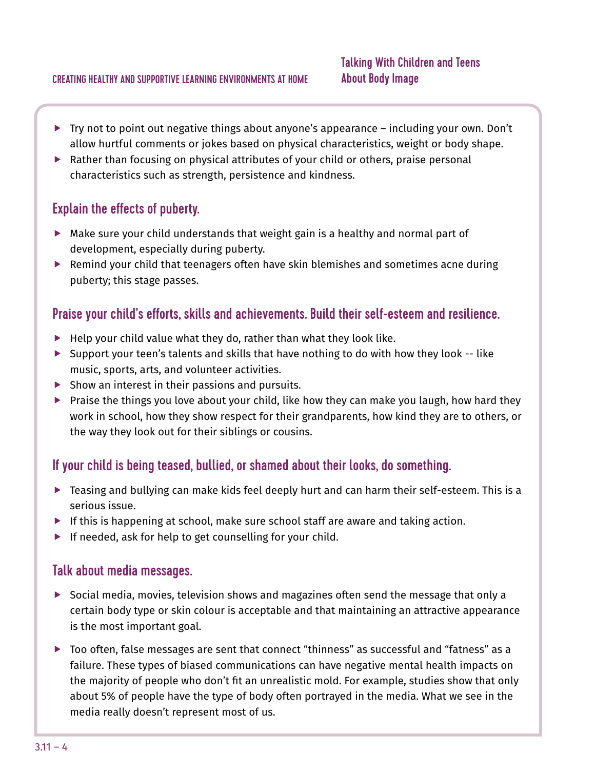- Try not to point out negative things about anyone's appearance – including your own. Don't allow hurtful comments or jokes based on physical characteristics, weight or body shape.
- Rather than focusing on physical attributes of your child or others, praise personal characteristics such as strength, persistence and kindness.

## Explain the effects of puberty.

- Make sure your child understands that weight gain is a healthy and normal part of development, especially during puberty.
- Remind your child that teenagers often have skin blemishes and sometimes acne during puberty; this stage passes.

## Praise your child's efforts, skills and achievements. Build their self-esteem and resilience.

- Help your child value what they do, rather than what they look like.
- Support your teen's talents and skills that have nothing to do with how they look -- like music, sports, arts, and volunteer activities.
- Show an interest in their passions and pursuits.
- Praise the things you love about your child, like how they can make you laugh, how hard they work in school, how they show respect for their grandparents, how kind they are to others, or the way they look out for their siblings or cousins.

## If your child is being teased, bullied, or shamed about their looks, do something.

- Teasing and bullying can make kids feel deeply hurt and can harm their self-esteem. This is a serious issue.
- If this is happening at school, make sure school staff are aware and taking action.
- If needed, ask for help to get counselling for your child.

## Talk about media messages.

- Social media, movies, television shows and magazines often send the message that only a certain body type or skin colour is acceptable and that maintaining an attractive appearance is the most important goal.
- Too often, false messages are sent that connect "thinness" as successful and "fatness" as a failure. These types of biased communications can have negative mental health impacts on the majority of people who don't fit an unrealistic mold. For example, studies show that only about 5% of people have the type of body often portrayed in the media. What we see in the media really doesn't represent most of us.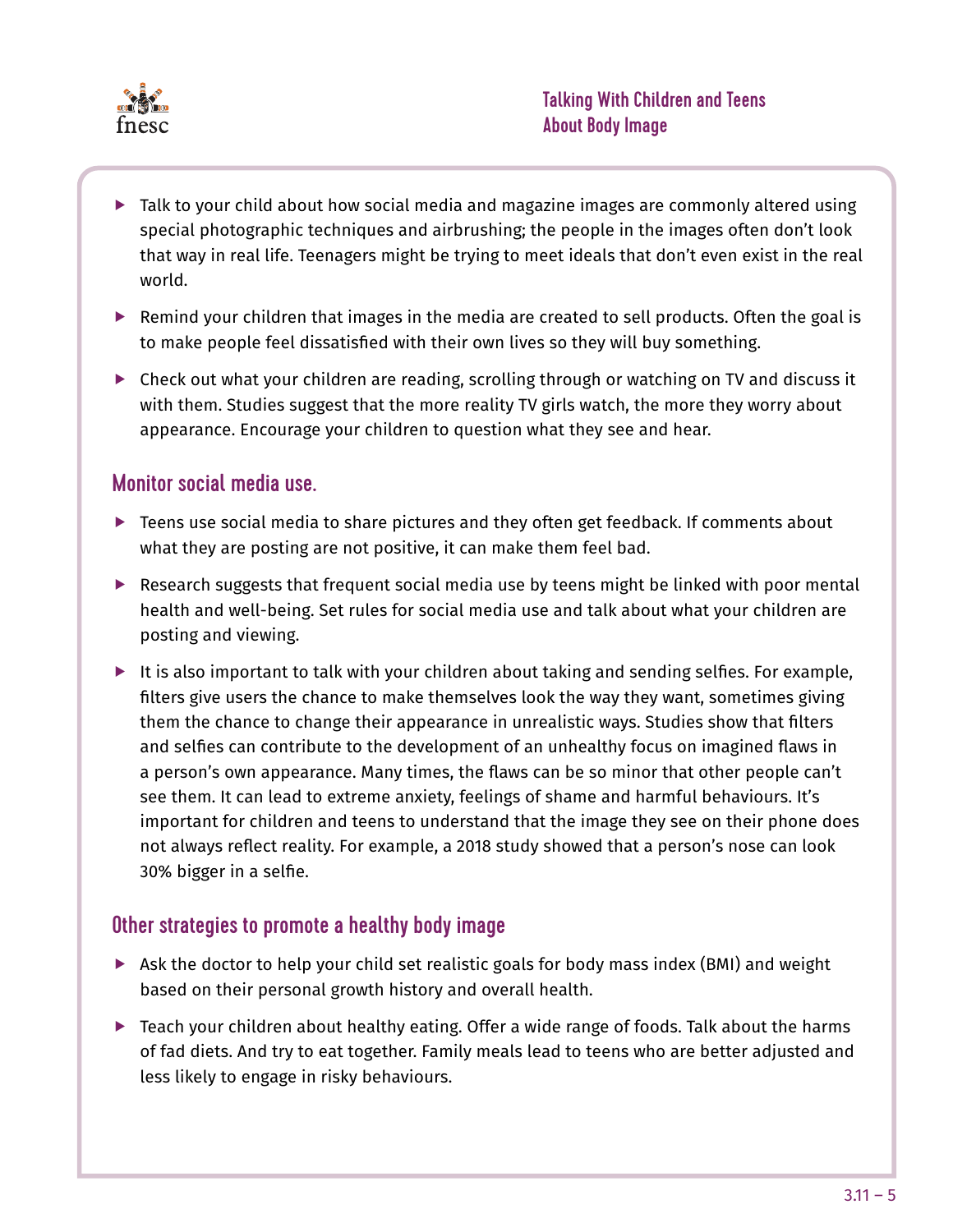- Talk to your child about how social media and magazine images are commonly altered using special photographic techniques and airbrushing; the people in the images often don't look that way in real life. Teenagers might be trying to meet ideals that don't even exist in the real world.
- Remind your children that images in the media are created to sell products. Often the goal is to make people feel dissatisfied with their own lives so they will buy something.
- Check out what your children are reading, scrolling through or watching on TV and discuss it with them. Studies suggest that the more reality TV girls watch, the more they worry about appearance. Encourage your children to question what they see and hear.

## Monitor social media use.

- Teens use social media to share pictures and they often get feedback. If comments about what they are posting are not positive, it can make them feel bad.
- Research suggests that frequent social media use by teens might be linked with poor mental health and well-being. Set rules for social media use and talk about what your children are posting and viewing.
- It is also important to talk with your children about taking and sending selfies. For example, filters give users the chance to make themselves look the way they want, sometimes giving them the chance to change their appearance in unrealistic ways. Studies show that filters and selfies can contribute to the development of an unhealthy focus on imagined flaws in a person's own appearance. Many times, the flaws can be so minor that other people can't see them. It can lead to extreme anxiety, feelings of shame and harmful behaviours. It's important for children and teens to understand that the image they see on their phone does not always reflect reality. For example, a 2018 study showed that a person's nose can look 30% bigger in a selfie.

## Other strategies to promote a healthy body image

- Ask the doctor to help your child set realistic goals for body mass index (BMI) and weight based on their personal growth history and overall health.
- Teach your children about healthy eating. Offer a wide range of foods. Talk about the harms of fad diets. And try to eat together. Family meals lead to teens who are better adjusted and less likely to engage in risky behaviours.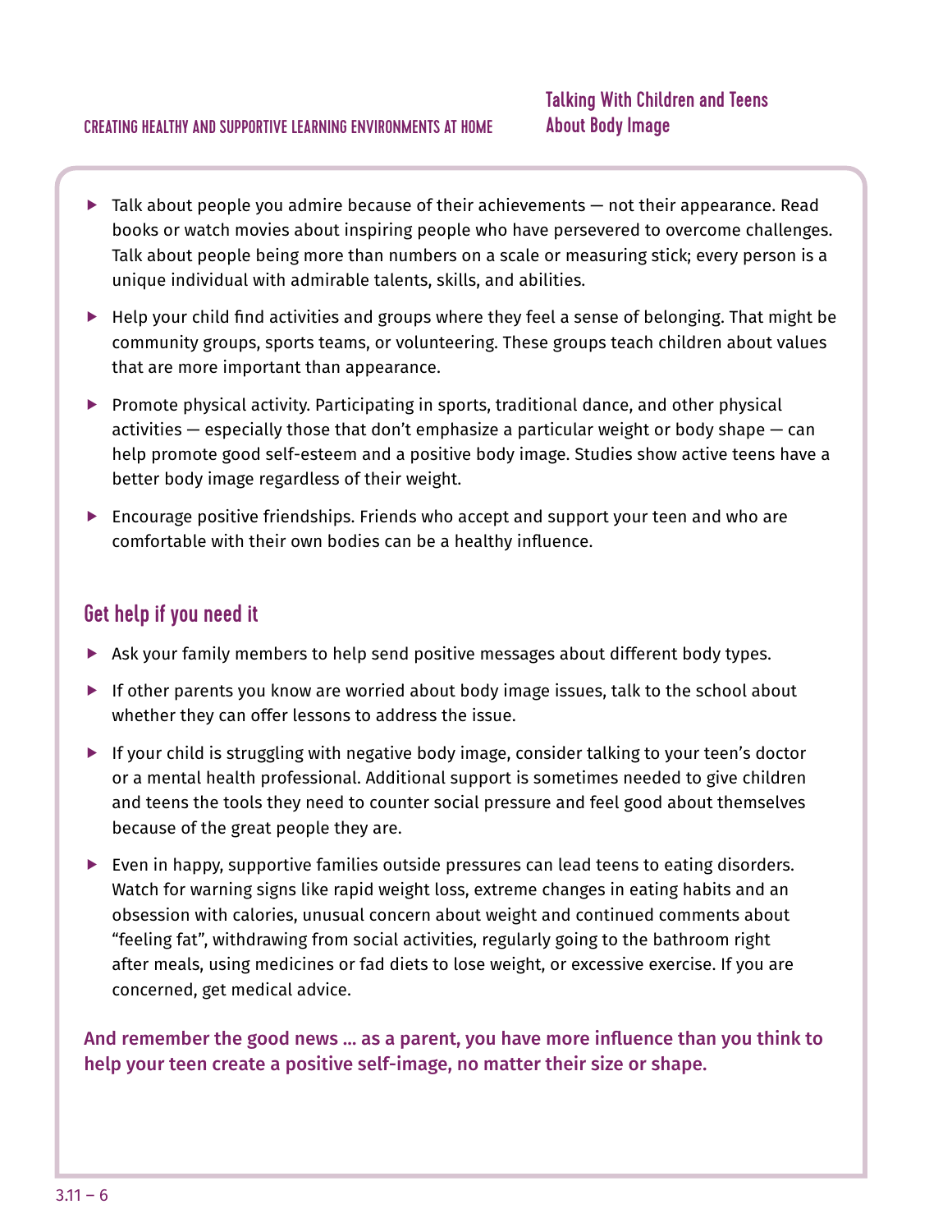- Talk about people you admire because of their achievements — not their appearance. Read books or watch movies about inspiring people who have persevered to overcome challenges. Talk about people being more than numbers on a scale or measuring stick; every person is a unique individual with admirable talents, skills, and abilities.
- Help your child find activities and groups where they feel a sense of belonging. That might be community groups, sports teams, or volunteering. These groups teach children about values that are more important than appearance.
- Promote physical activity. Participating in sports, traditional dance, and other physical activities — especially those that don't emphasize a particular weight or body shape — can help promote good self-esteem and a positive body image. Studies show active teens have a better body image regardless of their weight.
- Encourage positive friendships. Friends who accept and support your teen and who are comfortable with their own bodies can be a healthy influence.

## Get help if you need it

- Ask your family members to help send positive messages about different body types.
- If other parents you know are worried about body image issues, talk to the school about whether they can offer lessons to address the issue.
- If your child is struggling with negative body image, consider talking to your teen's doctor or a mental health professional. Additional support is sometimes needed to give children and teens the tools they need to counter social pressure and feel good about themselves because of the great people they are.
- Even in happy, supportive families outside pressures can lead teens to eating disorders. Watch for warning signs like rapid weight loss, extreme changes in eating habits and an obsession with calories, unusual concern about weight and continued comments about "feeling fat", withdrawing from social activities, regularly going to the bathroom right after meals, using medicines or fad diets to lose weight, or excessive exercise. If you are concerned, get medical advice.

**And remember the good news ... as a parent, you have more influence than you think to help your teen create a positive self-image, no matter their size or shape.**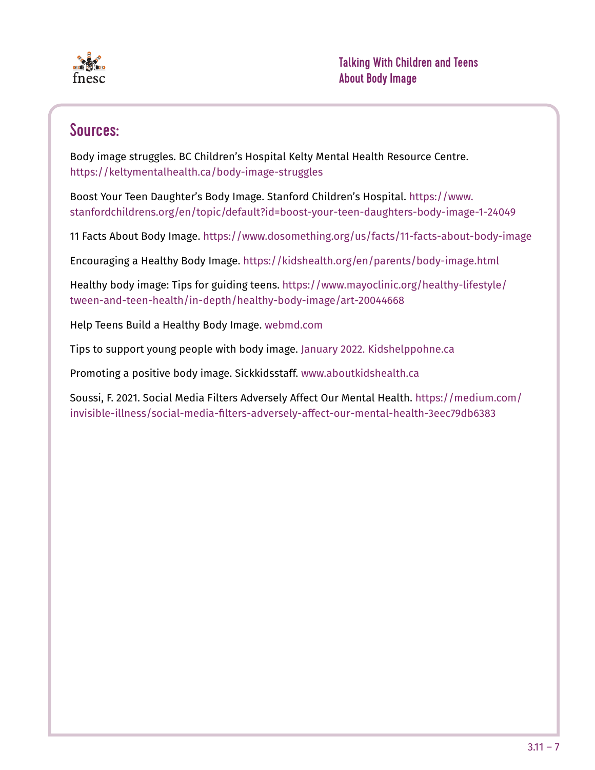## Sources:

Body image struggles. BC Children's Hospital Kelty Mental Health Resource Centre. https://keltymentalhealth.ca/body-image-struggles

Boost Your Teen Daughter's Body Image. Stanford Children's Hospital. https://www.stanfordchildrens.org/en/topic/default?id=boost-your-teen-daughters-body-image-1-24049

11 Facts About Body Image. https://www.dosomething.org/us/facts/11-facts-about-body-image

Encouraging a Healthy Body Image. https://kidshealth.org/en/parents/body-image.html

Healthy body image: Tips for guiding teens. https://www.mayoclinic.org/healthy-lifestyle/tween-and-teen-health/in-depth/healthy-body-image/art-20044668

Help Teens Build a Healthy Body Image. webmd.com

Tips to support young people with body image. January 2022. Kidshelppohne.ca

Promoting a positive body image. Sickkidsstaff. www.aboutkidshealth.ca

Soussi, F. 2021. Social Media Filters Adversely Affect Our Mental Health. https://medium.com/invisible-illness/social-media-filters-adversely-affect-our-mental-health-3eec79db6383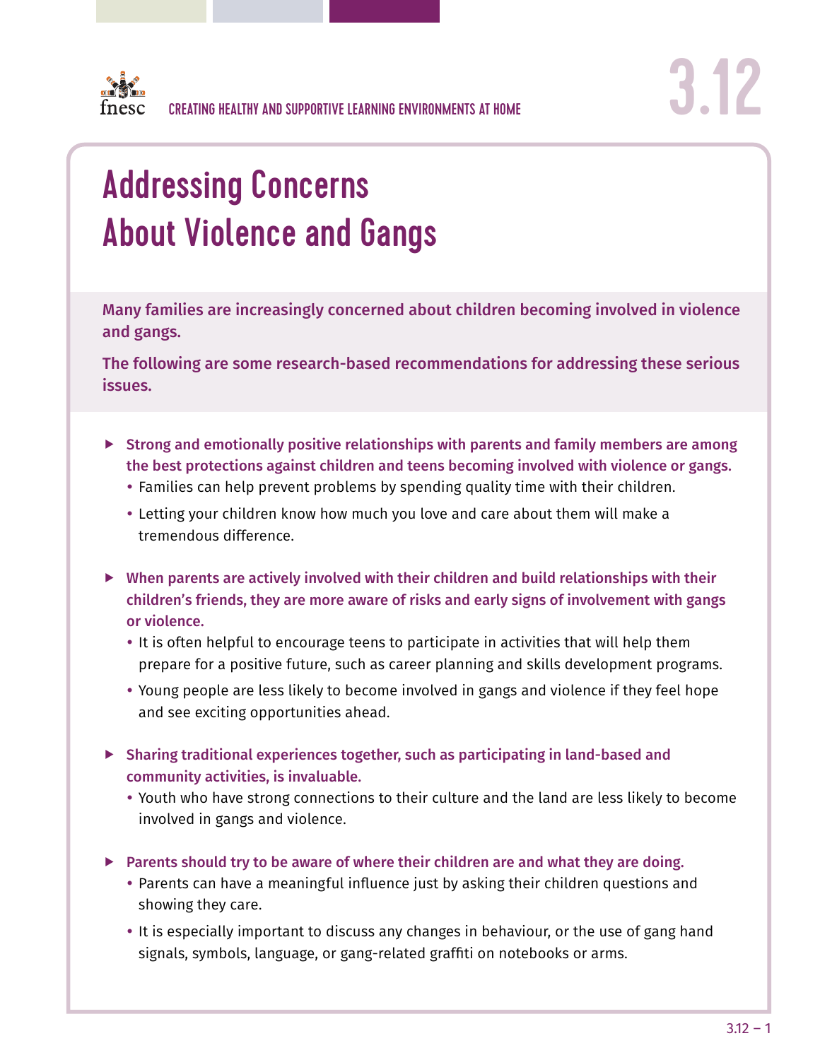CREATING HEALTHY AND SUPPORTIVE LEARNING ENVIRONMENTS AT HOME

# 3.12

# Addressing Concerns About Violence and Gangs

**Many families are increasingly concerned about children becoming involved in violence and gangs.**

**The following are some research-based recommendations for addressing these serious issues.**

- **Strong and emotionally positive relationships with parents and family members are among the best protections against children and teens becoming involved with violence or gangs.**
  - Families can help prevent problems by spending quality time with their children.
  - Letting your children know how much you love and care about them will make a tremendous difference.

- **When parents are actively involved with their children and build relationships with their children's friends, they are more aware of risks and early signs of involvement with gangs or violence.**
  - It is often helpful to encourage teens to participate in activities that will help them prepare for a positive future, such as career planning and skills development programs.
  - Young people are less likely to become involved in gangs and violence if they feel hope and see exciting opportunities ahead.

- **Sharing traditional experiences together, such as participating in land-based and community activities, is invaluable.**
  - Youth who have strong connections to their culture and the land are less likely to become involved in gangs and violence.

- **Parents should try to be aware of where their children are and what they are doing.**
  - Parents can have a meaningful influence just by asking their children questions and showing they care.
  - It is especially important to discuss any changes in behaviour, or the use of gang hand signals, symbols, language, or gang-related graffiti on notebooks or arms.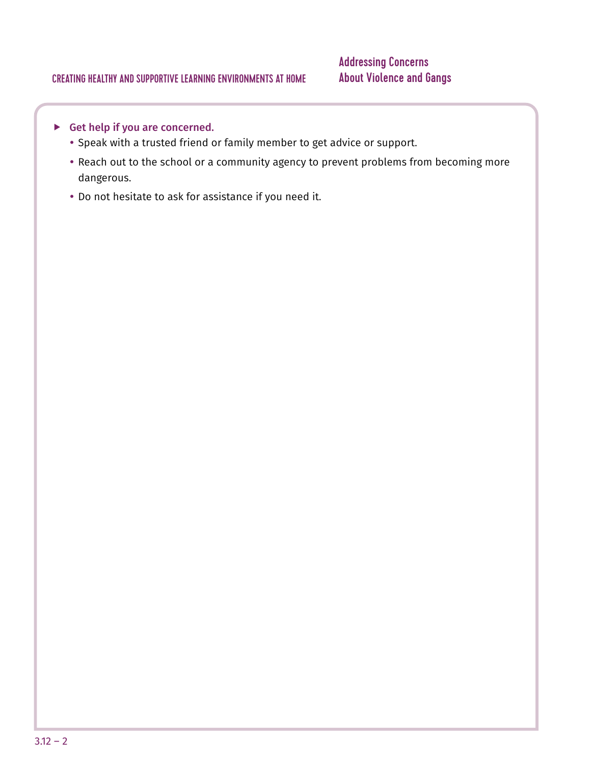**Get help if you are concerned.**

- Speak with a trusted friend or family member to get advice or support.
- Reach out to the school or a community agency to prevent problems from becoming more dangerous.
- Do not hesitate to ask for assistance if you need it.